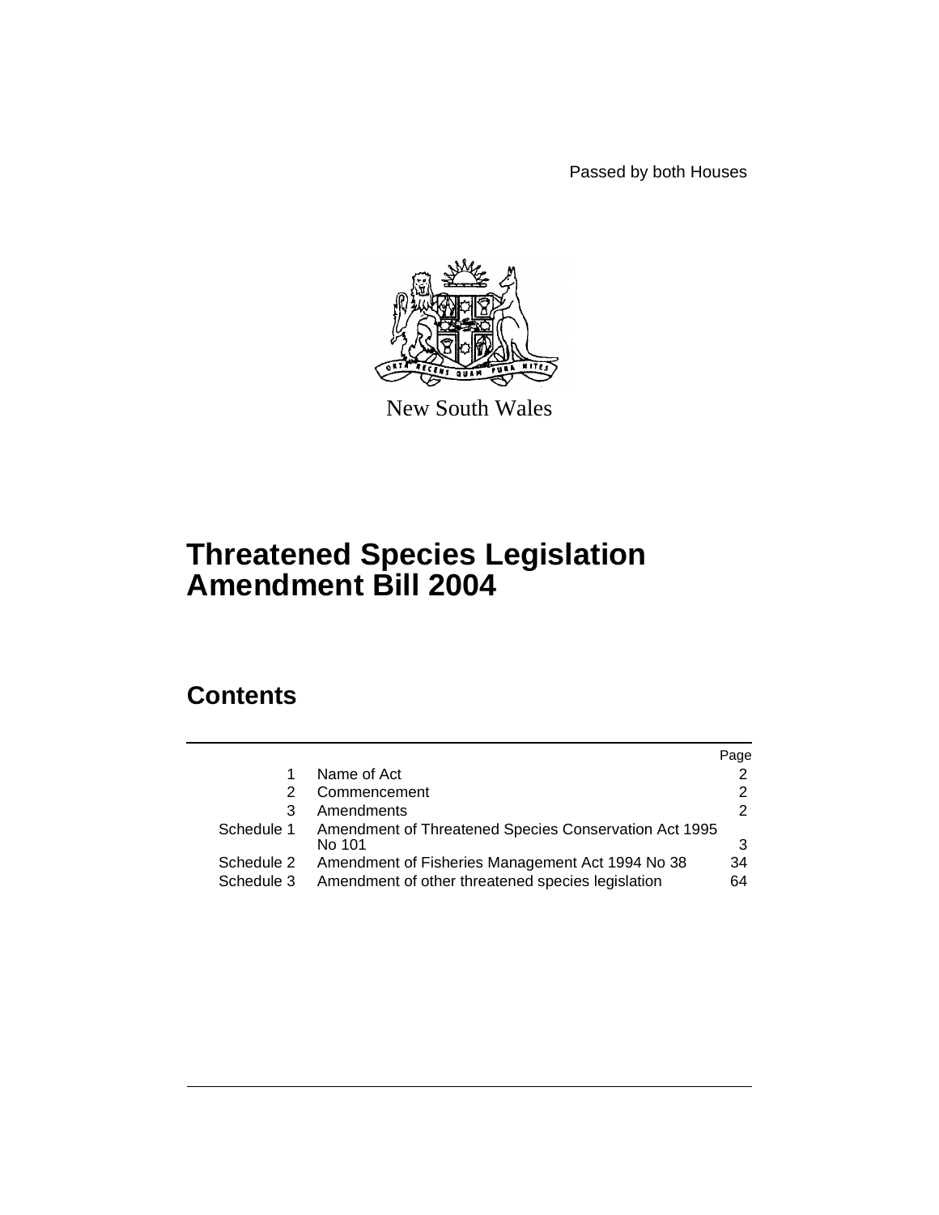Passed by both Houses

New South Wales

# Threatened Species Legislation Amendment Bill 2004

## Contents

| | | Page |
|---|---|---|
| 1 | Name of Act | 2 |
| 2 | Commencement | 2 |
| 3 | Amendments | 2 |
| Schedule 1 | Amendment of Threatened Species Conservation Act 1995 No 101 | 3 |
| Schedule 2 | Amendment of Fisheries Management Act 1994 No 38 | 34 |
| Schedule 3 | Amendment of other threatened species legislation | 64 |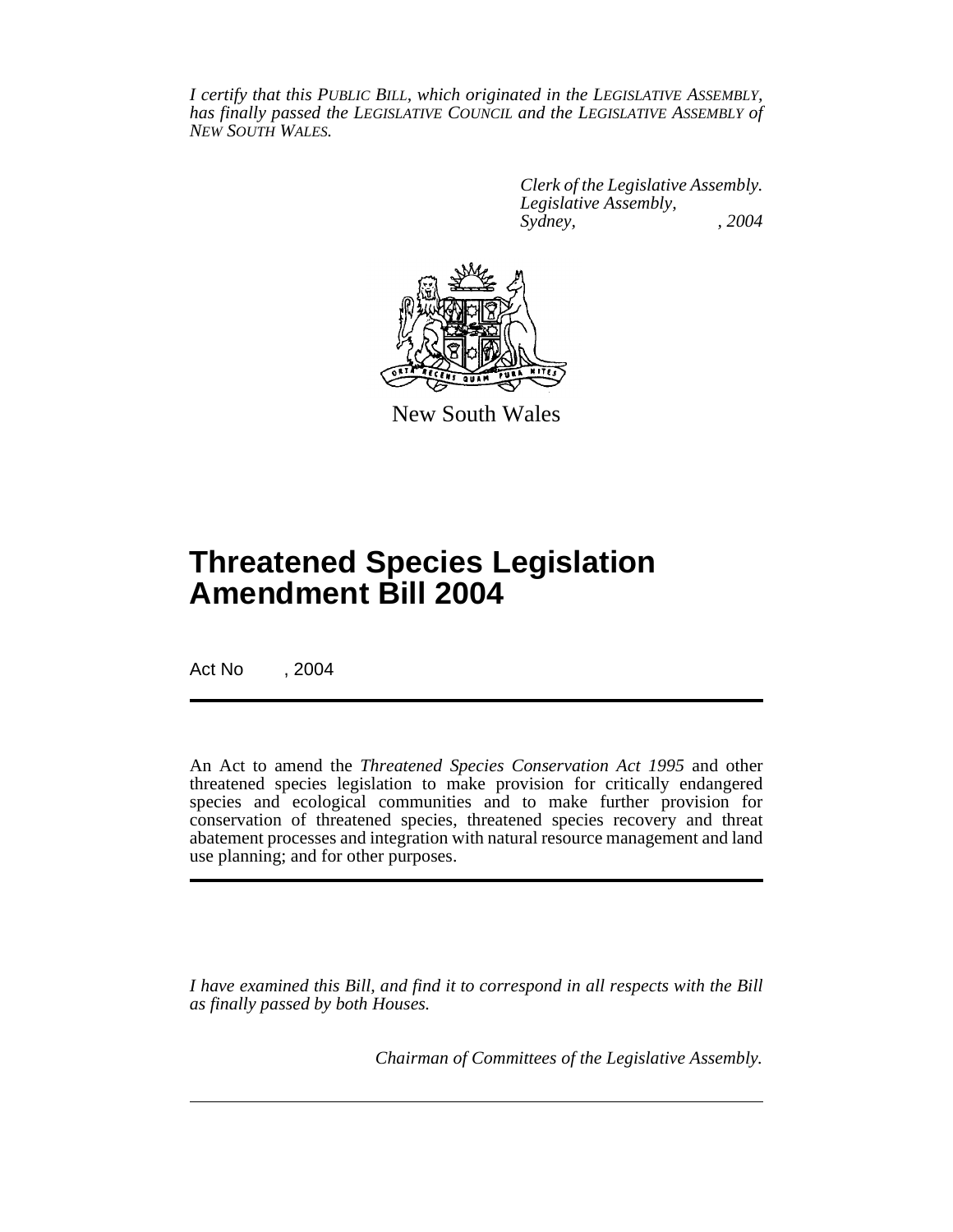*I certify that this PUBLIC BILL, which originated in the LEGISLATIVE ASSEMBLY, has finally passed the LEGISLATIVE COUNCIL and the LEGISLATIVE ASSEMBLY of NEW SOUTH WALES.*

*Clerk of the Legislative Assembly.*
*Legislative Assembly,*
*Sydney, , 2004*

New South Wales

# Threatened Species Legislation Amendment Bill 2004

Act No , 2004

An Act to amend the *Threatened Species Conservation Act 1995* and other threatened species legislation to make provision for critically endangered species and ecological communities and to make further provision for conservation of threatened species, threatened species recovery and threat abatement processes and integration with natural resource management and land use planning; and for other purposes.

*I have examined this Bill, and find it to correspond in all respects with the Bill as finally passed by both Houses.*

*Chairman of Committees of the Legislative Assembly.*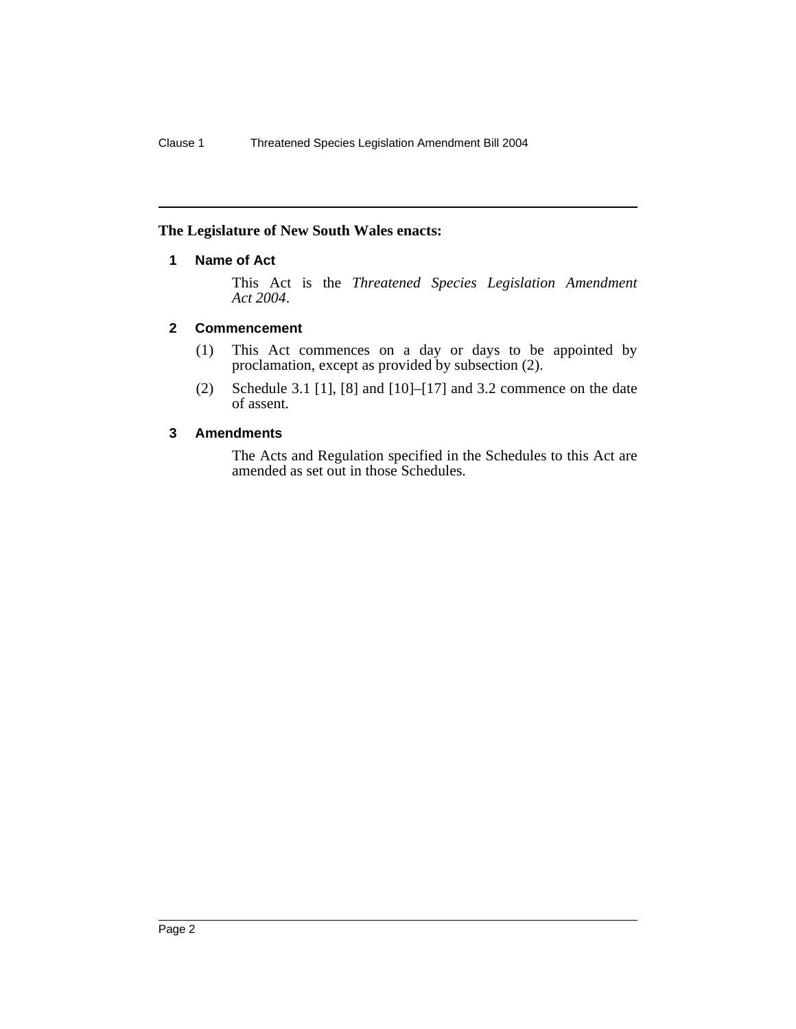**The Legislature of New South Wales enacts:**

## 1 Name of Act

This Act is the *Threatened Species Legislation Amendment Act 2004*.

## 2 Commencement

(1) This Act commences on a day or days to be appointed by proclamation, except as provided by subsection (2).

(2) Schedule 3.1 [1], [8] and [10]–[17] and 3.2 commence on the date of assent.

## 3 Amendments

The Acts and Regulation specified in the Schedules to this Act are amended as set out in those Schedules.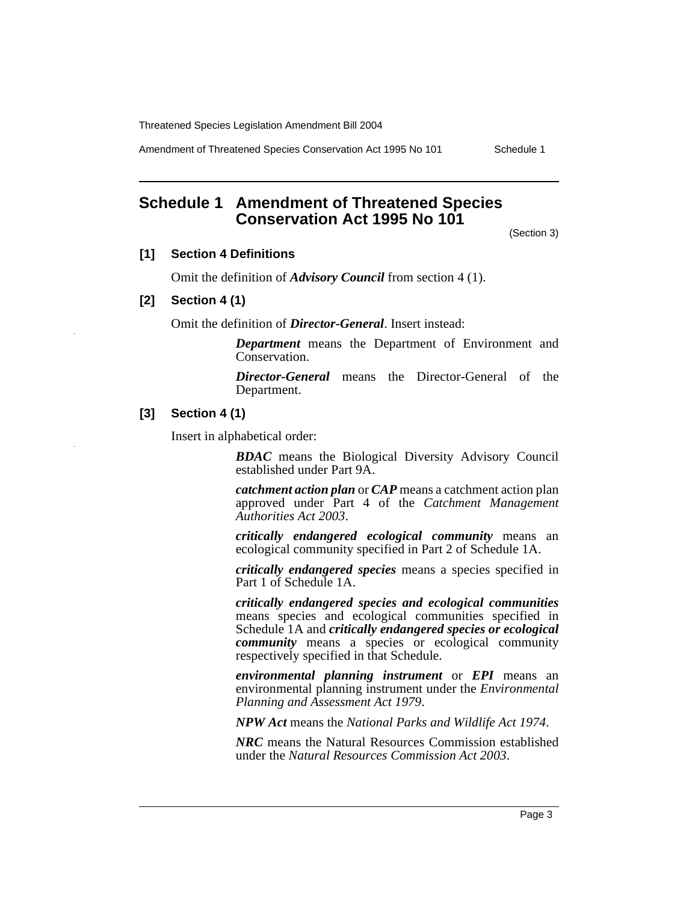## Schedule 1 Amendment of Threatened Species Conservation Act 1995 No 101

(Section 3)

### [1] Section 4 Definitions

Omit the definition of ***Advisory Council*** from section 4 (1).

### [2] Section 4 (1)

Omit the definition of ***Director-General***. Insert instead:

> ***Department*** means the Department of Environment and Conservation.
>
> ***Director-General*** means the Director-General of the Department.

### [3] Section 4 (1)

Insert in alphabetical order:

> ***BDAC*** means the Biological Diversity Advisory Council established under Part 9A.
>
> ***catchment action plan*** or ***CAP*** means a catchment action plan approved under Part 4 of the *Catchment Management Authorities Act 2003*.
>
> ***critically endangered ecological community*** means an ecological community specified in Part 2 of Schedule 1A.
>
> ***critically endangered species*** means a species specified in Part 1 of Schedule 1A.
>
> ***critically endangered species and ecological communities*** means species and ecological communities specified in Schedule 1A and ***critically endangered species or ecological community*** means a species or ecological community respectively specified in that Schedule.
>
> ***environmental planning instrument*** or ***EPI*** means an environmental planning instrument under the *Environmental Planning and Assessment Act 1979*.
>
> ***NPW Act*** means the *National Parks and Wildlife Act 1974*.
>
> ***NRC*** means the Natural Resources Commission established under the *Natural Resources Commission Act 2003*.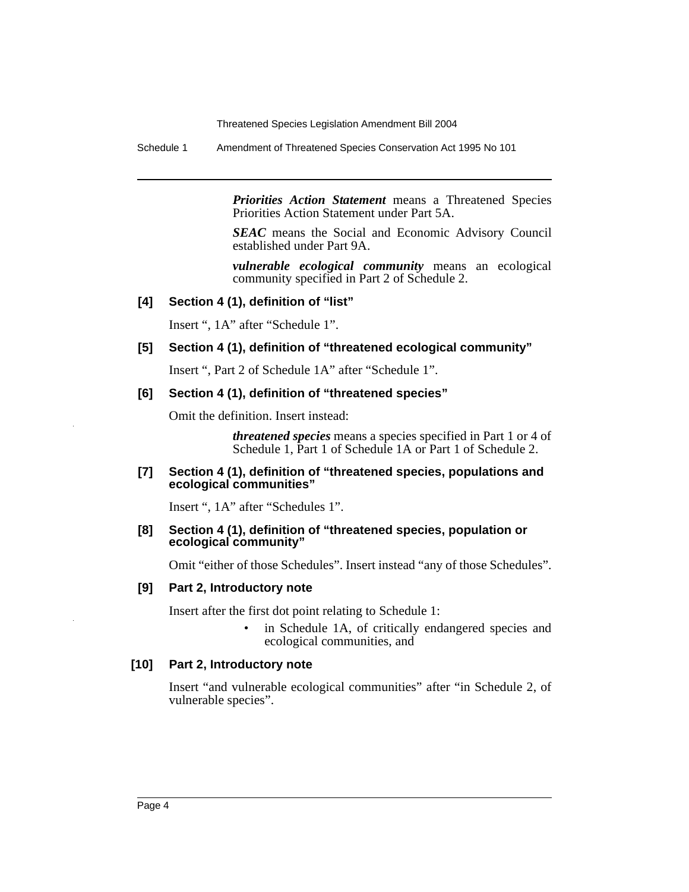***Priorities Action Statement*** means a Threatened Species Priorities Action Statement under Part 5A.

***SEAC*** means the Social and Economic Advisory Council established under Part 9A.

***vulnerable ecological community*** means an ecological community specified in Part 2 of Schedule 2.

**[4] Section 4 (1), definition of "list"**

Insert ", 1A" after "Schedule 1".

**[5] Section 4 (1), definition of "threatened ecological community"**

Insert ", Part 2 of Schedule 1A" after "Schedule 1".

**[6] Section 4 (1), definition of "threatened species"**

Omit the definition. Insert instead:

> ***threatened species*** means a species specified in Part 1 or 4 of Schedule 1, Part 1 of Schedule 1A or Part 1 of Schedule 2.

**[7] Section 4 (1), definition of "threatened species, populations and ecological communities"**

Insert ", 1A" after "Schedules 1".

**[8] Section 4 (1), definition of "threatened species, population or ecological community"**

Omit "either of those Schedules". Insert instead "any of those Schedules".

**[9] Part 2, Introductory note**

Insert after the first dot point relating to Schedule 1:

- in Schedule 1A, of critically endangered species and ecological communities, and

**[10] Part 2, Introductory note**

Insert "and vulnerable ecological communities" after "in Schedule 2, of vulnerable species".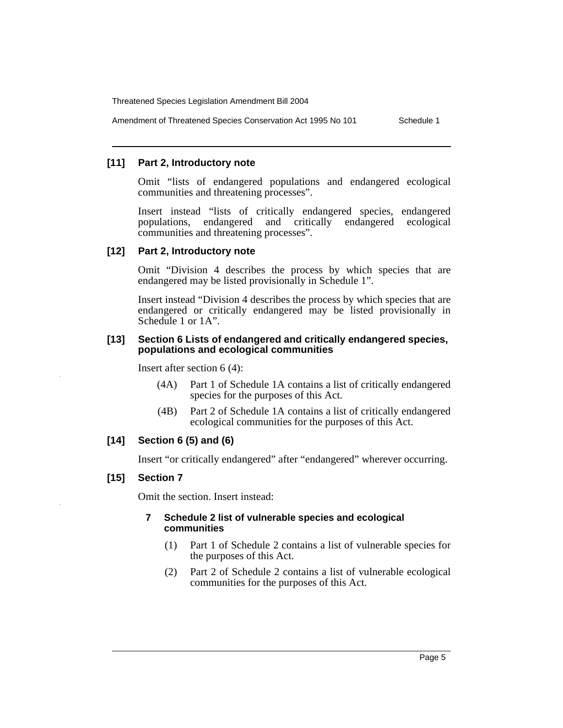### [11] Part 2, Introductory note

Omit "lists of endangered populations and endangered ecological communities and threatening processes".

Insert instead "lists of critically endangered species, endangered populations, endangered and critically endangered ecological communities and threatening processes".

### [12] Part 2, Introductory note

Omit "Division 4 describes the process by which species that are endangered may be listed provisionally in Schedule 1".

Insert instead "Division 4 describes the process by which species that are endangered or critically endangered may be listed provisionally in Schedule 1 or 1A".

### [13] Section 6 Lists of endangered and critically endangered species, populations and ecological communities

Insert after section 6 (4):

(4A) Part 1 of Schedule 1A contains a list of critically endangered species for the purposes of this Act.

(4B) Part 2 of Schedule 1A contains a list of critically endangered ecological communities for the purposes of this Act.

### [14] Section 6 (5) and (6)

Insert "or critically endangered" after "endangered" wherever occurring.

### [15] Section 7

Omit the section. Insert instead:

#### 7 Schedule 2 list of vulnerable species and ecological communities

(1) Part 1 of Schedule 2 contains a list of vulnerable species for the purposes of this Act.

(2) Part 2 of Schedule 2 contains a list of vulnerable ecological communities for the purposes of this Act.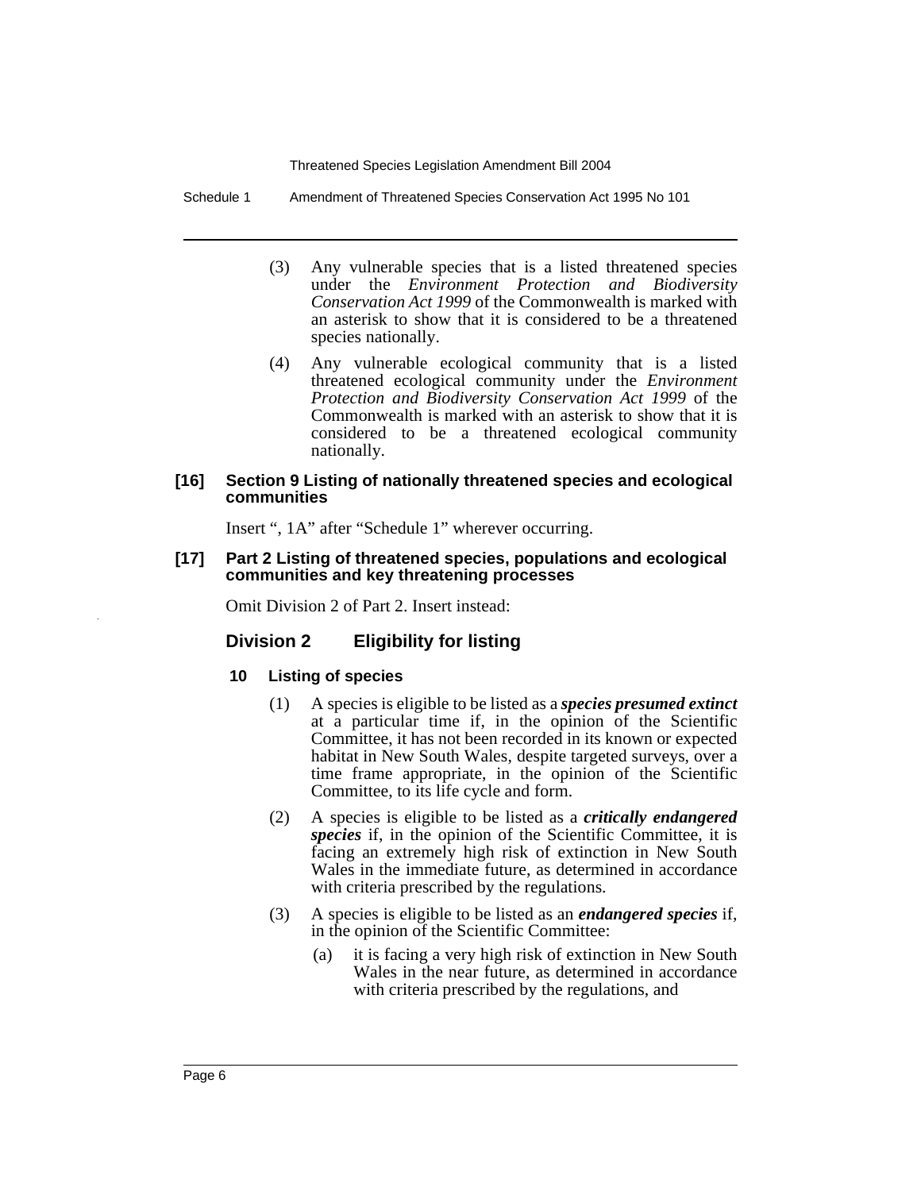(3) Any vulnerable species that is a listed threatened species under the *Environment Protection and Biodiversity Conservation Act 1999* of the Commonwealth is marked with an asterisk to show that it is considered to be a threatened species nationally.

(4) Any vulnerable ecological community that is a listed threatened ecological community under the *Environment Protection and Biodiversity Conservation Act 1999* of the Commonwealth is marked with an asterisk to show that it is considered to be a threatened ecological community nationally.

**[16] Section 9 Listing of nationally threatened species and ecological communities**

Insert ", 1A" after "Schedule 1" wherever occurring.

**[17] Part 2 Listing of threatened species, populations and ecological communities and key threatening processes**

Omit Division 2 of Part 2. Insert instead:

## Division 2 Eligibility for listing

### 10 Listing of species

(1) A species is eligible to be listed as a ***species presumed extinct*** at a particular time if, in the opinion of the Scientific Committee, it has not been recorded in its known or expected habitat in New South Wales, despite targeted surveys, over a time frame appropriate, in the opinion of the Scientific Committee, to its life cycle and form.

(2) A species is eligible to be listed as a ***critically endangered species*** if, in the opinion of the Scientific Committee, it is facing an extremely high risk of extinction in New South Wales in the immediate future, as determined in accordance with criteria prescribed by the regulations.

(3) A species is eligible to be listed as an ***endangered species*** if, in the opinion of the Scientific Committee:

(a) it is facing a very high risk of extinction in New South Wales in the near future, as determined in accordance with criteria prescribed by the regulations, and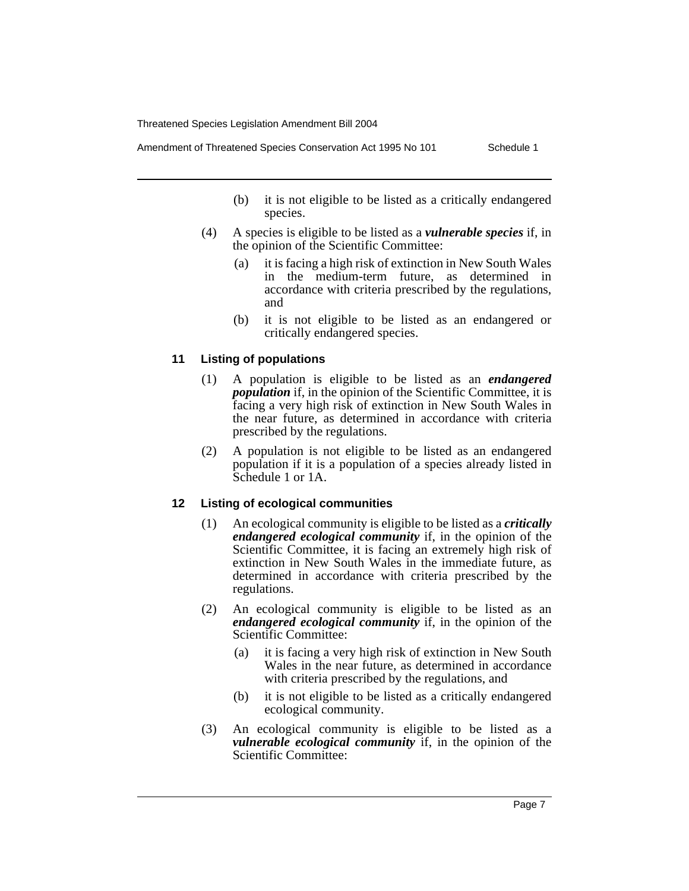(b) it is not eligible to be listed as a critically endangered species.

(4) A species is eligible to be listed as a ***vulnerable species*** if, in the opinion of the Scientific Committee:

(a) it is facing a high risk of extinction in New South Wales in the medium-term future, as determined in accordance with criteria prescribed by the regulations, and

(b) it is not eligible to be listed as an endangered or critically endangered species.

### 11 Listing of populations

(1) A population is eligible to be listed as an ***endangered population*** if, in the opinion of the Scientific Committee, it is facing a very high risk of extinction in New South Wales in the near future, as determined in accordance with criteria prescribed by the regulations.

(2) A population is not eligible to be listed as an endangered population if it is a population of a species already listed in Schedule 1 or 1A.

### 12 Listing of ecological communities

(1) An ecological community is eligible to be listed as a ***critically endangered ecological community*** if, in the opinion of the Scientific Committee, it is facing an extremely high risk of extinction in New South Wales in the immediate future, as determined in accordance with criteria prescribed by the regulations.

(2) An ecological community is eligible to be listed as an ***endangered ecological community*** if, in the opinion of the Scientific Committee:

(a) it is facing a very high risk of extinction in New South Wales in the near future, as determined in accordance with criteria prescribed by the regulations, and

(b) it is not eligible to be listed as a critically endangered ecological community.

(3) An ecological community is eligible to be listed as a ***vulnerable ecological community*** if, in the opinion of the Scientific Committee: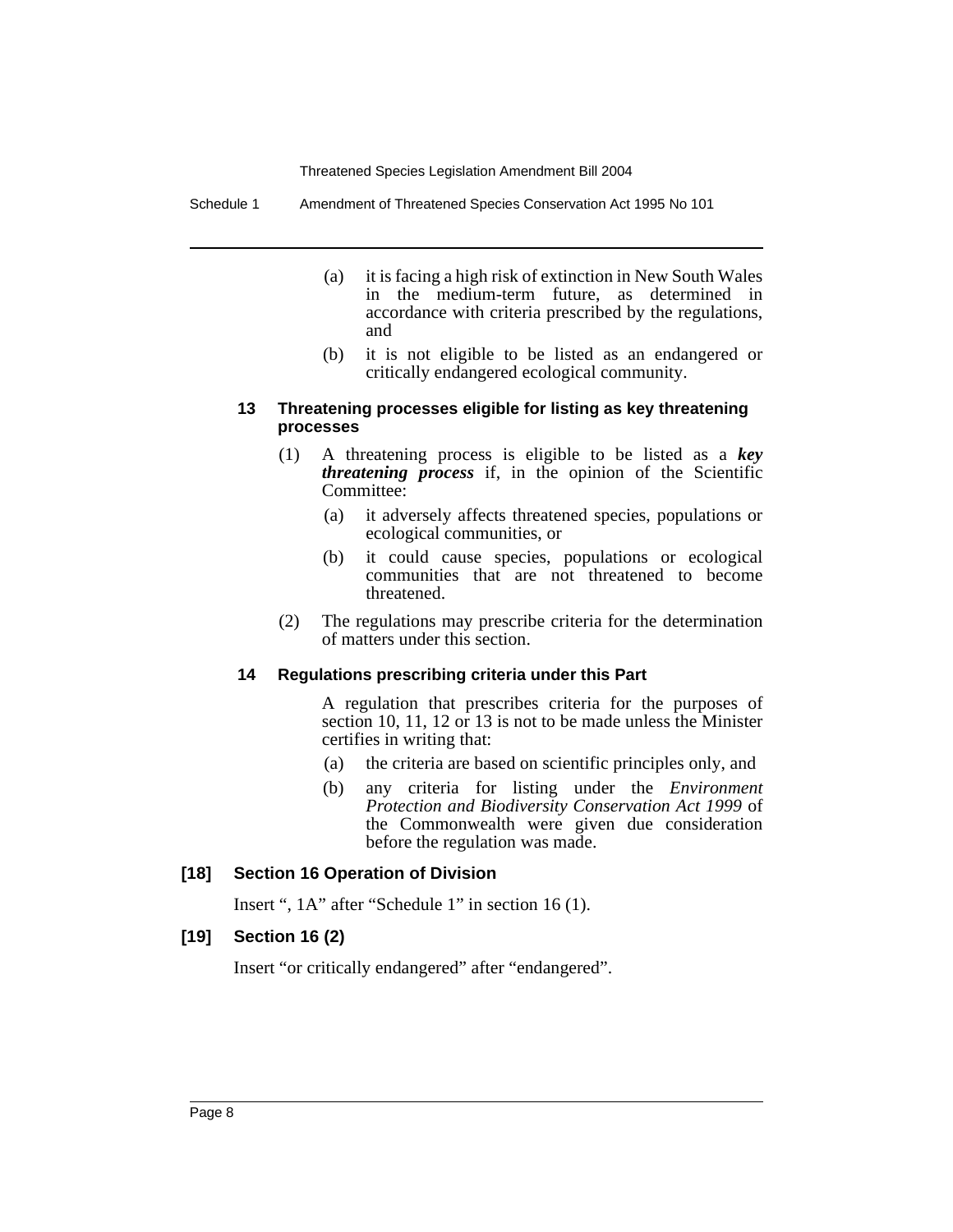(a) it is facing a high risk of extinction in New South Wales in the medium-term future, as determined in accordance with criteria prescribed by the regulations, and

(b) it is not eligible to be listed as an endangered or critically endangered ecological community.

#### 13 Threatening processes eligible for listing as key threatening processes

(1) A threatening process is eligible to be listed as a ***key threatening process*** if, in the opinion of the Scientific Committee:

(a) it adversely affects threatened species, populations or ecological communities, or

(b) it could cause species, populations or ecological communities that are not threatened to become threatened.

(2) The regulations may prescribe criteria for the determination of matters under this section.

#### 14 Regulations prescribing criteria under this Part

A regulation that prescribes criteria for the purposes of section 10, 11, 12 or 13 is not to be made unless the Minister certifies in writing that:

(a) the criteria are based on scientific principles only, and

(b) any criteria for listing under the *Environment Protection and Biodiversity Conservation Act 1999* of the Commonwealth were given due consideration before the regulation was made.

### [18] Section 16 Operation of Division

Insert ", 1A" after "Schedule 1" in section 16 (1).

### [19] Section 16 (2)

Insert "or critically endangered" after "endangered".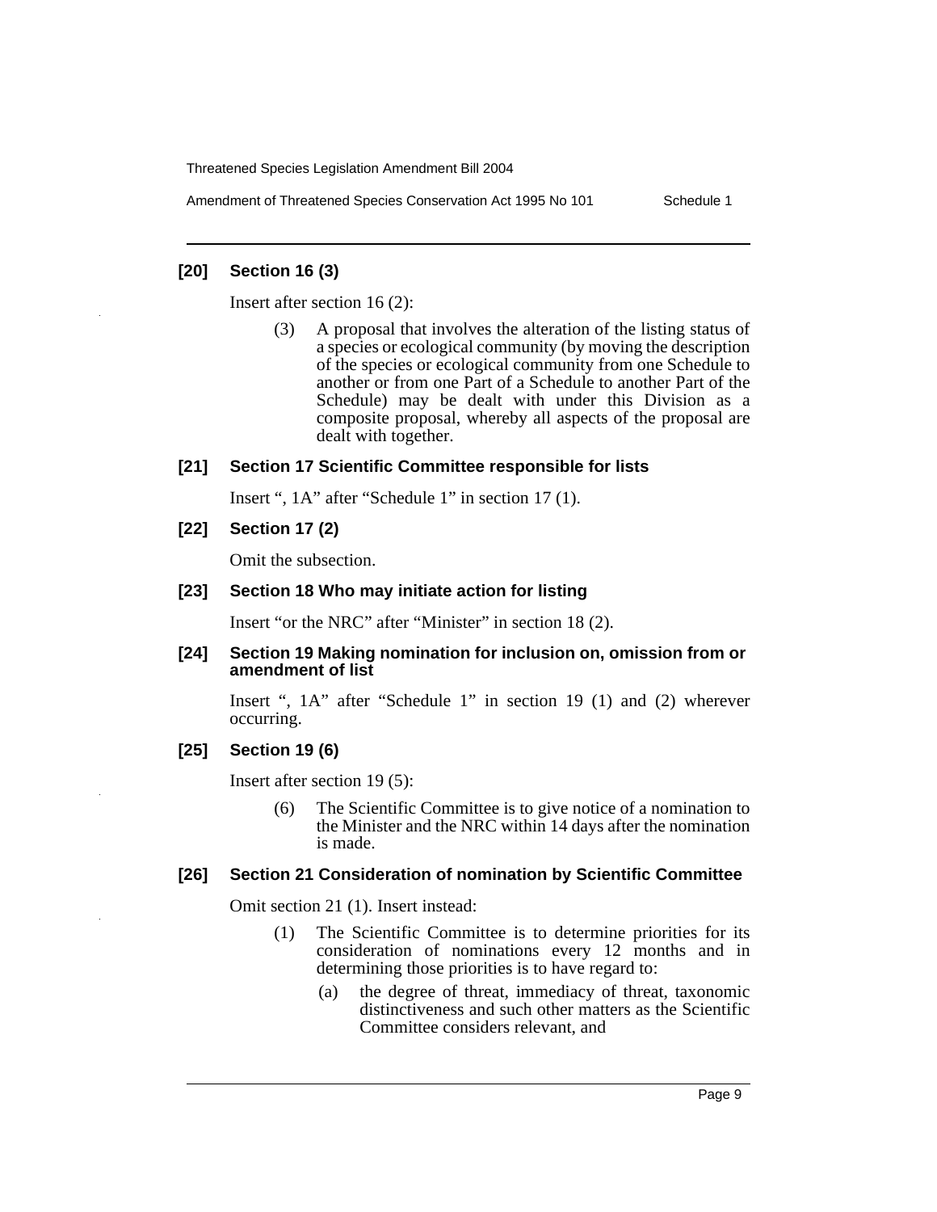### [20] Section 16 (3)

Insert after section 16 (2):

> (3) A proposal that involves the alteration of the listing status of a species or ecological community (by moving the description of the species or ecological community from one Schedule to another or from one Part of a Schedule to another Part of the Schedule) may be dealt with under this Division as a composite proposal, whereby all aspects of the proposal are dealt with together.

### [21] Section 17 Scientific Committee responsible for lists

Insert ", 1A" after "Schedule 1" in section 17 (1).

### [22] Section 17 (2)

Omit the subsection.

### [23] Section 18 Who may initiate action for listing

Insert "or the NRC" after "Minister" in section 18 (2).

### [24] Section 19 Making nomination for inclusion on, omission from or amendment of list

Insert ", 1A" after "Schedule 1" in section 19 (1) and (2) wherever occurring.

### [25] Section 19 (6)

Insert after section 19 (5):

> (6) The Scientific Committee is to give notice of a nomination to the Minister and the NRC within 14 days after the nomination is made.

### [26] Section 21 Consideration of nomination by Scientific Committee

Omit section 21 (1). Insert instead:

> (1) The Scientific Committee is to determine priorities for its consideration of nominations every 12 months and in determining those priorities is to have regard to:
>
> (a) the degree of threat, immediacy of threat, taxonomic distinctiveness and such other matters as the Scientific Committee considers relevant, and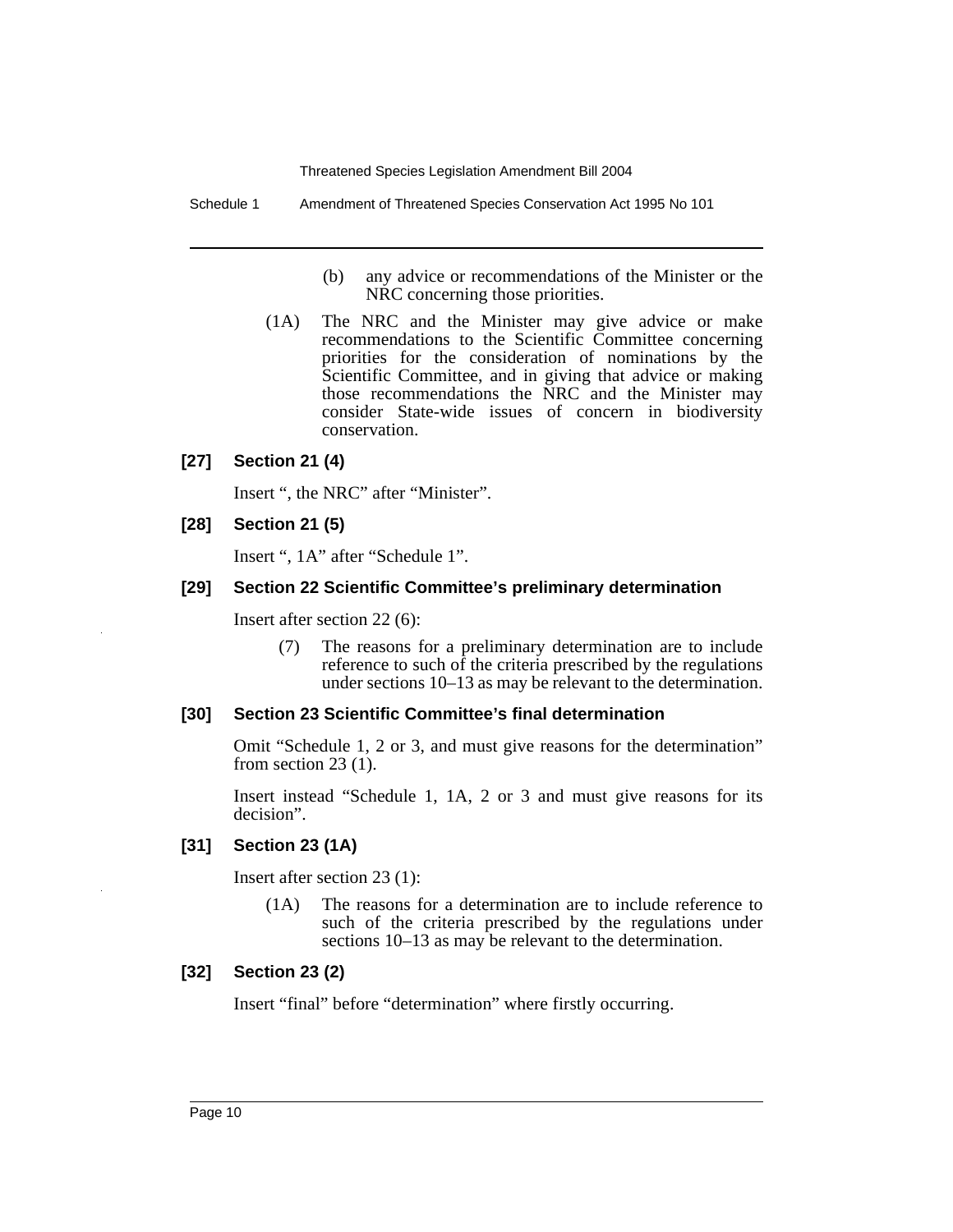(b) any advice or recommendations of the Minister or the NRC concerning those priorities.

(1A) The NRC and the Minister may give advice or make recommendations to the Scientific Committee concerning priorities for the consideration of nominations by the Scientific Committee, and in giving that advice or making those recommendations the NRC and the Minister may consider State-wide issues of concern in biodiversity conservation.

### [27] Section 21 (4)

Insert ", the NRC" after "Minister".

### [28] Section 21 (5)

Insert ", 1A" after "Schedule 1".

### [29] Section 22 Scientific Committee's preliminary determination

Insert after section 22 (6):

(7) The reasons for a preliminary determination are to include reference to such of the criteria prescribed by the regulations under sections 10–13 as may be relevant to the determination.

### [30] Section 23 Scientific Committee's final determination

Omit "Schedule 1, 2 or 3, and must give reasons for the determination" from section 23 (1).

Insert instead "Schedule 1, 1A, 2 or 3 and must give reasons for its decision".

### [31] Section 23 (1A)

Insert after section 23 (1):

(1A) The reasons for a determination are to include reference to such of the criteria prescribed by the regulations under sections 10–13 as may be relevant to the determination.

### [32] Section 23 (2)

Insert "final" before "determination" where firstly occurring.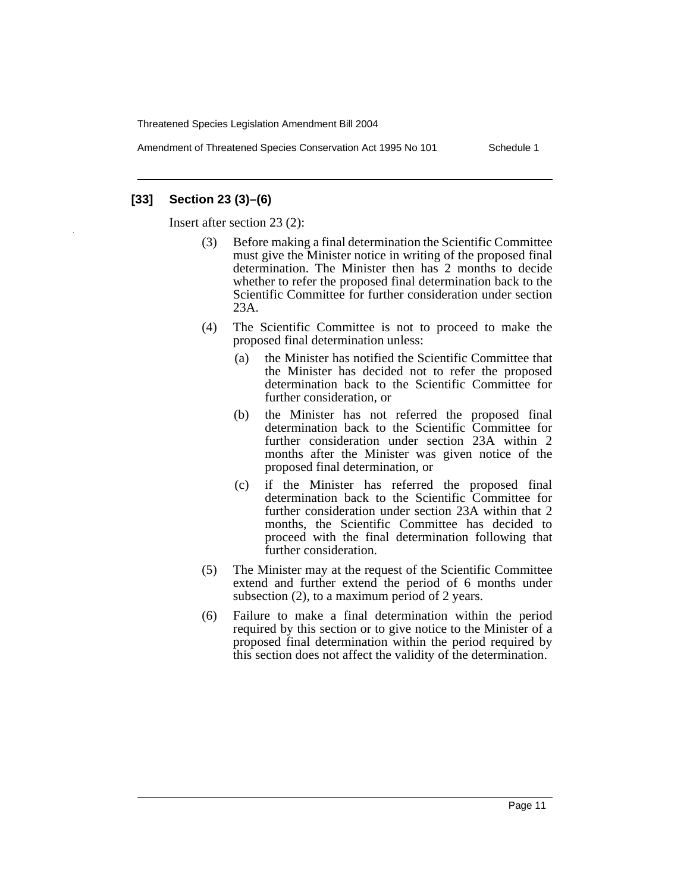**[33] Section 23 (3)–(6)**

Insert after section 23 (2):

(3) Before making a final determination the Scientific Committee must give the Minister notice in writing of the proposed final determination. The Minister then has 2 months to decide whether to refer the proposed final determination back to the Scientific Committee for further consideration under section 23A.

(4) The Scientific Committee is not to proceed to make the proposed final determination unless:

- (a) the Minister has notified the Scientific Committee that the Minister has decided not to refer the proposed determination back to the Scientific Committee for further consideration, or
- (b) the Minister has not referred the proposed final determination back to the Scientific Committee for further consideration under section 23A within 2 months after the Minister was given notice of the proposed final determination, or
- (c) if the Minister has referred the proposed final determination back to the Scientific Committee for further consideration under section 23A within that 2 months, the Scientific Committee has decided to proceed with the final determination following that further consideration.

(5) The Minister may at the request of the Scientific Committee extend and further extend the period of 6 months under subsection (2), to a maximum period of 2 years.

(6) Failure to make a final determination within the period required by this section or to give notice to the Minister of a proposed final determination within the period required by this section does not affect the validity of the determination.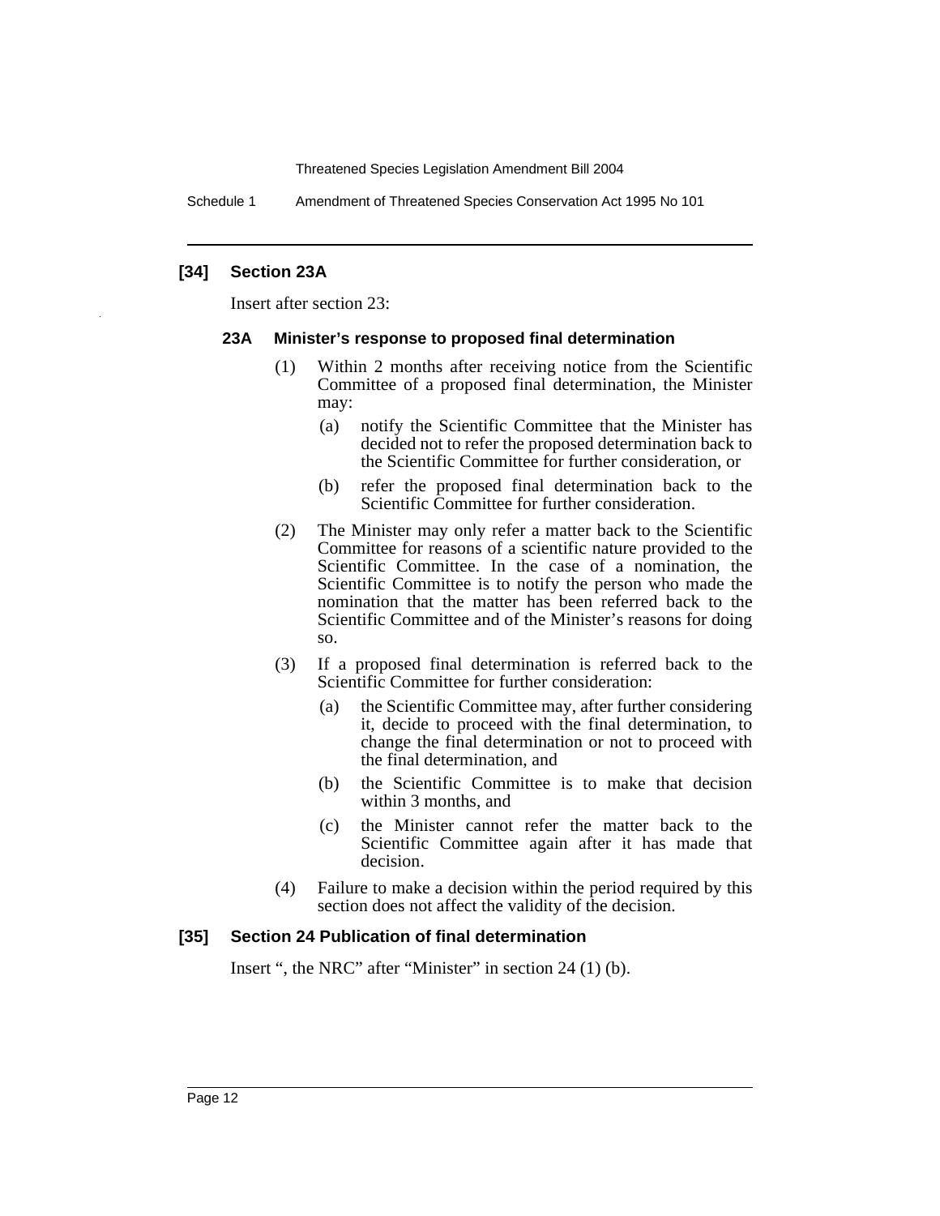### [34] Section 23A

Insert after section 23:

#### 23A Minister's response to proposed final determination

(1) Within 2 months after receiving notice from the Scientific Committee of a proposed final determination, the Minister may:

- (a) notify the Scientific Committee that the Minister has decided not to refer the proposed determination back to the Scientific Committee for further consideration, or
- (b) refer the proposed final determination back to the Scientific Committee for further consideration.

(2) The Minister may only refer a matter back to the Scientific Committee for reasons of a scientific nature provided to the Scientific Committee. In the case of a nomination, the Scientific Committee is to notify the person who made the nomination that the matter has been referred back to the Scientific Committee and of the Minister's reasons for doing so.

(3) If a proposed final determination is referred back to the Scientific Committee for further consideration:

- (a) the Scientific Committee may, after further considering it, decide to proceed with the final determination, to change the final determination or not to proceed with the final determination, and
- (b) the Scientific Committee is to make that decision within 3 months, and
- (c) the Minister cannot refer the matter back to the Scientific Committee again after it has made that decision.

(4) Failure to make a decision within the period required by this section does not affect the validity of the decision.

### [35] Section 24 Publication of final determination

Insert ", the NRC" after "Minister" in section 24 (1) (b).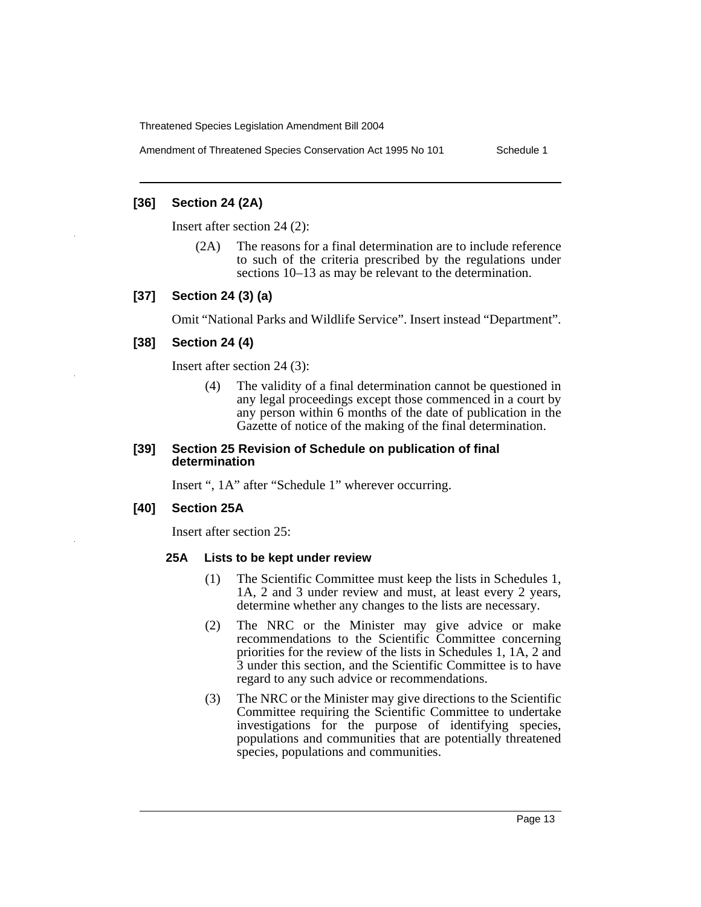### [36] Section 24 (2A)

Insert after section 24 (2):

(2A) The reasons for a final determination are to include reference to such of the criteria prescribed by the regulations under sections 10–13 as may be relevant to the determination.

### [37] Section 24 (3) (a)

Omit "National Parks and Wildlife Service". Insert instead "Department".

### [38] Section 24 (4)

Insert after section 24 (3):

(4) The validity of a final determination cannot be questioned in any legal proceedings except those commenced in a court by any person within 6 months of the date of publication in the Gazette of notice of the making of the final determination.

### [39] Section 25 Revision of Schedule on publication of final determination

Insert ", 1A" after "Schedule 1" wherever occurring.

### [40] Section 25A

Insert after section 25:

#### 25A Lists to be kept under review

(1) The Scientific Committee must keep the lists in Schedules 1, 1A, 2 and 3 under review and must, at least every 2 years, determine whether any changes to the lists are necessary.

(2) The NRC or the Minister may give advice or make recommendations to the Scientific Committee concerning priorities for the review of the lists in Schedules 1, 1A, 2 and 3 under this section, and the Scientific Committee is to have regard to any such advice or recommendations.

(3) The NRC or the Minister may give directions to the Scientific Committee requiring the Scientific Committee to undertake investigations for the purpose of identifying species, populations and communities that are potentially threatened species, populations and communities.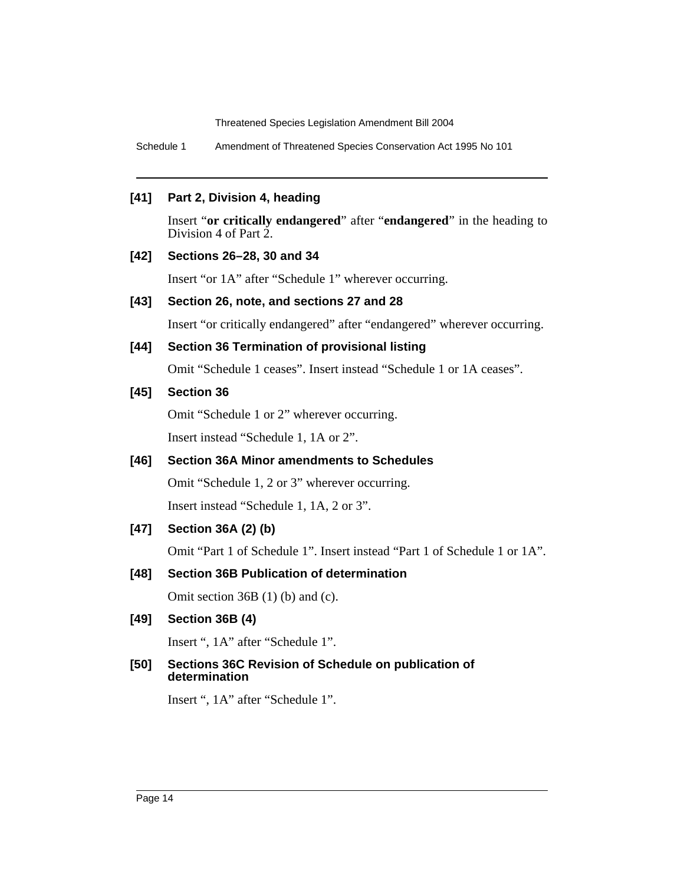### [41] Part 2, Division 4, heading

Insert "**or critically endangered**" after "**endangered**" in the heading to Division 4 of Part 2.

### [42] Sections 26–28, 30 and 34

Insert "or 1A" after "Schedule 1" wherever occurring.

### [43] Section 26, note, and sections 27 and 28

Insert "or critically endangered" after "endangered" wherever occurring.

### [44] Section 36 Termination of provisional listing

Omit "Schedule 1 ceases". Insert instead "Schedule 1 or 1A ceases".

### [45] Section 36

Omit "Schedule 1 or 2" wherever occurring.

Insert instead "Schedule 1, 1A or 2".

### [46] Section 36A Minor amendments to Schedules

Omit "Schedule 1, 2 or 3" wherever occurring.

Insert instead "Schedule 1, 1A, 2 or 3".

### [47] Section 36A (2) (b)

Omit "Part 1 of Schedule 1". Insert instead "Part 1 of Schedule 1 or 1A".

### [48] Section 36B Publication of determination

Omit section 36B (1) (b) and (c).

### [49] Section 36B (4)

Insert ", 1A" after "Schedule 1".

### [50] Sections 36C Revision of Schedule on publication of determination

Insert ", 1A" after "Schedule 1".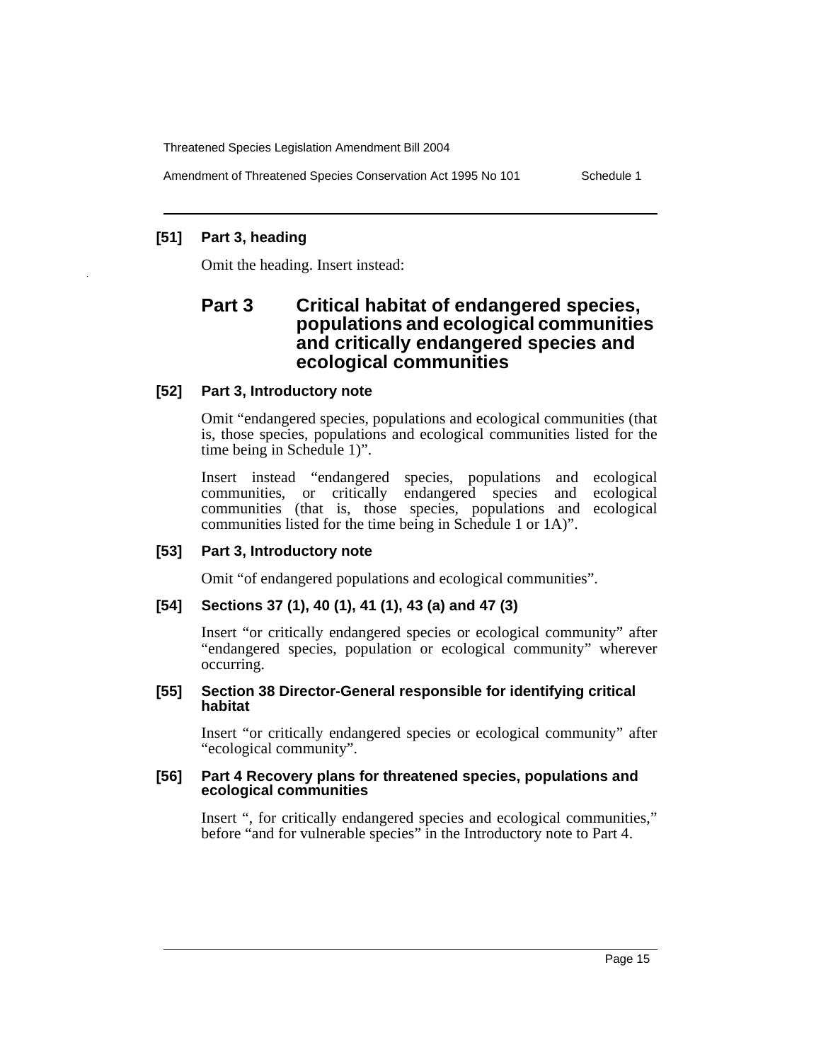**[51] Part 3, heading**

Omit the heading. Insert instead:

## Part 3 Critical habitat of endangered species, populations and ecological communities and critically endangered species and ecological communities

**[52] Part 3, Introductory note**

Omit "endangered species, populations and ecological communities (that is, those species, populations and ecological communities listed for the time being in Schedule 1)".

Insert instead "endangered species, populations and ecological communities, or critically endangered species and ecological communities (that is, those species, populations and ecological communities listed for the time being in Schedule 1 or 1A)".

**[53] Part 3, Introductory note**

Omit "of endangered populations and ecological communities".

**[54] Sections 37 (1), 40 (1), 41 (1), 43 (a) and 47 (3)**

Insert "or critically endangered species or ecological community" after "endangered species, population or ecological community" wherever occurring.

**[55] Section 38 Director-General responsible for identifying critical habitat**

Insert "or critically endangered species or ecological community" after "ecological community".

**[56] Part 4 Recovery plans for threatened species, populations and ecological communities**

Insert ", for critically endangered species and ecological communities," before "and for vulnerable species" in the Introductory note to Part 4.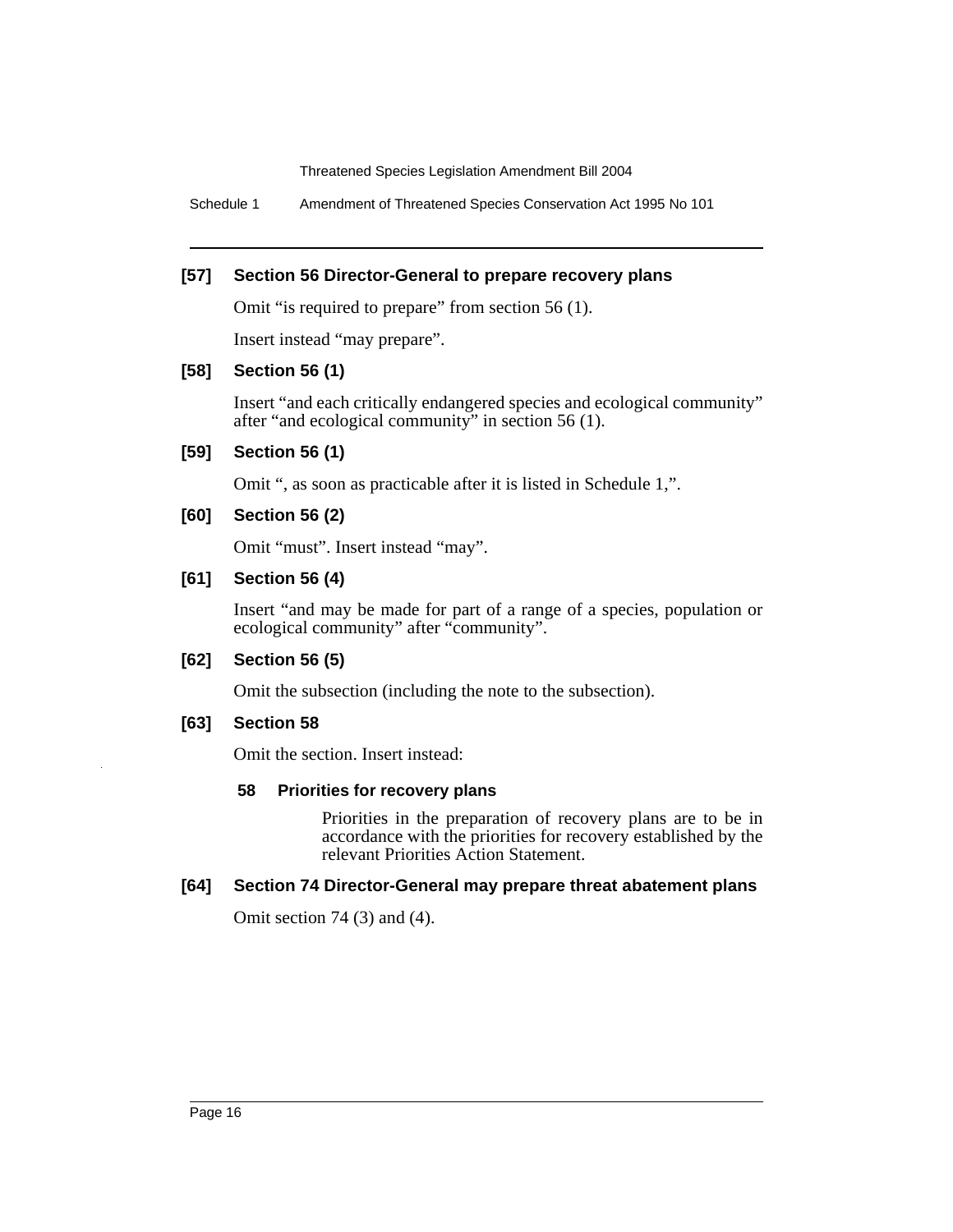### [57] Section 56 Director-General to prepare recovery plans

Omit "is required to prepare" from section 56 (1).

Insert instead "may prepare".

### [58] Section 56 (1)

Insert "and each critically endangered species and ecological community" after "and ecological community" in section 56 (1).

### [59] Section 56 (1)

Omit ", as soon as practicable after it is listed in Schedule 1,".

### [60] Section 56 (2)

Omit "must". Insert instead "may".

### [61] Section 56 (4)

Insert "and may be made for part of a range of a species, population or ecological community" after "community".

### [62] Section 56 (5)

Omit the subsection (including the note to the subsection).

### [63] Section 58

Omit the section. Insert instead:

**58 Priorities for recovery plans**

Priorities in the preparation of recovery plans are to be in accordance with the priorities for recovery established by the relevant Priorities Action Statement.

### [64] Section 74 Director-General may prepare threat abatement plans

Omit section 74 (3) and (4).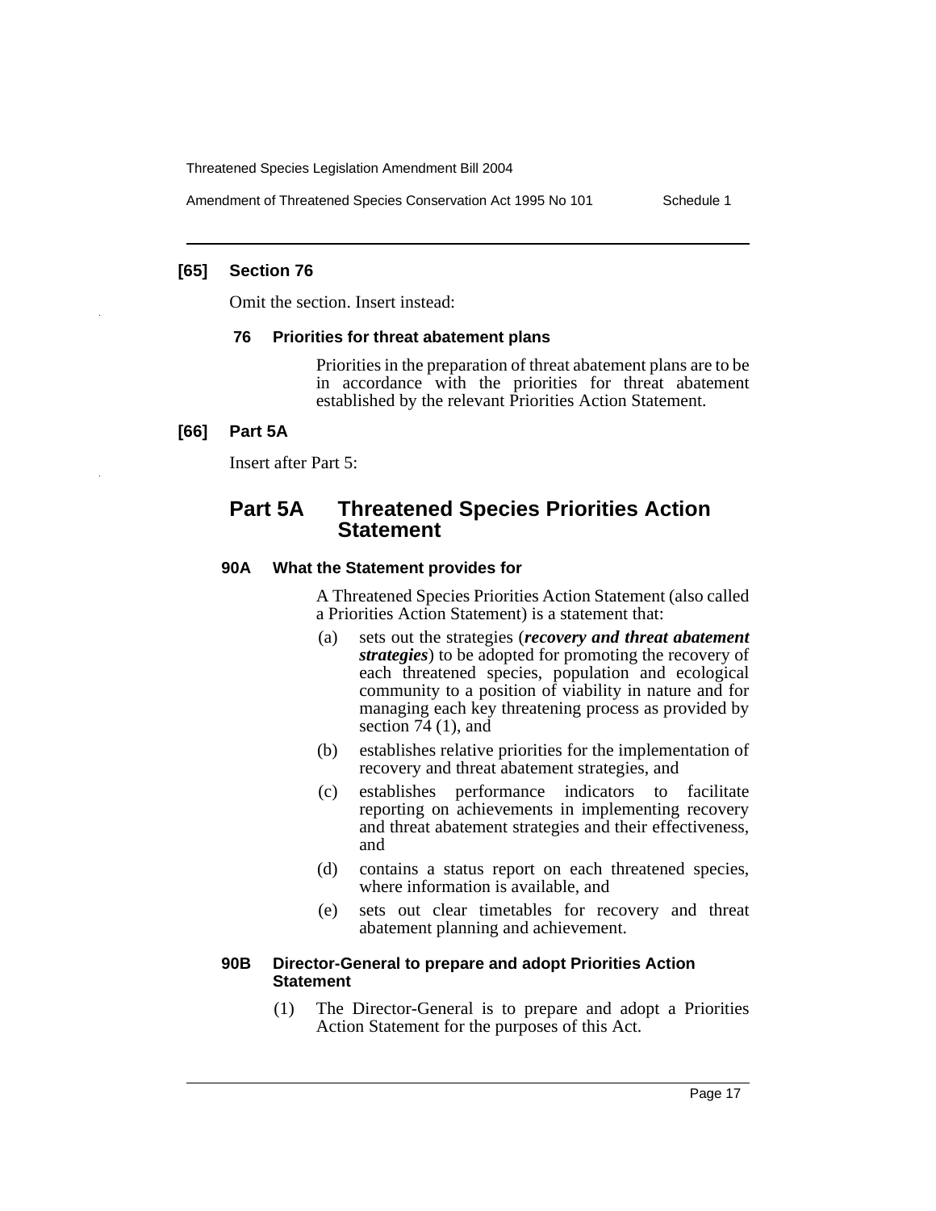**[65] Section 76**

Omit the section. Insert instead:

**76 Priorities for threat abatement plans**

Priorities in the preparation of threat abatement plans are to be in accordance with the priorities for threat abatement established by the relevant Priorities Action Statement.

**[66] Part 5A**

Insert after Part 5:

## Part 5A Threatened Species Priorities Action Statement

**90A What the Statement provides for**

A Threatened Species Priorities Action Statement (also called a Priorities Action Statement) is a statement that:

(a) sets out the strategies (***recovery and threat abatement strategies***) to be adopted for promoting the recovery of each threatened species, population and ecological community to a position of viability in nature and for managing each key threatening process as provided by section 74 (1), and

(b) establishes relative priorities for the implementation of recovery and threat abatement strategies, and

(c) establishes performance indicators to facilitate reporting on achievements in implementing recovery and threat abatement strategies and their effectiveness, and

(d) contains a status report on each threatened species, where information is available, and

(e) sets out clear timetables for recovery and threat abatement planning and achievement.

**90B Director-General to prepare and adopt Priorities Action Statement**

(1) The Director-General is to prepare and adopt a Priorities Action Statement for the purposes of this Act.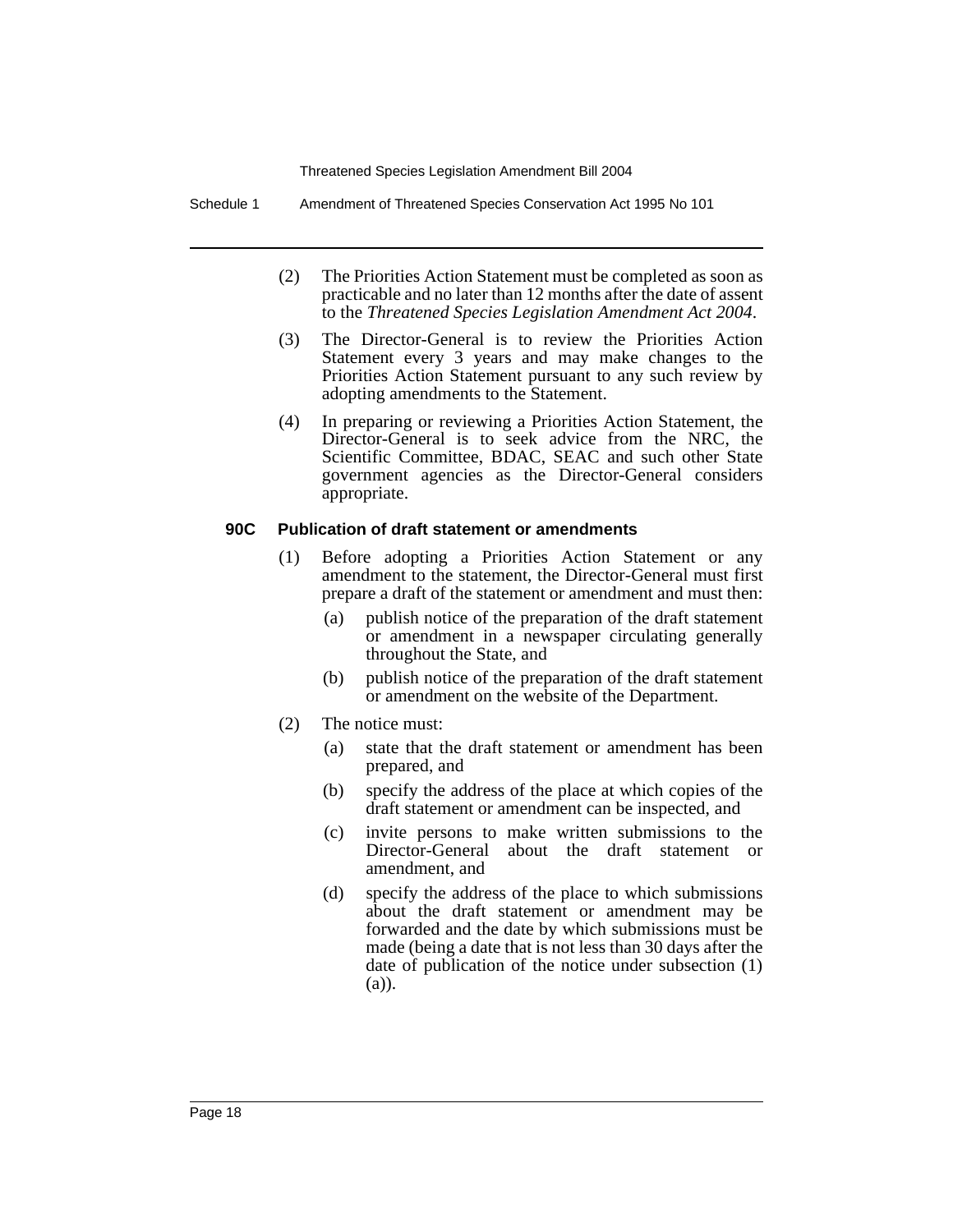(2) The Priorities Action Statement must be completed as soon as practicable and no later than 12 months after the date of assent to the *Threatened Species Legislation Amendment Act 2004*.

(3) The Director-General is to review the Priorities Action Statement every 3 years and may make changes to the Priorities Action Statement pursuant to any such review by adopting amendments to the Statement.

(4) In preparing or reviewing a Priorities Action Statement, the Director-General is to seek advice from the NRC, the Scientific Committee, BDAC, SEAC and such other State government agencies as the Director-General considers appropriate.

#### 90C Publication of draft statement or amendments

(1) Before adopting a Priorities Action Statement or any amendment to the statement, the Director-General must first prepare a draft of the statement or amendment and must then:

- (a) publish notice of the preparation of the draft statement or amendment in a newspaper circulating generally throughout the State, and
- (b) publish notice of the preparation of the draft statement or amendment on the website of the Department.

(2) The notice must:

- (a) state that the draft statement or amendment has been prepared, and
- (b) specify the address of the place at which copies of the draft statement or amendment can be inspected, and
- (c) invite persons to make written submissions to the Director-General about the draft statement or amendment, and
- (d) specify the address of the place to which submissions about the draft statement or amendment may be forwarded and the date by which submissions must be made (being a date that is not less than 30 days after the date of publication of the notice under subsection (1) (a)).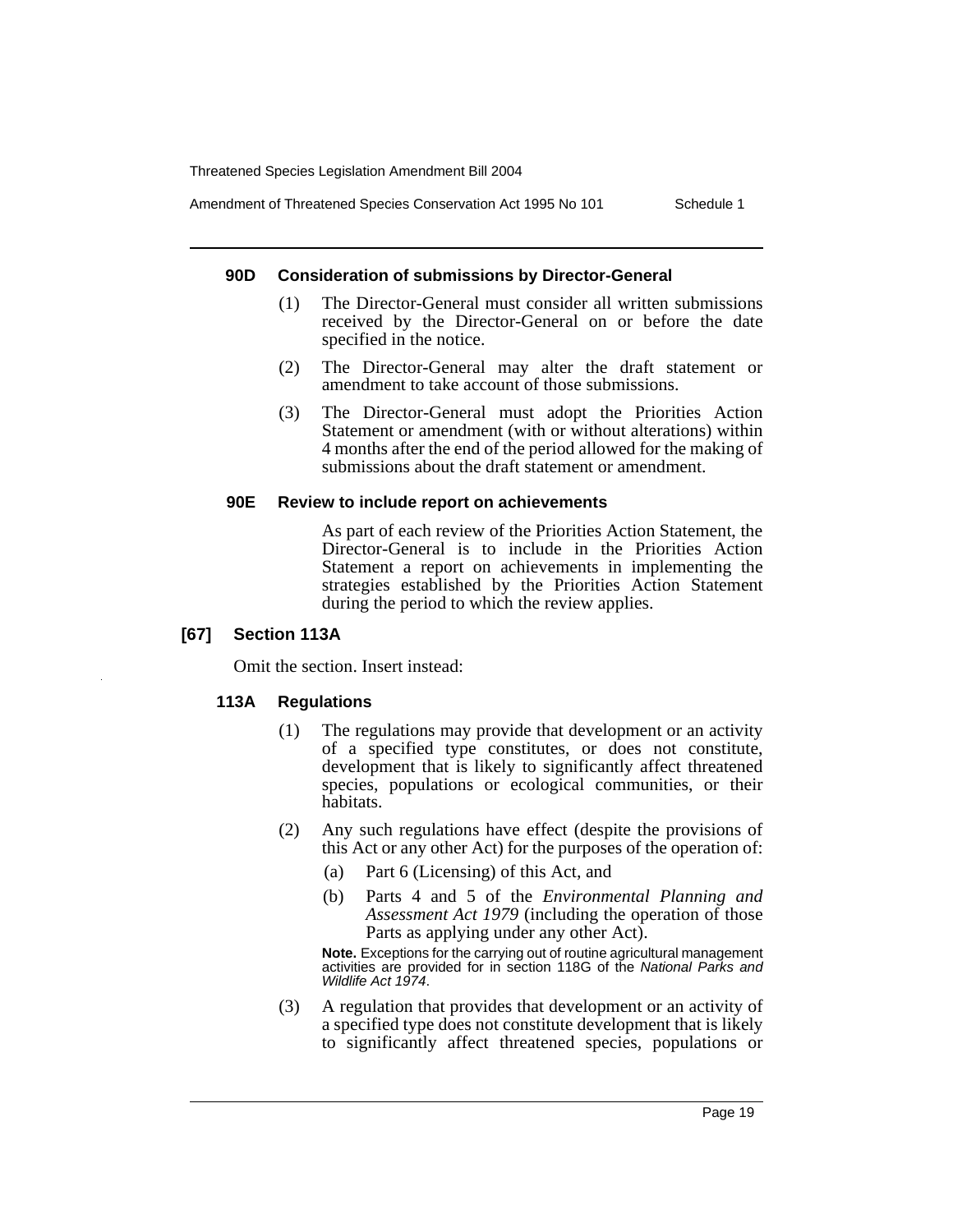#### 90D Consideration of submissions by Director-General

(1) The Director-General must consider all written submissions received by the Director-General on or before the date specified in the notice.

(2) The Director-General may alter the draft statement or amendment to take account of those submissions.

(3) The Director-General must adopt the Priorities Action Statement or amendment (with or without alterations) within 4 months after the end of the period allowed for the making of submissions about the draft statement or amendment.

#### 90E Review to include report on achievements

As part of each review of the Priorities Action Statement, the Director-General is to include in the Priorities Action Statement a report on achievements in implementing the strategies established by the Priorities Action Statement during the period to which the review applies.

### [67] Section 113A

Omit the section. Insert instead:

#### 113A Regulations

(1) The regulations may provide that development or an activity of a specified type constitutes, or does not constitute, development that is likely to significantly affect threatened species, populations or ecological communities, or their habitats.

(2) Any such regulations have effect (despite the provisions of this Act or any other Act) for the purposes of the operation of:

(a) Part 6 (Licensing) of this Act, and

(b) Parts 4 and 5 of the *Environmental Planning and Assessment Act 1979* (including the operation of those Parts as applying under any other Act).

**Note.** Exceptions for the carrying out of routine agricultural management activities are provided for in section 118G of the *National Parks and Wildlife Act 1974*.

(3) A regulation that provides that development or an activity of a specified type does not constitute development that is likely to significantly affect threatened species, populations or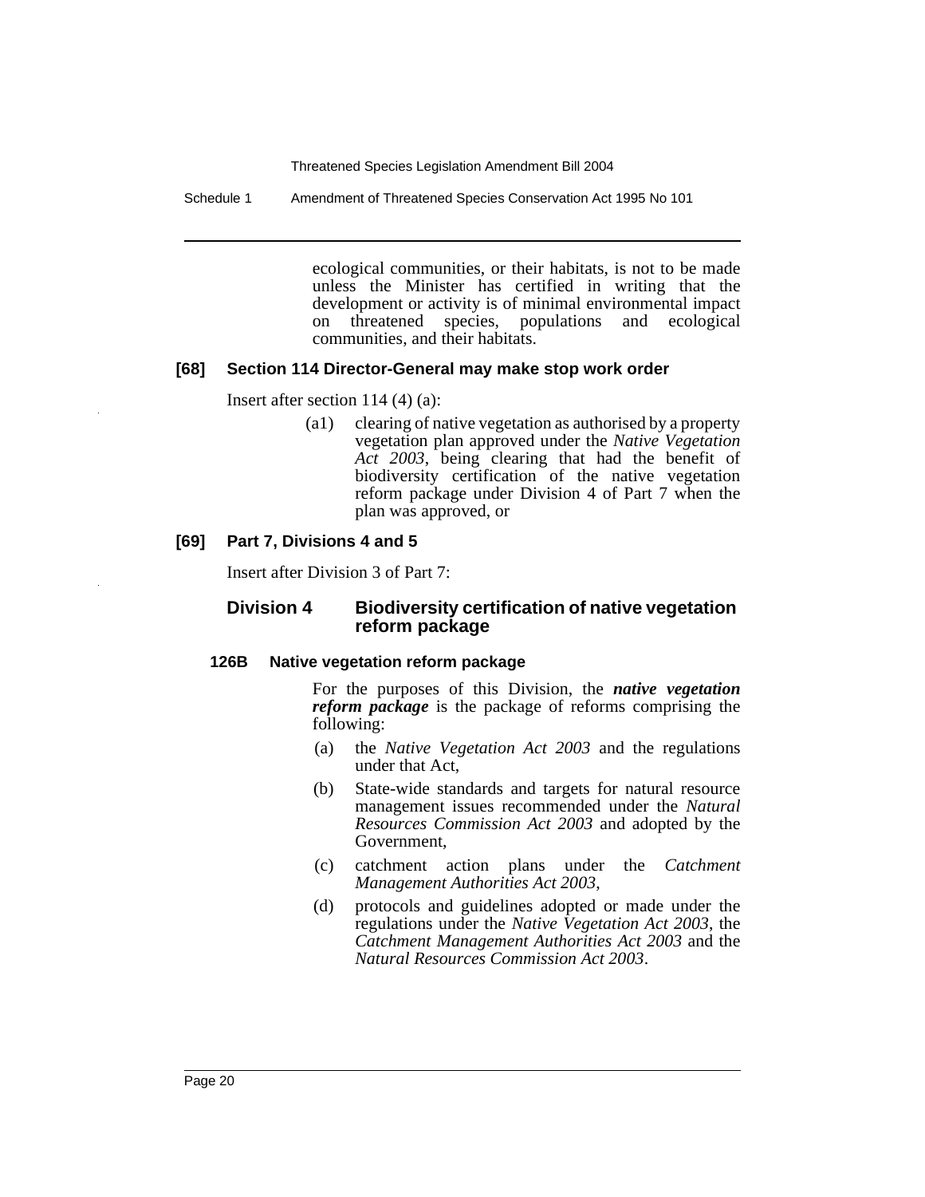ecological communities, or their habitats, is not to be made unless the Minister has certified in writing that the development or activity is of minimal environmental impact on threatened species, populations and ecological communities, and their habitats.

### [68] Section 114 Director-General may make stop work order

Insert after section 114 (4) (a):

(a1) clearing of native vegetation as authorised by a property vegetation plan approved under the *Native Vegetation Act 2003*, being clearing that had the benefit of biodiversity certification of the native vegetation reform package under Division 4 of Part 7 when the plan was approved, or

### [69] Part 7, Divisions 4 and 5

Insert after Division 3 of Part 7:

## Division 4 Biodiversity certification of native vegetation reform package

#### 126B Native vegetation reform package

For the purposes of this Division, the ***native vegetation reform package*** is the package of reforms comprising the following:

(a) the *Native Vegetation Act 2003* and the regulations under that Act,

(b) State-wide standards and targets for natural resource management issues recommended under the *Natural Resources Commission Act 2003* and adopted by the Government,

(c) catchment action plans under the *Catchment Management Authorities Act 2003*,

(d) protocols and guidelines adopted or made under the regulations under the *Native Vegetation Act 2003*, the *Catchment Management Authorities Act 2003* and the *Natural Resources Commission Act 2003*.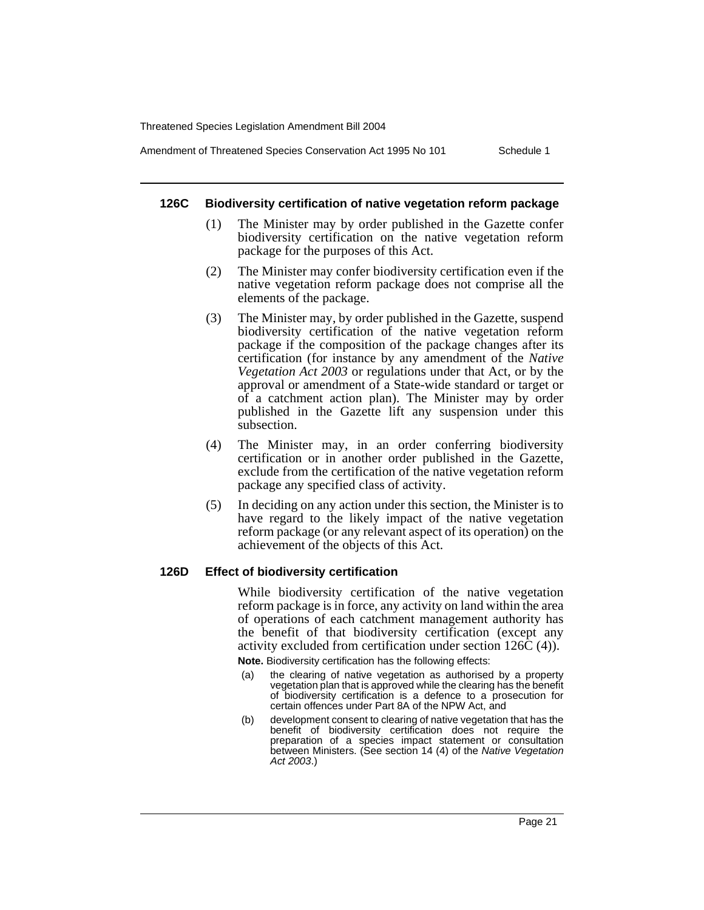### 126C Biodiversity certification of native vegetation reform package

(1) The Minister may by order published in the Gazette confer biodiversity certification on the native vegetation reform package for the purposes of this Act.

(2) The Minister may confer biodiversity certification even if the native vegetation reform package does not comprise all the elements of the package.

(3) The Minister may, by order published in the Gazette, suspend biodiversity certification of the native vegetation reform package if the composition of the package changes after its certification (for instance by any amendment of the *Native Vegetation Act 2003* or regulations under that Act, or by the approval or amendment of a State-wide standard or target or of a catchment action plan). The Minister may by order published in the Gazette lift any suspension under this subsection.

(4) The Minister may, in an order conferring biodiversity certification or in another order published in the Gazette, exclude from the certification of the native vegetation reform package any specified class of activity.

(5) In deciding on any action under this section, the Minister is to have regard to the likely impact of the native vegetation reform package (or any relevant aspect of its operation) on the achievement of the objects of this Act.

### 126D Effect of biodiversity certification

While biodiversity certification of the native vegetation reform package is in force, any activity on land within the area of operations of each catchment management authority has the benefit of that biodiversity certification (except any activity excluded from certification under section 126C (4)).

**Note.** Biodiversity certification has the following effects:

(a) the clearing of native vegetation as authorised by a property vegetation plan that is approved while the clearing has the benefit of biodiversity certification is a defence to a prosecution for certain offences under Part 8A of the NPW Act, and

(b) development consent to clearing of native vegetation that has the benefit of biodiversity certification does not require the preparation of a species impact statement or consultation between Ministers. (See section 14 (4) of the *Native Vegetation Act 2003*.)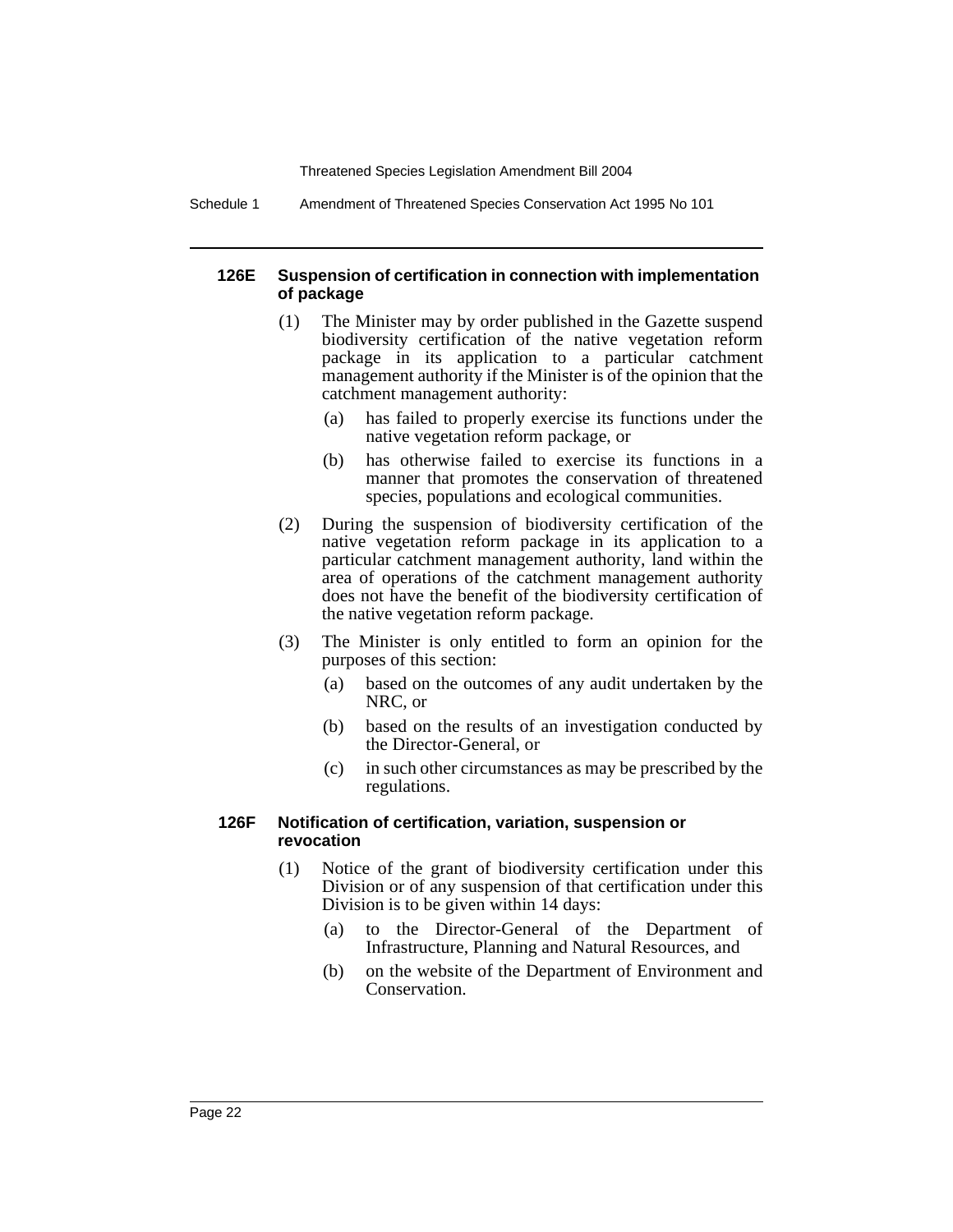#### 126E Suspension of certification in connection with implementation of package

(1) The Minister may by order published in the Gazette suspend biodiversity certification of the native vegetation reform package in its application to a particular catchment management authority if the Minister is of the opinion that the catchment management authority:

- (a) has failed to properly exercise its functions under the native vegetation reform package, or
- (b) has otherwise failed to exercise its functions in a manner that promotes the conservation of threatened species, populations and ecological communities.

(2) During the suspension of biodiversity certification of the native vegetation reform package in its application to a particular catchment management authority, land within the area of operations of the catchment management authority does not have the benefit of the biodiversity certification of the native vegetation reform package.

(3) The Minister is only entitled to form an opinion for the purposes of this section:

- (a) based on the outcomes of any audit undertaken by the NRC, or
- (b) based on the results of an investigation conducted by the Director-General, or
- (c) in such other circumstances as may be prescribed by the regulations.

#### 126F Notification of certification, variation, suspension or revocation

(1) Notice of the grant of biodiversity certification under this Division or of any suspension of that certification under this Division is to be given within 14 days:

- (a) to the Director-General of the Department of Infrastructure, Planning and Natural Resources, and
- (b) on the website of the Department of Environment and Conservation.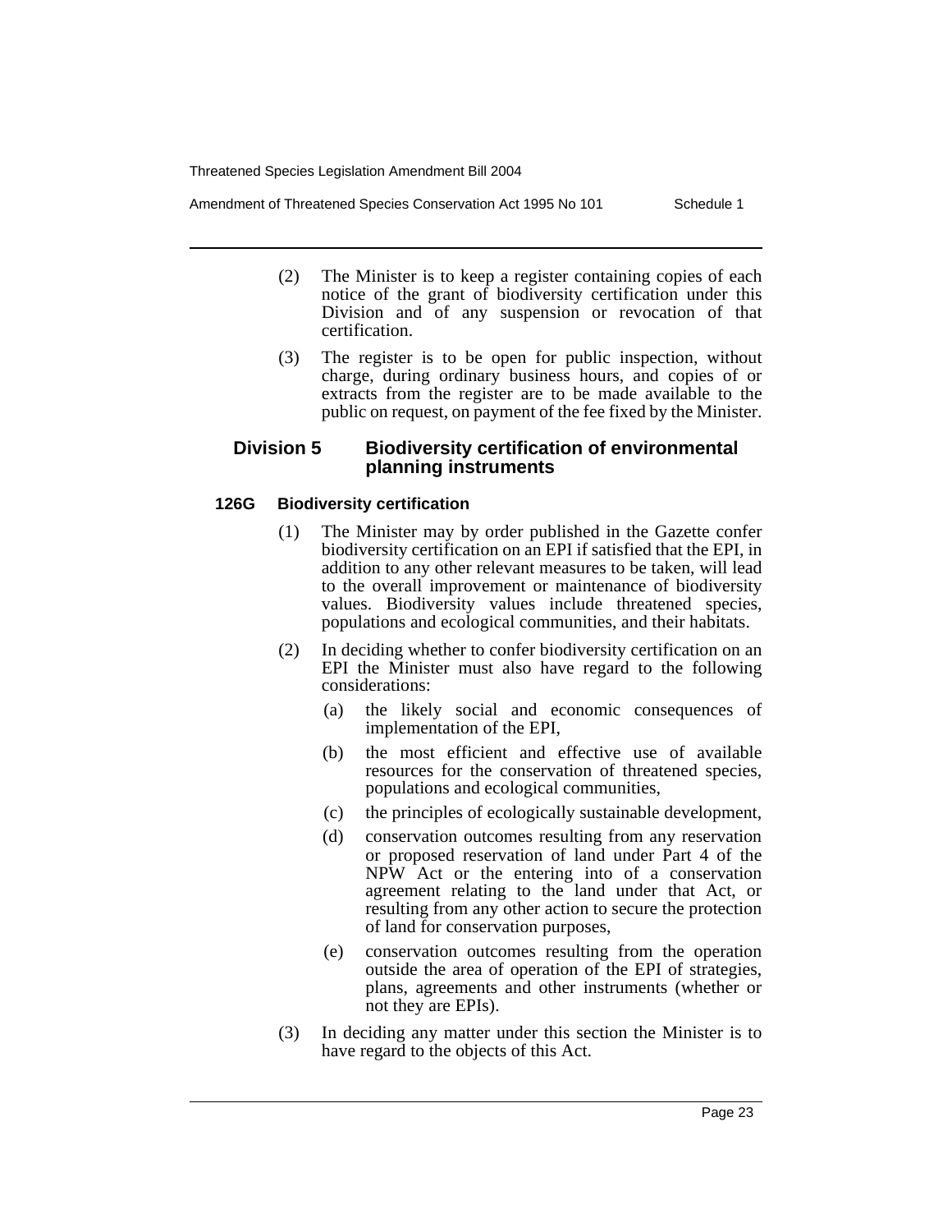(2) The Minister is to keep a register containing copies of each notice of the grant of biodiversity certification under this Division and of any suspension or revocation of that certification.

(3) The register is to be open for public inspection, without charge, during ordinary business hours, and copies of or extracts from the register are to be made available to the public on request, on payment of the fee fixed by the Minister.

## Division 5 Biodiversity certification of environmental planning instruments

### 126G Biodiversity certification

(1) The Minister may by order published in the Gazette confer biodiversity certification on an EPI if satisfied that the EPI, in addition to any other relevant measures to be taken, will lead to the overall improvement or maintenance of biodiversity values. Biodiversity values include threatened species, populations and ecological communities, and their habitats.

(2) In deciding whether to confer biodiversity certification on an EPI the Minister must also have regard to the following considerations:

- (a) the likely social and economic consequences of implementation of the EPI,
- (b) the most efficient and effective use of available resources for the conservation of threatened species, populations and ecological communities,
- (c) the principles of ecologically sustainable development,
- (d) conservation outcomes resulting from any reservation or proposed reservation of land under Part 4 of the NPW Act or the entering into of a conservation agreement relating to the land under that Act, or resulting from any other action to secure the protection of land for conservation purposes,
- (e) conservation outcomes resulting from the operation outside the area of operation of the EPI of strategies, plans, agreements and other instruments (whether or not they are EPIs).

(3) In deciding any matter under this section the Minister is to have regard to the objects of this Act.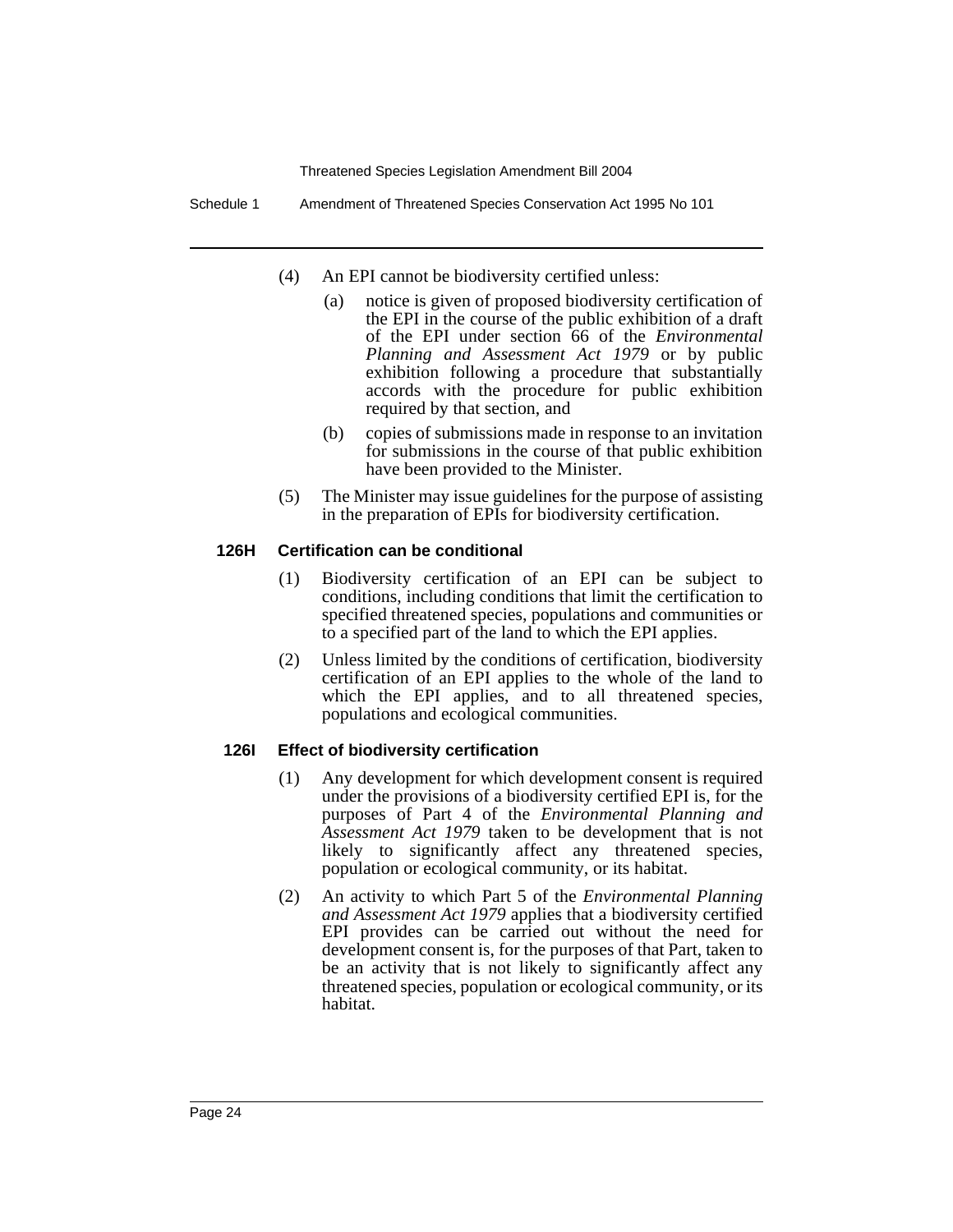(4) An EPI cannot be biodiversity certified unless:

(a) notice is given of proposed biodiversity certification of the EPI in the course of the public exhibition of a draft of the EPI under section 66 of the *Environmental Planning and Assessment Act 1979* or by public exhibition following a procedure that substantially accords with the procedure for public exhibition required by that section, and

(b) copies of submissions made in response to an invitation for submissions in the course of that public exhibition have been provided to the Minister.

(5) The Minister may issue guidelines for the purpose of assisting in the preparation of EPIs for biodiversity certification.

**126H Certification can be conditional**

(1) Biodiversity certification of an EPI can be subject to conditions, including conditions that limit the certification to specified threatened species, populations and communities or to a specified part of the land to which the EPI applies.

(2) Unless limited by the conditions of certification, biodiversity certification of an EPI applies to the whole of the land to which the EPI applies, and to all threatened species, populations and ecological communities.

**126I Effect of biodiversity certification**

(1) Any development for which development consent is required under the provisions of a biodiversity certified EPI is, for the purposes of Part 4 of the *Environmental Planning and Assessment Act 1979* taken to be development that is not likely to significantly affect any threatened species, population or ecological community, or its habitat.

(2) An activity to which Part 5 of the *Environmental Planning and Assessment Act 1979* applies that a biodiversity certified EPI provides can be carried out without the need for development consent is, for the purposes of that Part, taken to be an activity that is not likely to significantly affect any threatened species, population or ecological community, or its habitat.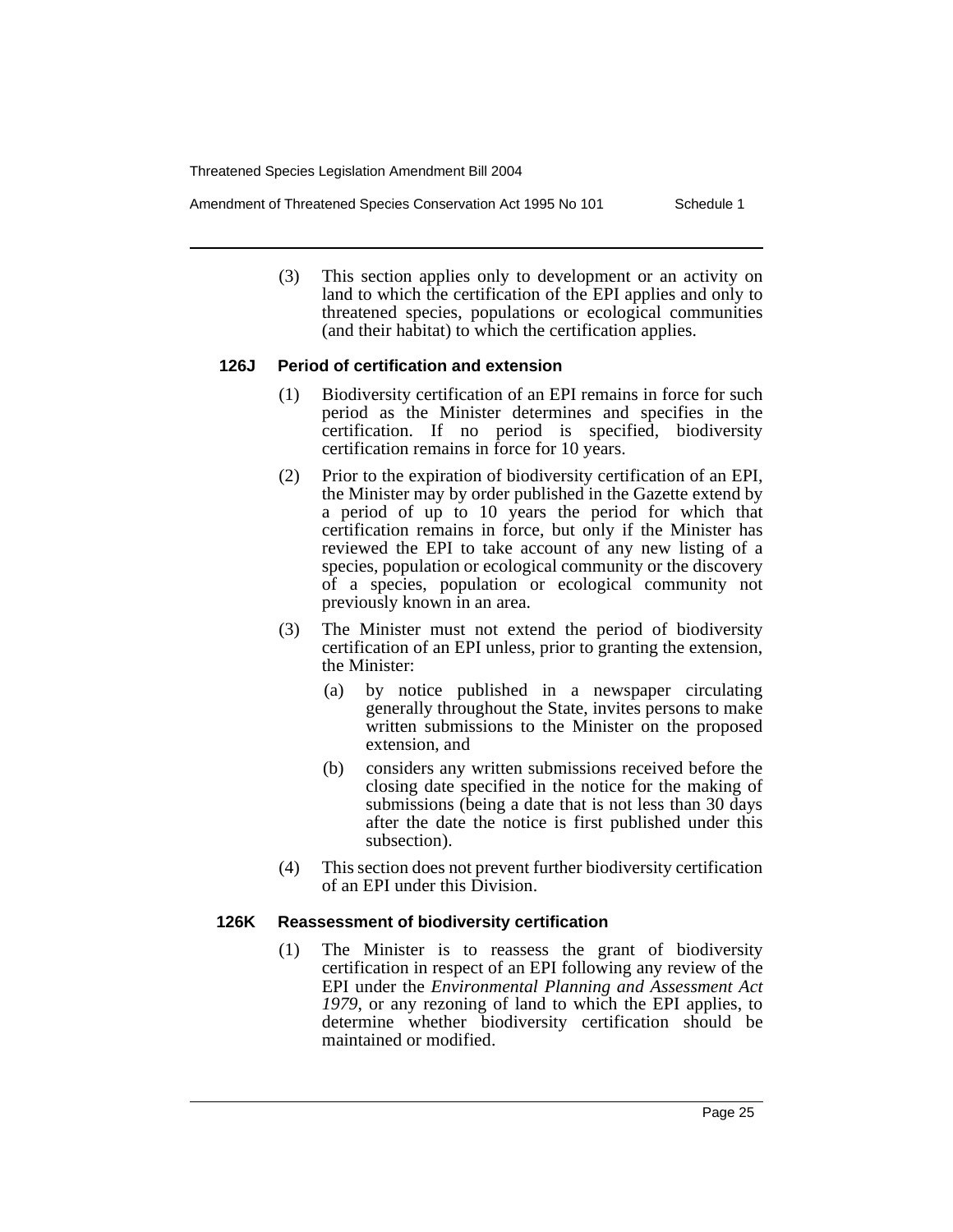(3) This section applies only to development or an activity on land to which the certification of the EPI applies and only to threatened species, populations or ecological communities (and their habitat) to which the certification applies.

### 126J Period of certification and extension

(1) Biodiversity certification of an EPI remains in force for such period as the Minister determines and specifies in the certification. If no period is specified, biodiversity certification remains in force for 10 years.

(2) Prior to the expiration of biodiversity certification of an EPI, the Minister may by order published in the Gazette extend by a period of up to 10 years the period for which that certification remains in force, but only if the Minister has reviewed the EPI to take account of any new listing of a species, population or ecological community or the discovery of a species, population or ecological community not previously known in an area.

(3) The Minister must not extend the period of biodiversity certification of an EPI unless, prior to granting the extension, the Minister:

(a) by notice published in a newspaper circulating generally throughout the State, invites persons to make written submissions to the Minister on the proposed extension, and

(b) considers any written submissions received before the closing date specified in the notice for the making of submissions (being a date that is not less than 30 days after the date the notice is first published under this subsection).

(4) This section does not prevent further biodiversity certification of an EPI under this Division.

### 126K Reassessment of biodiversity certification

(1) The Minister is to reassess the grant of biodiversity certification in respect of an EPI following any review of the EPI under the *Environmental Planning and Assessment Act 1979*, or any rezoning of land to which the EPI applies, to determine whether biodiversity certification should be maintained or modified.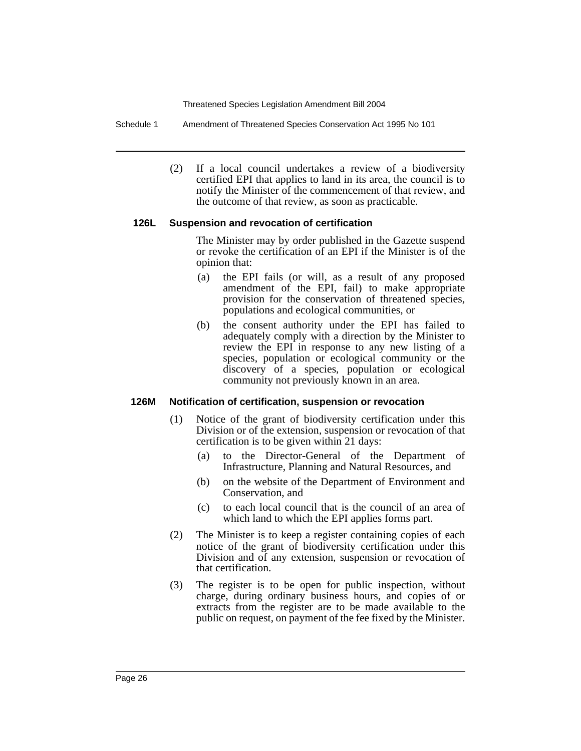(2) If a local council undertakes a review of a biodiversity certified EPI that applies to land in its area, the council is to notify the Minister of the commencement of that review, and the outcome of that review, as soon as practicable.

**126L Suspension and revocation of certification**

The Minister may by order published in the Gazette suspend or revoke the certification of an EPI if the Minister is of the opinion that:

(a) the EPI fails (or will, as a result of any proposed amendment of the EPI, fail) to make appropriate provision for the conservation of threatened species, populations and ecological communities, or

(b) the consent authority under the EPI has failed to adequately comply with a direction by the Minister to review the EPI in response to any new listing of a species, population or ecological community or the discovery of a species, population or ecological community not previously known in an area.

**126M Notification of certification, suspension or revocation**

(1) Notice of the grant of biodiversity certification under this Division or of the extension, suspension or revocation of that certification is to be given within 21 days:

(a) to the Director-General of the Department of Infrastructure, Planning and Natural Resources, and

(b) on the website of the Department of Environment and Conservation, and

(c) to each local council that is the council of an area of which land to which the EPI applies forms part.

(2) The Minister is to keep a register containing copies of each notice of the grant of biodiversity certification under this Division and of any extension, suspension or revocation of that certification.

(3) The register is to be open for public inspection, without charge, during ordinary business hours, and copies of or extracts from the register are to be made available to the public on request, on payment of the fee fixed by the Minister.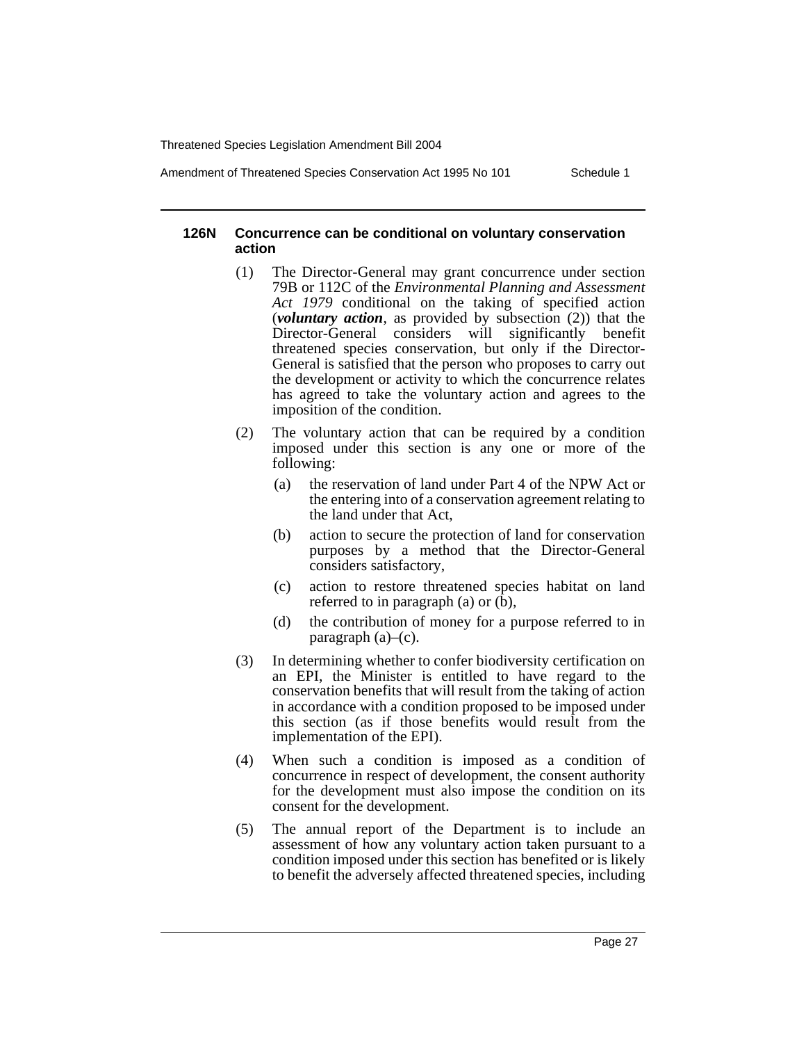#### 126N Concurrence can be conditional on voluntary conservation action

(1) The Director-General may grant concurrence under section 79B or 112C of the *Environmental Planning and Assessment Act 1979* conditional on the taking of specified action (***voluntary action***, as provided by subsection (2)) that the Director-General considers will significantly benefit threatened species conservation, but only if the Director-General is satisfied that the person who proposes to carry out the development or activity to which the concurrence relates has agreed to take the voluntary action and agrees to the imposition of the condition.

(2) The voluntary action that can be required by a condition imposed under this section is any one or more of the following:

(a) the reservation of land under Part 4 of the NPW Act or the entering into of a conservation agreement relating to the land under that Act,

(b) action to secure the protection of land for conservation purposes by a method that the Director-General considers satisfactory,

(c) action to restore threatened species habitat on land referred to in paragraph (a) or (b),

(d) the contribution of money for a purpose referred to in paragraph (a)–(c).

(3) In determining whether to confer biodiversity certification on an EPI, the Minister is entitled to have regard to the conservation benefits that will result from the taking of action in accordance with a condition proposed to be imposed under this section (as if those benefits would result from the implementation of the EPI).

(4) When such a condition is imposed as a condition of concurrence in respect of development, the consent authority for the development must also impose the condition on its consent for the development.

(5) The annual report of the Department is to include an assessment of how any voluntary action taken pursuant to a condition imposed under this section has benefited or is likely to benefit the adversely affected threatened species, including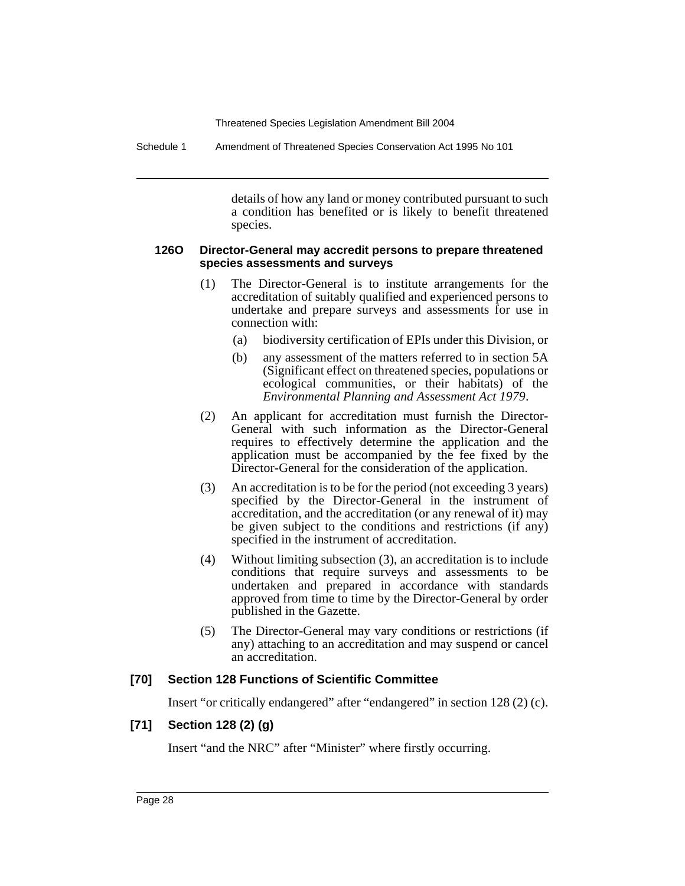details of how any land or money contributed pursuant to such a condition has benefited or is likely to benefit threatened species.

**126O Director-General may accredit persons to prepare threatened species assessments and surveys**

(1) The Director-General is to institute arrangements for the accreditation of suitably qualified and experienced persons to undertake and prepare surveys and assessments for use in connection with:

(a) biodiversity certification of EPIs under this Division, or

(b) any assessment of the matters referred to in section 5A (Significant effect on threatened species, populations or ecological communities, or their habitats) of the *Environmental Planning and Assessment Act 1979*.

(2) An applicant for accreditation must furnish the Director-General with such information as the Director-General requires to effectively determine the application and the application must be accompanied by the fee fixed by the Director-General for the consideration of the application.

(3) An accreditation is to be for the period (not exceeding 3 years) specified by the Director-General in the instrument of accreditation, and the accreditation (or any renewal of it) may be given subject to the conditions and restrictions (if any) specified in the instrument of accreditation.

(4) Without limiting subsection (3), an accreditation is to include conditions that require surveys and assessments to be undertaken and prepared in accordance with standards approved from time to time by the Director-General by order published in the Gazette.

(5) The Director-General may vary conditions or restrictions (if any) attaching to an accreditation and may suspend or cancel an accreditation.

### [70] Section 128 Functions of Scientific Committee

Insert "or critically endangered" after "endangered" in section 128 (2) (c).

### [71] Section 128 (2) (g)

Insert "and the NRC" after "Minister" where firstly occurring.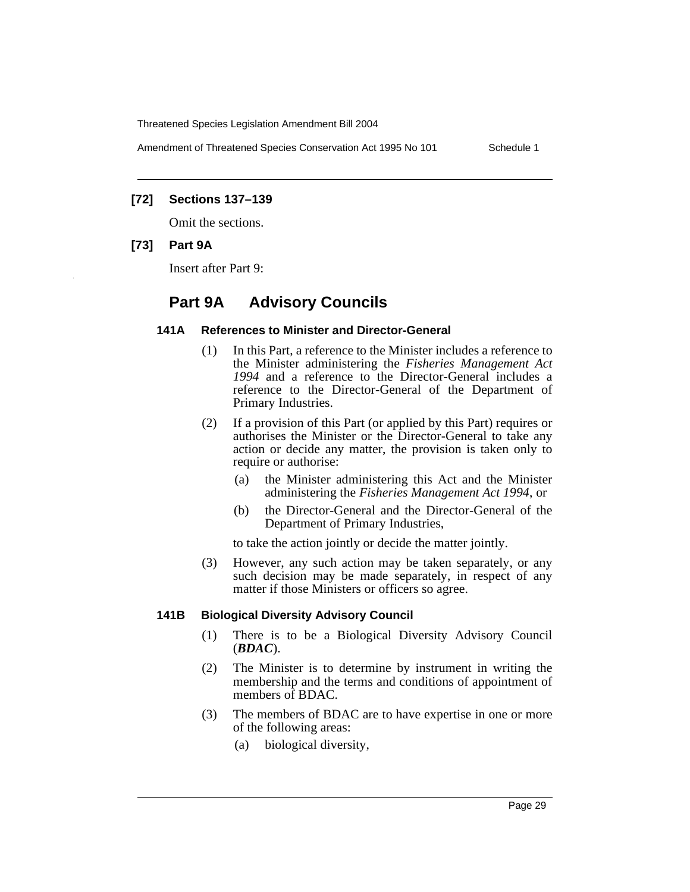**[72] Sections 137–139**

Omit the sections.

**[73] Part 9A**

Insert after Part 9:

## Part 9A Advisory Councils

#### 141A References to Minister and Director-General

(1) In this Part, a reference to the Minister includes a reference to the Minister administering the *Fisheries Management Act 1994* and a reference to the Director-General includes a reference to the Director-General of the Department of Primary Industries.

(2) If a provision of this Part (or applied by this Part) requires or authorises the Minister or the Director-General to take any action or decide any matter, the provision is taken only to require or authorise:

- (a) the Minister administering this Act and the Minister administering the *Fisheries Management Act 1994*, or
- (b) the Director-General and the Director-General of the Department of Primary Industries,

to take the action jointly or decide the matter jointly.

(3) However, any such action may be taken separately, or any such decision may be made separately, in respect of any matter if those Ministers or officers so agree.

#### 141B Biological Diversity Advisory Council

(1) There is to be a Biological Diversity Advisory Council (***BDAC***).

(2) The Minister is to determine by instrument in writing the membership and the terms and conditions of appointment of members of BDAC.

(3) The members of BDAC are to have expertise in one or more of the following areas:

- (a) biological diversity,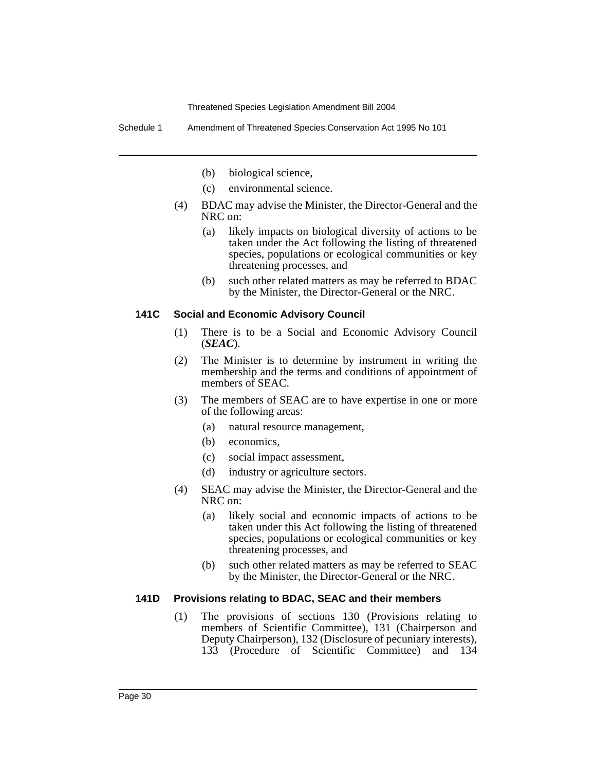(b) biological science,

(c) environmental science.

(4) BDAC may advise the Minister, the Director-General and the NRC on:

(a) likely impacts on biological diversity of actions to be taken under the Act following the listing of threatened species, populations or ecological communities or key threatening processes, and

(b) such other related matters as may be referred to BDAC by the Minister, the Director-General or the NRC.

### 141C Social and Economic Advisory Council

(1) There is to be a Social and Economic Advisory Council (***SEAC***).

(2) The Minister is to determine by instrument in writing the membership and the terms and conditions of appointment of members of SEAC.

(3) The members of SEAC are to have expertise in one or more of the following areas:

(a) natural resource management,

(b) economics,

(c) social impact assessment,

(d) industry or agriculture sectors.

(4) SEAC may advise the Minister, the Director-General and the NRC on:

(a) likely social and economic impacts of actions to be taken under this Act following the listing of threatened species, populations or ecological communities or key threatening processes, and

(b) such other related matters as may be referred to SEAC by the Minister, the Director-General or the NRC.

### 141D Provisions relating to BDAC, SEAC and their members

(1) The provisions of sections 130 (Provisions relating to members of Scientific Committee), 131 (Chairperson and Deputy Chairperson), 132 (Disclosure of pecuniary interests), 133 (Procedure of Scientific Committee) and 134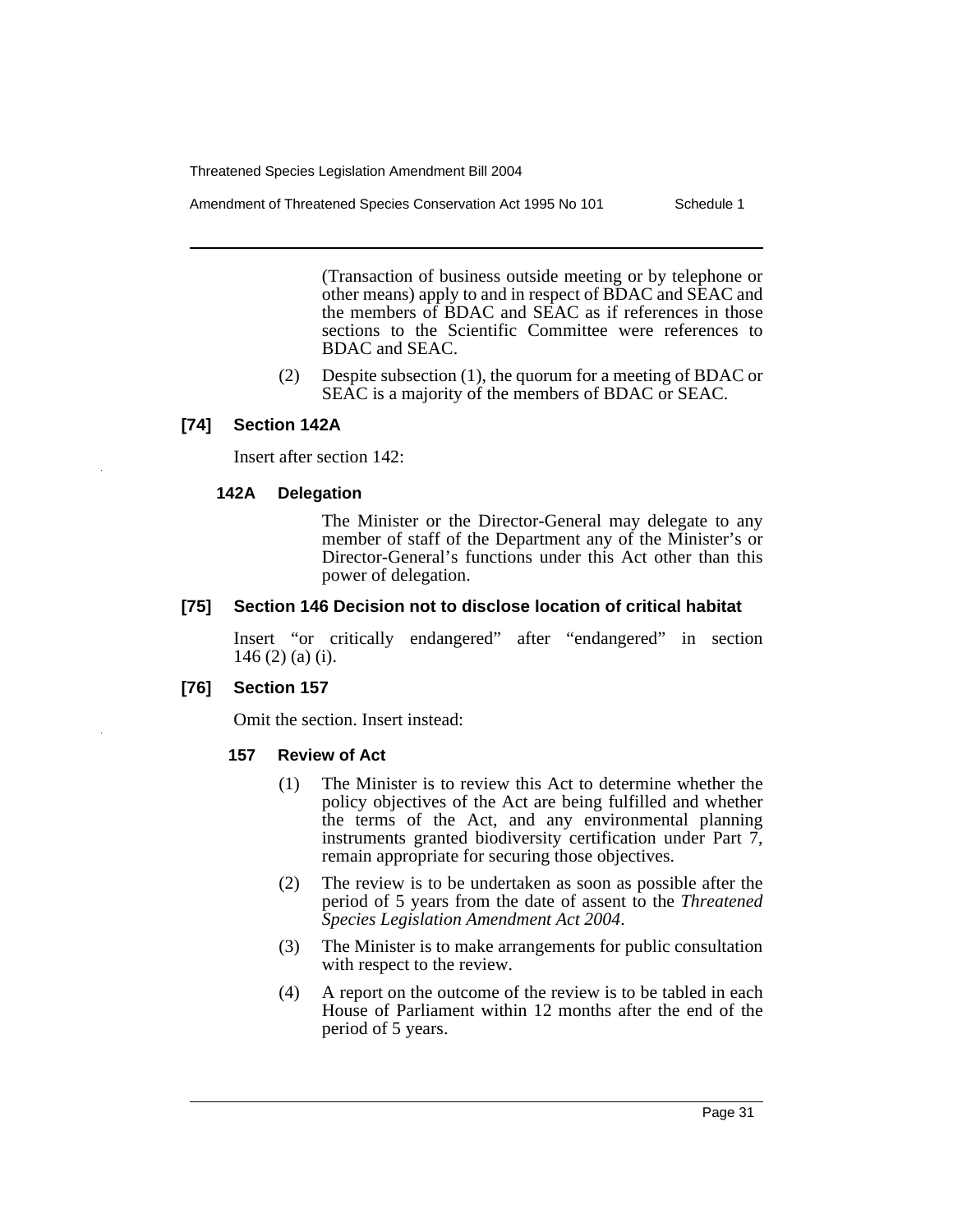(Transaction of business outside meeting or by telephone or other means) apply to and in respect of BDAC and SEAC and the members of BDAC and SEAC as if references in those sections to the Scientific Committee were references to BDAC and SEAC.

(2) Despite subsection (1), the quorum for a meeting of BDAC or SEAC is a majority of the members of BDAC or SEAC.

### [74] Section 142A

Insert after section 142:

#### 142A Delegation

The Minister or the Director-General may delegate to any member of staff of the Department any of the Minister's or Director-General's functions under this Act other than this power of delegation.

### [75] Section 146 Decision not to disclose location of critical habitat

Insert "or critically endangered" after "endangered" in section 146 (2) (a) (i).

### [76] Section 157

Omit the section. Insert instead:

#### 157 Review of Act

(1) The Minister is to review this Act to determine whether the policy objectives of the Act are being fulfilled and whether the terms of the Act, and any environmental planning instruments granted biodiversity certification under Part 7, remain appropriate for securing those objectives.

(2) The review is to be undertaken as soon as possible after the period of 5 years from the date of assent to the *Threatened Species Legislation Amendment Act 2004*.

(3) The Minister is to make arrangements for public consultation with respect to the review.

(4) A report on the outcome of the review is to be tabled in each House of Parliament within 12 months after the end of the period of 5 years.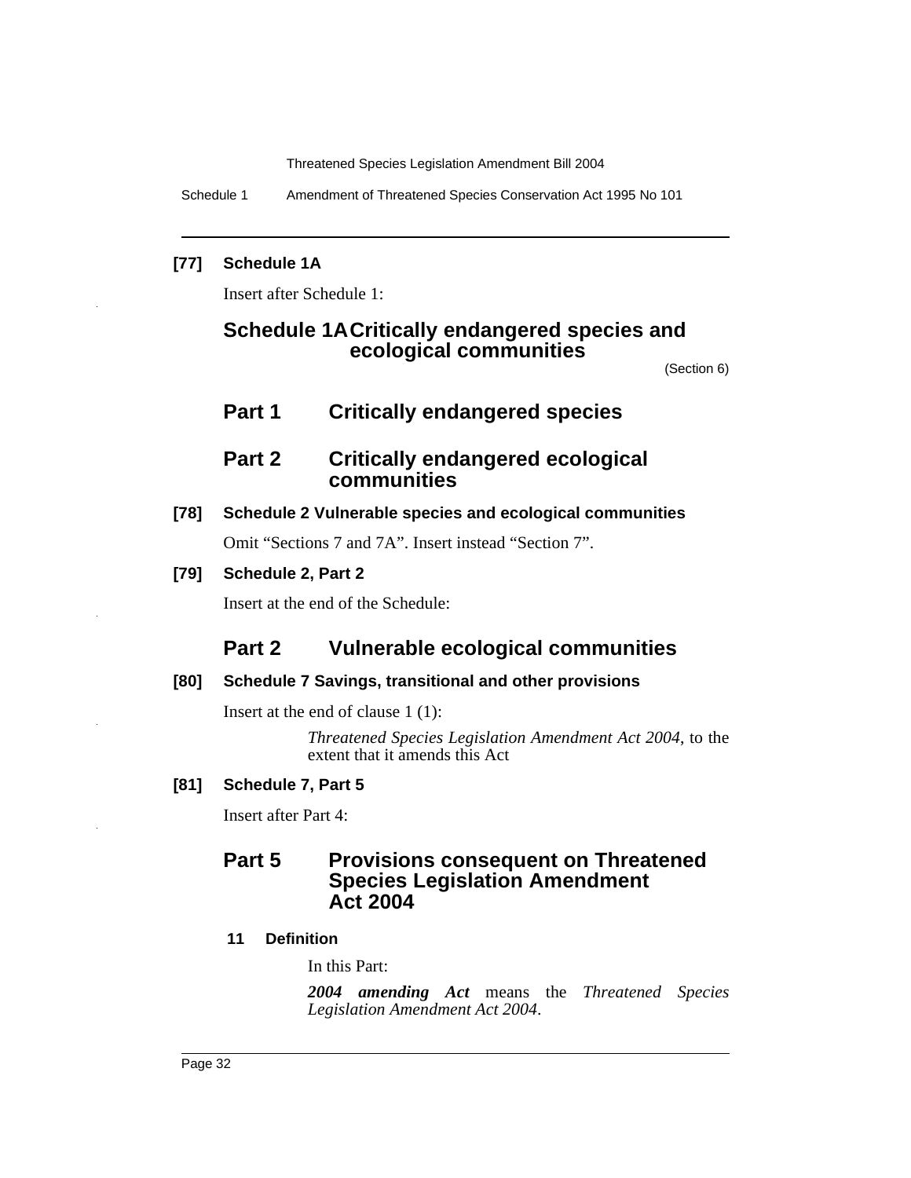**[77] Schedule 1A**

Insert after Schedule 1:

## Schedule 1A Critically endangered species and ecological communities

(Section 6)

### Part 1 Critically endangered species

### Part 2 Critically endangered ecological communities

**[78] Schedule 2 Vulnerable species and ecological communities**

Omit "Sections 7 and 7A". Insert instead "Section 7".

**[79] Schedule 2, Part 2**

Insert at the end of the Schedule:

### Part 2 Vulnerable ecological communities

**[80] Schedule 7 Savings, transitional and other provisions**

Insert at the end of clause 1 (1):

> *Threatened Species Legislation Amendment Act 2004*, to the extent that it amends this Act

**[81] Schedule 7, Part 5**

Insert after Part 4:

### Part 5 Provisions consequent on Threatened Species Legislation Amendment Act 2004

**11 Definition**

In this Part:

***2004 amending Act*** means the *Threatened Species Legislation Amendment Act 2004*.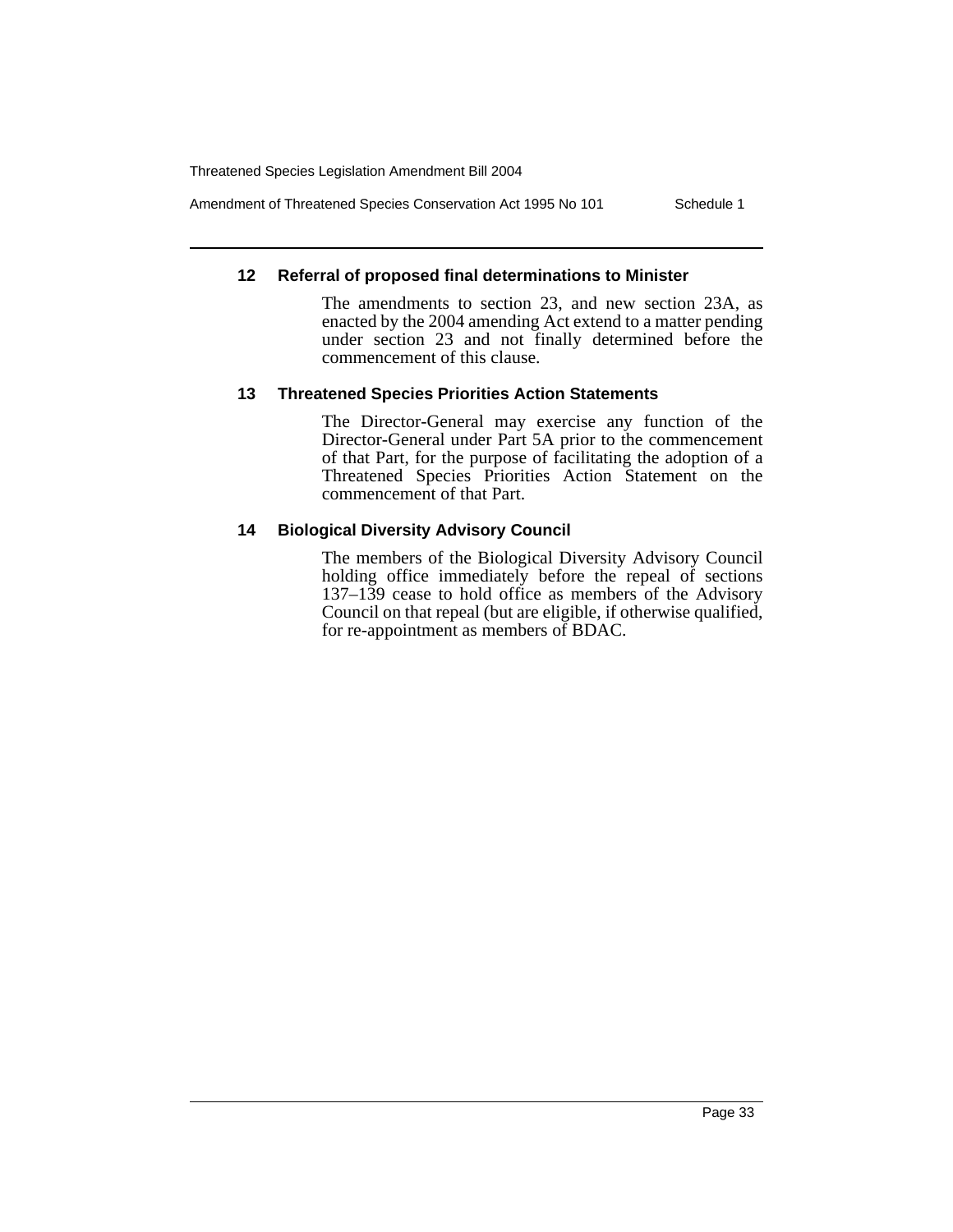### 12 Referral of proposed final determinations to Minister

The amendments to section 23, and new section 23A, as enacted by the 2004 amending Act extend to a matter pending under section 23 and not finally determined before the commencement of this clause.

### 13 Threatened Species Priorities Action Statements

The Director-General may exercise any function of the Director-General under Part 5A prior to the commencement of that Part, for the purpose of facilitating the adoption of a Threatened Species Priorities Action Statement on the commencement of that Part.

### 14 Biological Diversity Advisory Council

The members of the Biological Diversity Advisory Council holding office immediately before the repeal of sections 137–139 cease to hold office as members of the Advisory Council on that repeal (but are eligible, if otherwise qualified, for re-appointment as members of BDAC.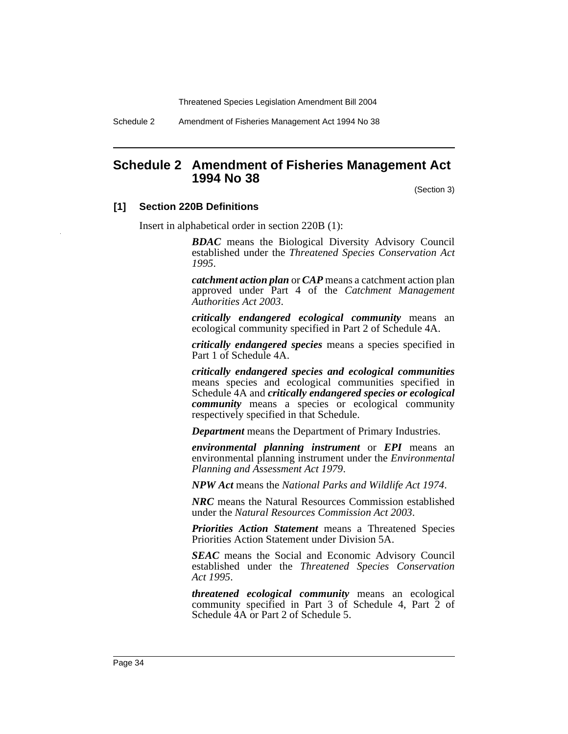# Schedule 2 Amendment of Fisheries Management Act 1994 No 38

(Section 3)

## [1] Section 220B Definitions

Insert in alphabetical order in section 220B (1):

> ***BDAC*** means the Biological Diversity Advisory Council established under the *Threatened Species Conservation Act 1995*.
>
> ***catchment action plan*** or ***CAP*** means a catchment action plan approved under Part 4 of the *Catchment Management Authorities Act 2003*.
>
> ***critically endangered ecological community*** means an ecological community specified in Part 2 of Schedule 4A.
>
> ***critically endangered species*** means a species specified in Part 1 of Schedule 4A.
>
> ***critically endangered species and ecological communities*** means species and ecological communities specified in Schedule 4A and ***critically endangered species or ecological community*** means a species or ecological community respectively specified in that Schedule.
>
> ***Department*** means the Department of Primary Industries.
>
> ***environmental planning instrument*** or ***EPI*** means an environmental planning instrument under the *Environmental Planning and Assessment Act 1979*.
>
> ***NPW Act*** means the *National Parks and Wildlife Act 1974*.
>
> ***NRC*** means the Natural Resources Commission established under the *Natural Resources Commission Act 2003*.
>
> ***Priorities Action Statement*** means a Threatened Species Priorities Action Statement under Division 5A.
>
> ***SEAC*** means the Social and Economic Advisory Council established under the *Threatened Species Conservation Act 1995*.
>
> ***threatened ecological community*** means an ecological community specified in Part 3 of Schedule 4, Part 2 of Schedule 4A or Part 2 of Schedule 5.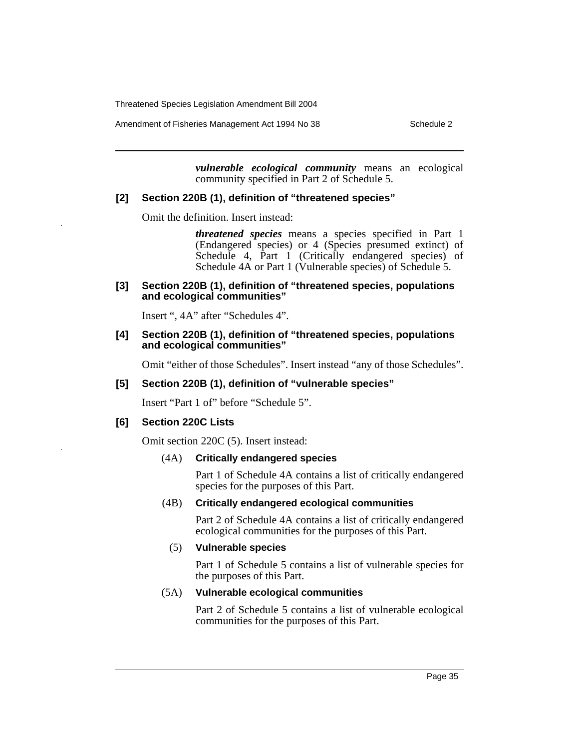***vulnerable ecological community*** means an ecological community specified in Part 2 of Schedule 5.

**[2] Section 220B (1), definition of "threatened species"**

Omit the definition. Insert instead:

> ***threatened species*** means a species specified in Part 1 (Endangered species) or 4 (Species presumed extinct) of Schedule 4, Part 1 (Critically endangered species) of Schedule 4A or Part 1 (Vulnerable species) of Schedule 5.

**[3] Section 220B (1), definition of "threatened species, populations and ecological communities"**

Insert ", 4A" after "Schedules 4".

**[4] Section 220B (1), definition of "threatened species, populations and ecological communities"**

Omit "either of those Schedules". Insert instead "any of those Schedules".

**[5] Section 220B (1), definition of "vulnerable species"**

Insert "Part 1 of" before "Schedule 5".

**[6] Section 220C Lists**

Omit section 220C (5). Insert instead:

(4A) **Critically endangered species**

Part 1 of Schedule 4A contains a list of critically endangered species for the purposes of this Part.

(4B) **Critically endangered ecological communities**

Part 2 of Schedule 4A contains a list of critically endangered ecological communities for the purposes of this Part.

(5) **Vulnerable species**

Part 1 of Schedule 5 contains a list of vulnerable species for the purposes of this Part.

(5A) **Vulnerable ecological communities**

Part 2 of Schedule 5 contains a list of vulnerable ecological communities for the purposes of this Part.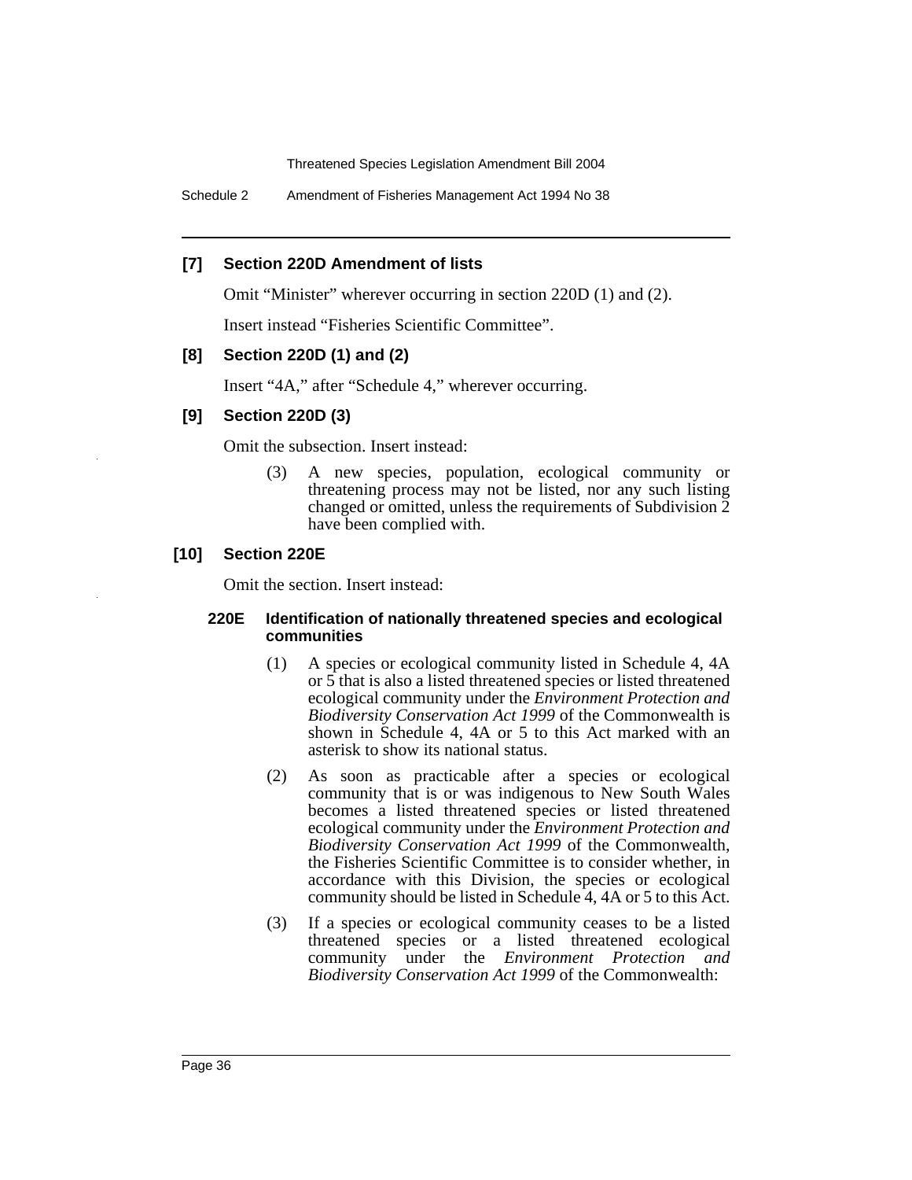**[7] Section 220D Amendment of lists**

Omit "Minister" wherever occurring in section 220D (1) and (2).

Insert instead "Fisheries Scientific Committee".

**[8] Section 220D (1) and (2)**

Insert "4A," after "Schedule 4," wherever occurring.

**[9] Section 220D (3)**

Omit the subsection. Insert instead:

> (3) A new species, population, ecological community or threatening process may not be listed, nor any such listing changed or omitted, unless the requirements of Subdivision 2 have been complied with.

**[10] Section 220E**

Omit the section. Insert instead:

> **220E Identification of nationally threatened species and ecological communities**
>
> (1) A species or ecological community listed in Schedule 4, 4A or 5 that is also a listed threatened species or listed threatened ecological community under the *Environment Protection and Biodiversity Conservation Act 1999* of the Commonwealth is shown in Schedule 4, 4A or 5 to this Act marked with an asterisk to show its national status.
>
> (2) As soon as practicable after a species or ecological community that is or was indigenous to New South Wales becomes a listed threatened species or listed threatened ecological community under the *Environment Protection and Biodiversity Conservation Act 1999* of the Commonwealth, the Fisheries Scientific Committee is to consider whether, in accordance with this Division, the species or ecological community should be listed in Schedule 4, 4A or 5 to this Act.
>
> (3) If a species or ecological community ceases to be a listed threatened species or a listed threatened ecological community under the *Environment Protection and Biodiversity Conservation Act 1999* of the Commonwealth: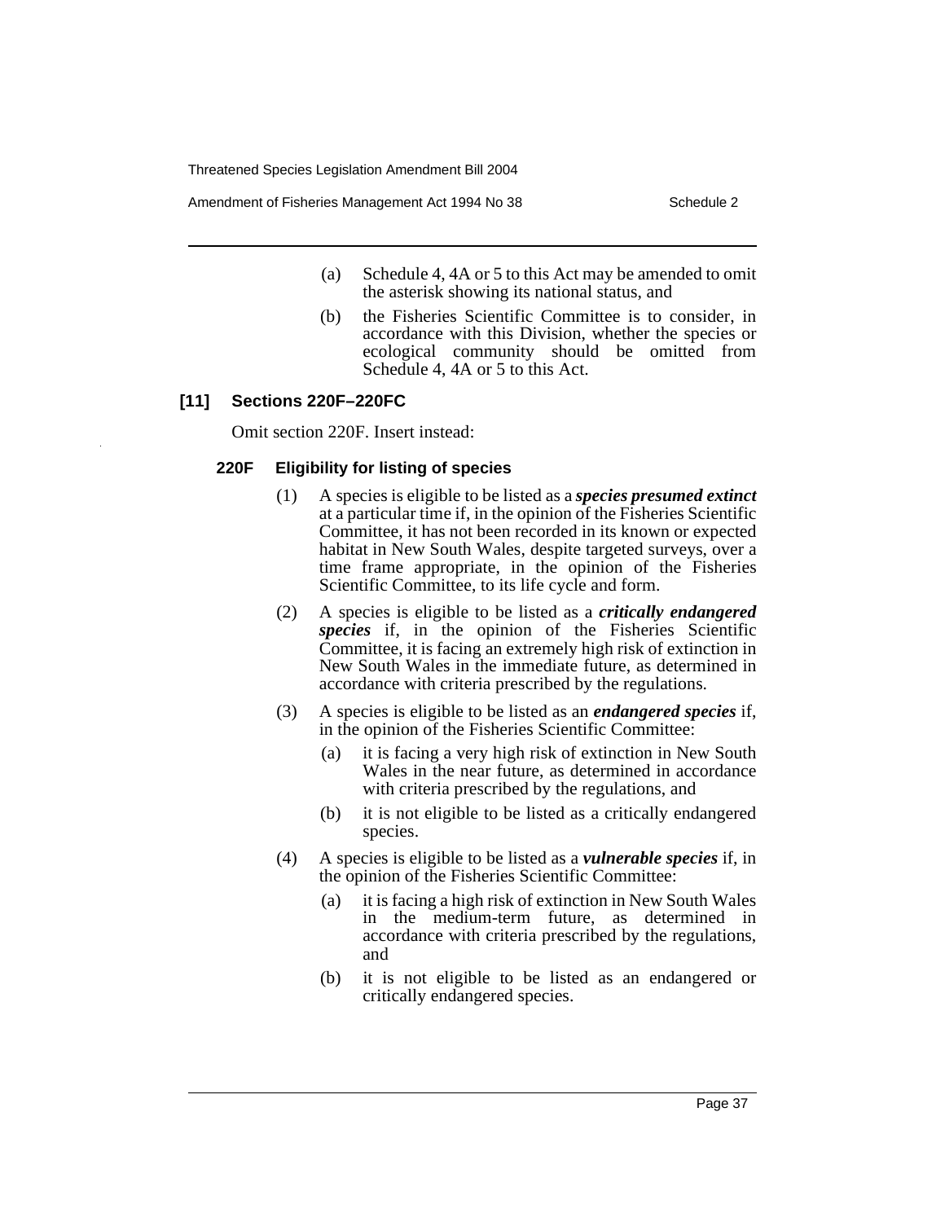(a) Schedule 4, 4A or 5 to this Act may be amended to omit the asterisk showing its national status, and

(b) the Fisheries Scientific Committee is to consider, in accordance with this Division, whether the species or ecological community should be omitted from Schedule 4, 4A or 5 to this Act.

### [11] Sections 220F–220FC

Omit section 220F. Insert instead:

#### 220F Eligibility for listing of species

(1) A species is eligible to be listed as a ***species presumed extinct*** at a particular time if, in the opinion of the Fisheries Scientific Committee, it has not been recorded in its known or expected habitat in New South Wales, despite targeted surveys, over a time frame appropriate, in the opinion of the Fisheries Scientific Committee, to its life cycle and form.

(2) A species is eligible to be listed as a ***critically endangered species*** if, in the opinion of the Fisheries Scientific Committee, it is facing an extremely high risk of extinction in New South Wales in the immediate future, as determined in accordance with criteria prescribed by the regulations.

(3) A species is eligible to be listed as an ***endangered species*** if, in the opinion of the Fisheries Scientific Committee:

(a) it is facing a very high risk of extinction in New South Wales in the near future, as determined in accordance with criteria prescribed by the regulations, and

(b) it is not eligible to be listed as a critically endangered species.

(4) A species is eligible to be listed as a ***vulnerable species*** if, in the opinion of the Fisheries Scientific Committee:

(a) it is facing a high risk of extinction in New South Wales in the medium-term future, as determined in accordance with criteria prescribed by the regulations, and

(b) it is not eligible to be listed as an endangered or critically endangered species.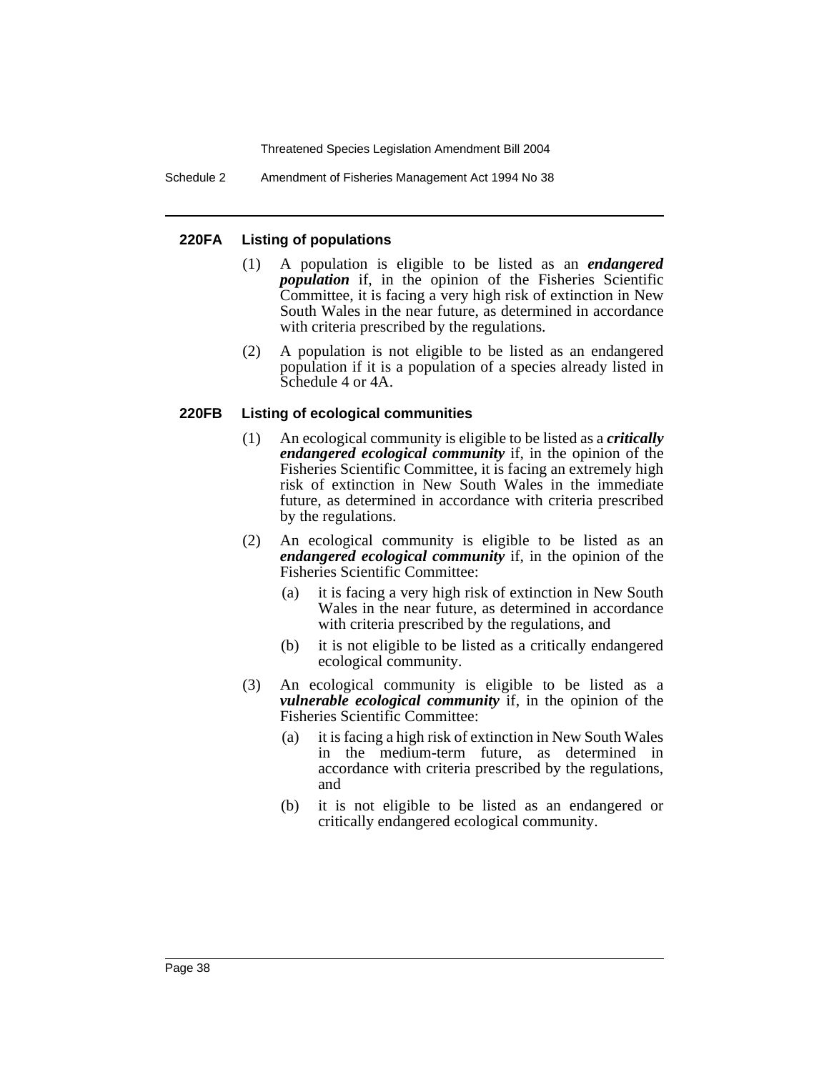### 220FA Listing of populations

(1) A population is eligible to be listed as an ***endangered population*** if, in the opinion of the Fisheries Scientific Committee, it is facing a very high risk of extinction in New South Wales in the near future, as determined in accordance with criteria prescribed by the regulations.

(2) A population is not eligible to be listed as an endangered population if it is a population of a species already listed in Schedule 4 or 4A.

### 220FB Listing of ecological communities

(1) An ecological community is eligible to be listed as a ***critically endangered ecological community*** if, in the opinion of the Fisheries Scientific Committee, it is facing an extremely high risk of extinction in New South Wales in the immediate future, as determined in accordance with criteria prescribed by the regulations.

(2) An ecological community is eligible to be listed as an ***endangered ecological community*** if, in the opinion of the Fisheries Scientific Committee:

- (a) it is facing a very high risk of extinction in New South Wales in the near future, as determined in accordance with criteria prescribed by the regulations, and
- (b) it is not eligible to be listed as a critically endangered ecological community.

(3) An ecological community is eligible to be listed as a ***vulnerable ecological community*** if, in the opinion of the Fisheries Scientific Committee:

- (a) it is facing a high risk of extinction in New South Wales in the medium-term future, as determined in accordance with criteria prescribed by the regulations, and
- (b) it is not eligible to be listed as an endangered or critically endangered ecological community.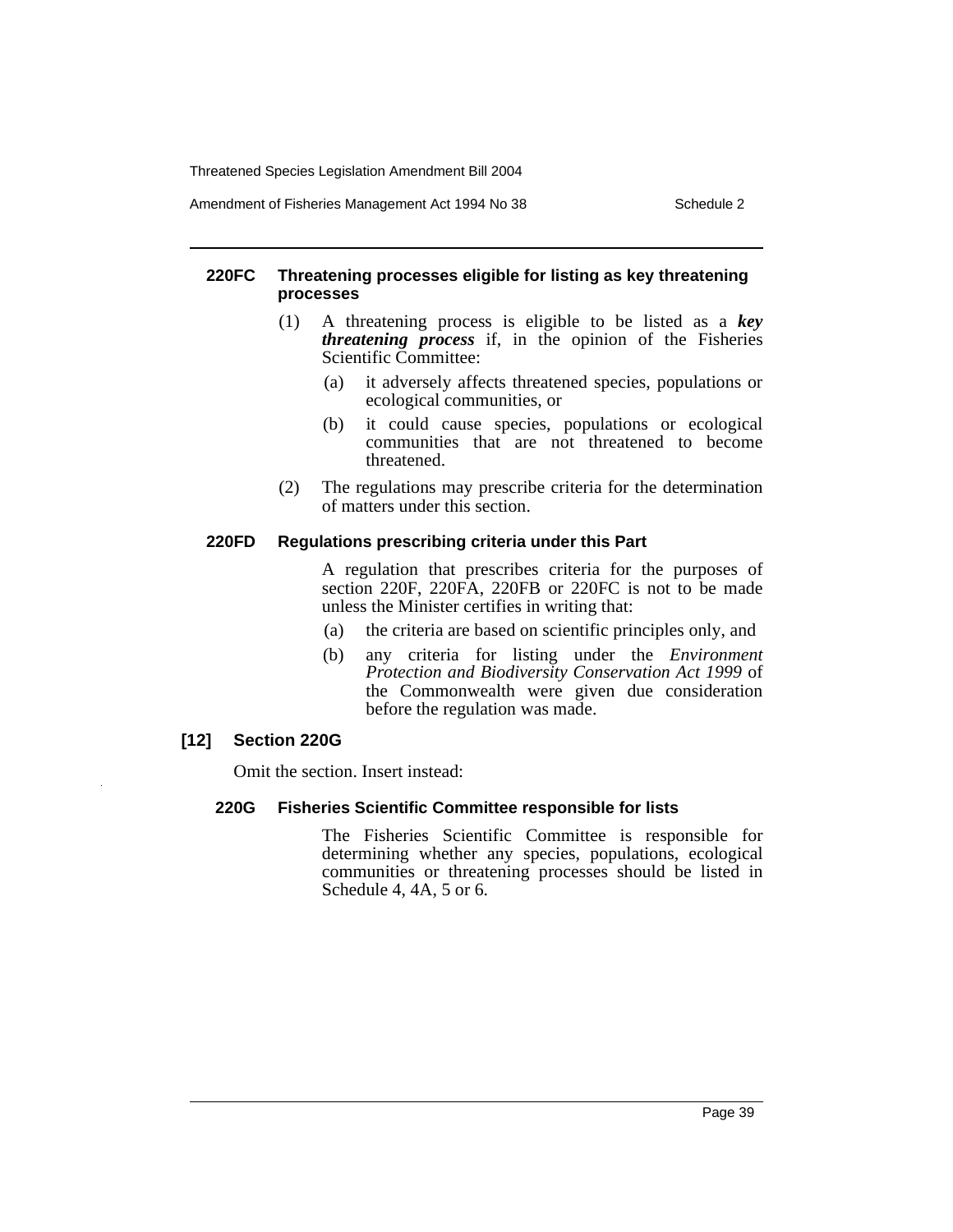#### 220FC Threatening processes eligible for listing as key threatening processes

(1) A threatening process is eligible to be listed as a ***key threatening process*** if, in the opinion of the Fisheries Scientific Committee:

(a) it adversely affects threatened species, populations or ecological communities, or

(b) it could cause species, populations or ecological communities that are not threatened to become threatened.

(2) The regulations may prescribe criteria for the determination of matters under this section.

#### 220FD Regulations prescribing criteria under this Part

A regulation that prescribes criteria for the purposes of section 220F, 220FA, 220FB or 220FC is not to be made unless the Minister certifies in writing that:

(a) the criteria are based on scientific principles only, and

(b) any criteria for listing under the *Environment Protection and Biodiversity Conservation Act 1999* of the Commonwealth were given due consideration before the regulation was made.

### [12] Section 220G

Omit the section. Insert instead:

#### 220G Fisheries Scientific Committee responsible for lists

The Fisheries Scientific Committee is responsible for determining whether any species, populations, ecological communities or threatening processes should be listed in Schedule 4, 4A, 5 or 6.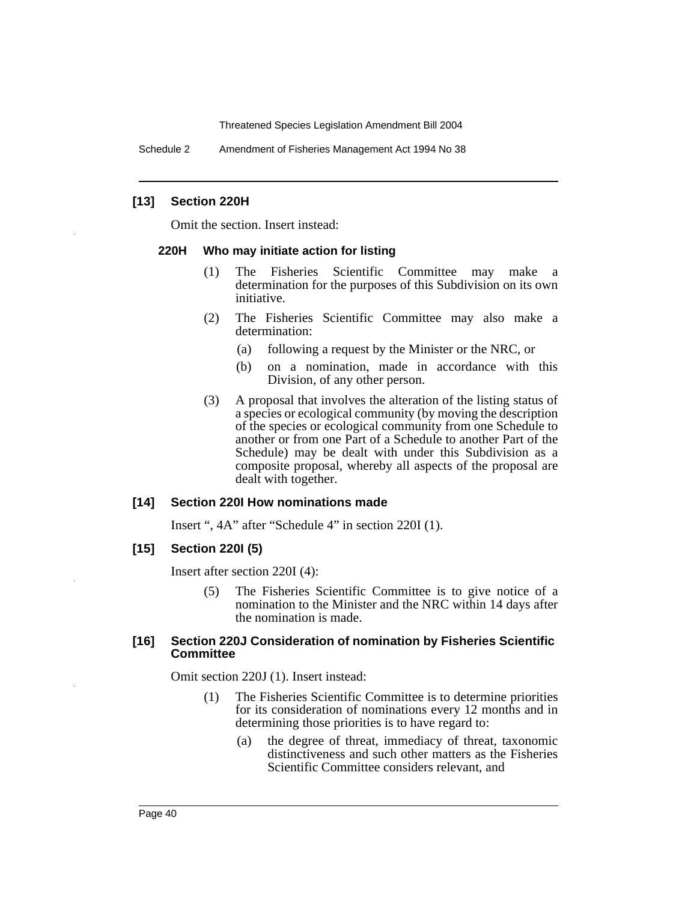### [13] Section 220H

Omit the section. Insert instead:

#### 220H Who may initiate action for listing

(1) The Fisheries Scientific Committee may make a determination for the purposes of this Subdivision on its own initiative.

(2) The Fisheries Scientific Committee may also make a determination:

- (a) following a request by the Minister or the NRC, or
- (b) on a nomination, made in accordance with this Division, of any other person.

(3) A proposal that involves the alteration of the listing status of a species or ecological community (by moving the description of the species or ecological community from one Schedule to another or from one Part of a Schedule to another Part of the Schedule) may be dealt with under this Subdivision as a composite proposal, whereby all aspects of the proposal are dealt with together.

### [14] Section 220I How nominations made

Insert ", 4A" after "Schedule 4" in section 220I (1).

### [15] Section 220I (5)

Insert after section 220I (4):

(5) The Fisheries Scientific Committee is to give notice of a nomination to the Minister and the NRC within 14 days after the nomination is made.

### [16] Section 220J Consideration of nomination by Fisheries Scientific Committee

Omit section 220J (1). Insert instead:

(1) The Fisheries Scientific Committee is to determine priorities for its consideration of nominations every 12 months and in determining those priorities is to have regard to:

- (a) the degree of threat, immediacy of threat, taxonomic distinctiveness and such other matters as the Fisheries Scientific Committee considers relevant, and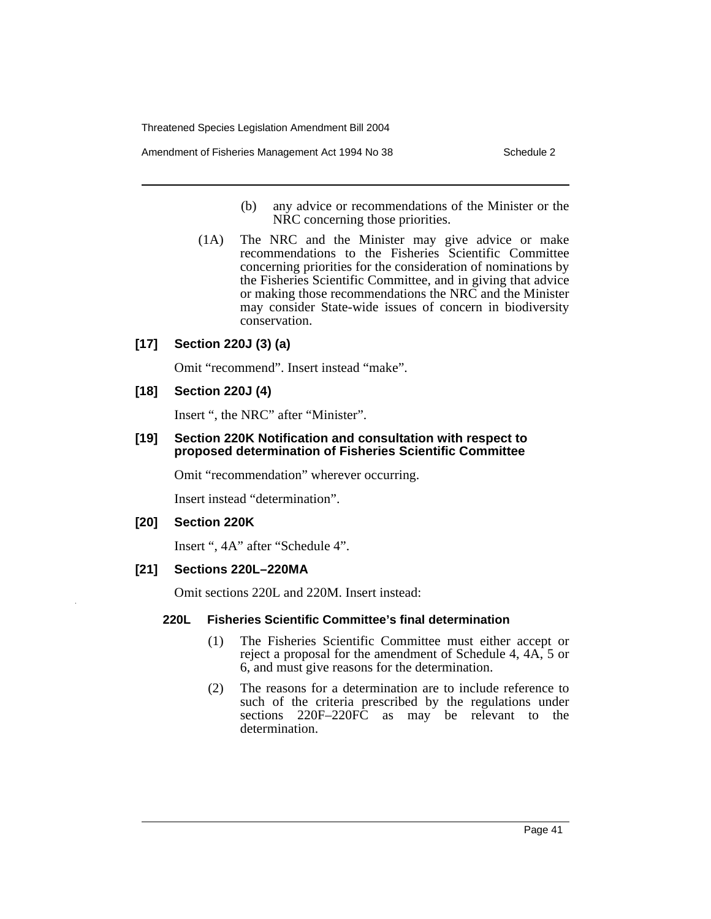(b) any advice or recommendations of the Minister or the NRC concerning those priorities.

(1A) The NRC and the Minister may give advice or make recommendations to the Fisheries Scientific Committee concerning priorities for the consideration of nominations by the Fisheries Scientific Committee, and in giving that advice or making those recommendations the NRC and the Minister may consider State-wide issues of concern in biodiversity conservation.

### [17] Section 220J (3) (a)

Omit "recommend". Insert instead "make".

### [18] Section 220J (4)

Insert ", the NRC" after "Minister".

### [19] Section 220K Notification and consultation with respect to proposed determination of Fisheries Scientific Committee

Omit "recommendation" wherever occurring.

Insert instead "determination".

### [20] Section 220K

Insert ", 4A" after "Schedule 4".

### [21] Sections 220L–220MA

Omit sections 220L and 220M. Insert instead:

#### 220L Fisheries Scientific Committee's final determination

(1) The Fisheries Scientific Committee must either accept or reject a proposal for the amendment of Schedule 4, 4A, 5 or 6, and must give reasons for the determination.

(2) The reasons for a determination are to include reference to such of the criteria prescribed by the regulations under sections 220F–220FC as may be relevant to the determination.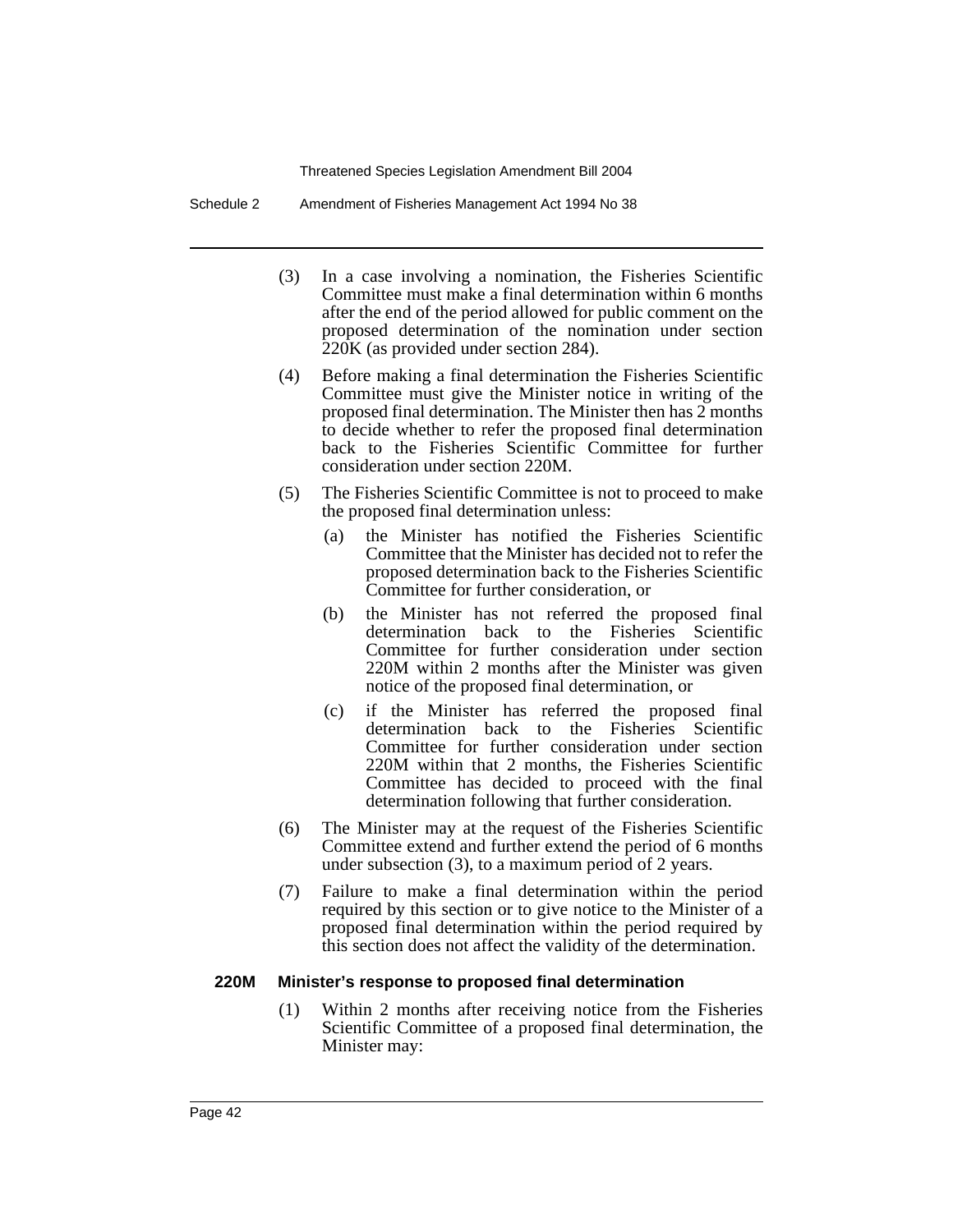(3) In a case involving a nomination, the Fisheries Scientific Committee must make a final determination within 6 months after the end of the period allowed for public comment on the proposed determination of the nomination under section 220K (as provided under section 284).

(4) Before making a final determination the Fisheries Scientific Committee must give the Minister notice in writing of the proposed final determination. The Minister then has 2 months to decide whether to refer the proposed final determination back to the Fisheries Scientific Committee for further consideration under section 220M.

(5) The Fisheries Scientific Committee is not to proceed to make the proposed final determination unless:

(a) the Minister has notified the Fisheries Scientific Committee that the Minister has decided not to refer the proposed determination back to the Fisheries Scientific Committee for further consideration, or

(b) the Minister has not referred the proposed final determination back to the Fisheries Scientific Committee for further consideration under section 220M within 2 months after the Minister was given notice of the proposed final determination, or

(c) if the Minister has referred the proposed final determination back to the Fisheries Scientific Committee for further consideration under section 220M within that 2 months, the Fisheries Scientific Committee has decided to proceed with the final determination following that further consideration.

(6) The Minister may at the request of the Fisheries Scientific Committee extend and further extend the period of 6 months under subsection (3), to a maximum period of 2 years.

(7) Failure to make a final determination within the period required by this section or to give notice to the Minister of a proposed final determination within the period required by this section does not affect the validity of the determination.

### 220M Minister's response to proposed final determination

(1) Within 2 months after receiving notice from the Fisheries Scientific Committee of a proposed final determination, the Minister may: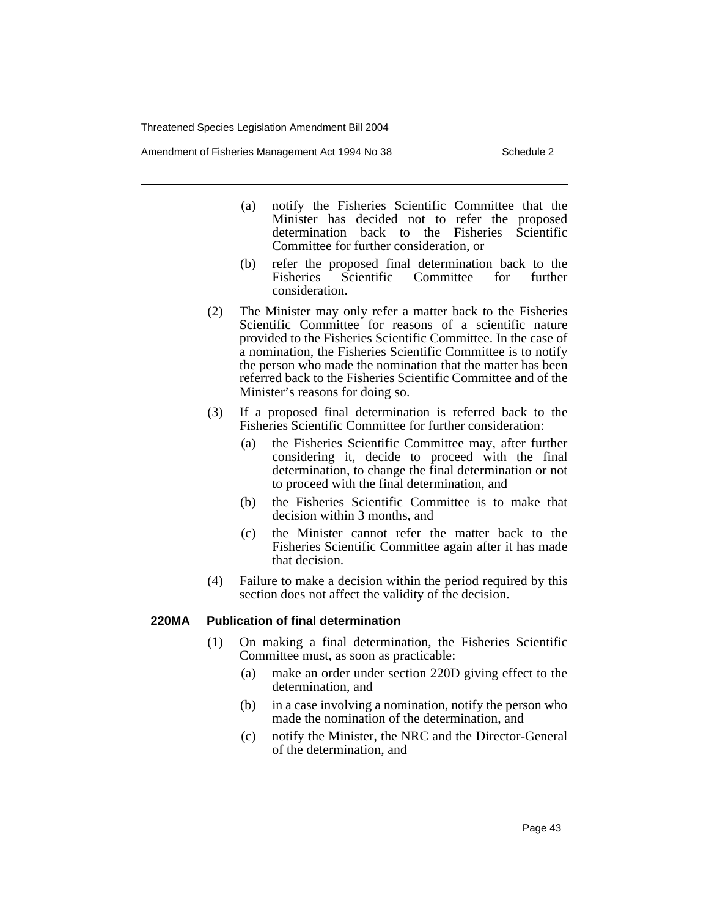(a) notify the Fisheries Scientific Committee that the Minister has decided not to refer the proposed determination back to the Fisheries Scientific Committee for further consideration, or

(b) refer the proposed final determination back to the Fisheries Scientific Committee for further consideration.

(2) The Minister may only refer a matter back to the Fisheries Scientific Committee for reasons of a scientific nature provided to the Fisheries Scientific Committee. In the case of a nomination, the Fisheries Scientific Committee is to notify the person who made the nomination that the matter has been referred back to the Fisheries Scientific Committee and of the Minister's reasons for doing so.

(3) If a proposed final determination is referred back to the Fisheries Scientific Committee for further consideration:

(a) the Fisheries Scientific Committee may, after further considering it, decide to proceed with the final determination, to change the final determination or not to proceed with the final determination, and

(b) the Fisheries Scientific Committee is to make that decision within 3 months, and

(c) the Minister cannot refer the matter back to the Fisheries Scientific Committee again after it has made that decision.

(4) Failure to make a decision within the period required by this section does not affect the validity of the decision.

**220MA Publication of final determination**

(1) On making a final determination, the Fisheries Scientific Committee must, as soon as practicable:

(a) make an order under section 220D giving effect to the determination, and

(b) in a case involving a nomination, notify the person who made the nomination of the determination, and

(c) notify the Minister, the NRC and the Director-General of the determination, and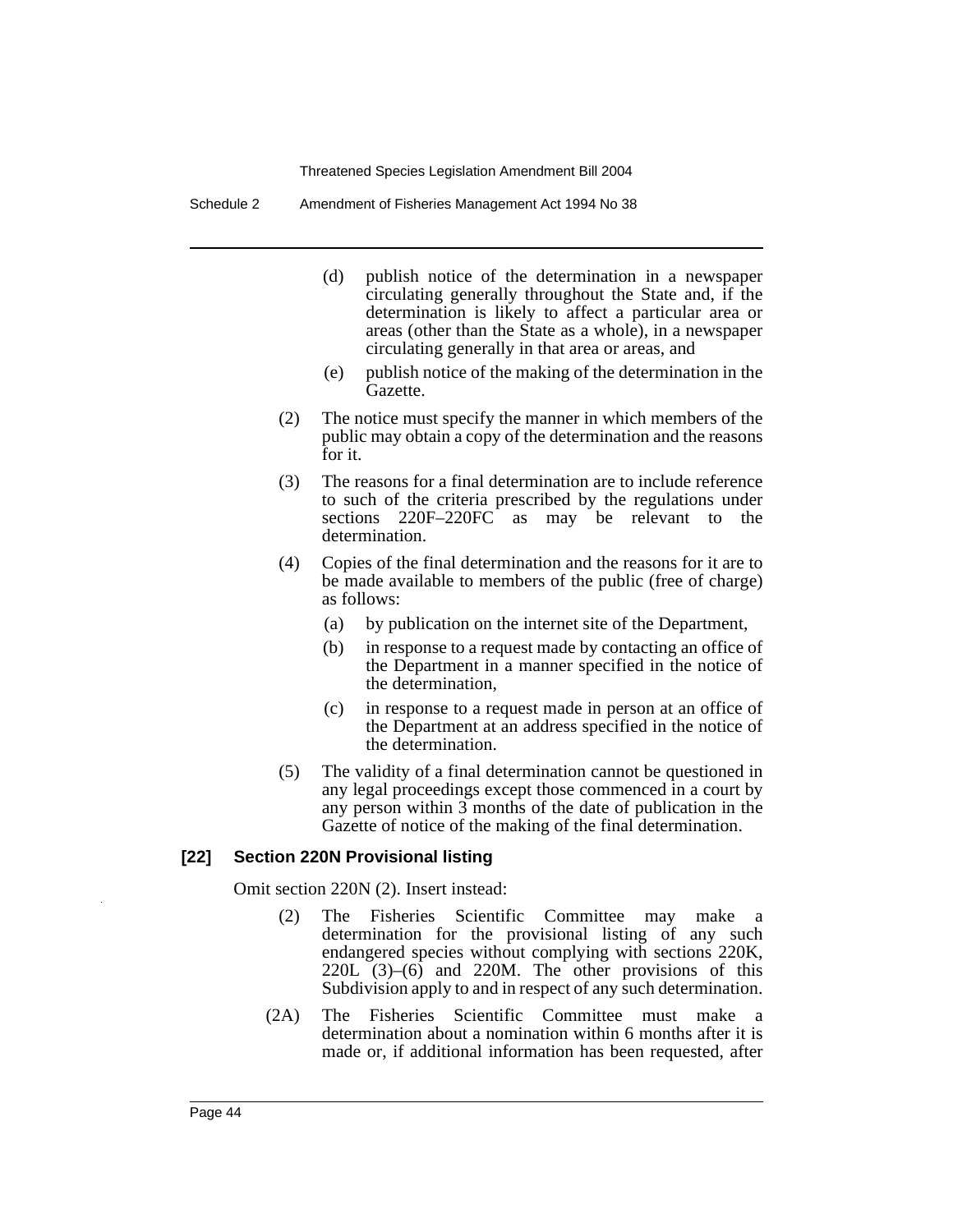(d) publish notice of the determination in a newspaper circulating generally throughout the State and, if the determination is likely to affect a particular area or areas (other than the State as a whole), in a newspaper circulating generally in that area or areas, and

(e) publish notice of the making of the determination in the Gazette.

(2) The notice must specify the manner in which members of the public may obtain a copy of the determination and the reasons for it.

(3) The reasons for a final determination are to include reference to such of the criteria prescribed by the regulations under sections 220F–220FC as may be relevant to the determination.

(4) Copies of the final determination and the reasons for it are to be made available to members of the public (free of charge) as follows:

(a) by publication on the internet site of the Department,

(b) in response to a request made by contacting an office of the Department in a manner specified in the notice of the determination,

(c) in response to a request made in person at an office of the Department at an address specified in the notice of the determination.

(5) The validity of a final determination cannot be questioned in any legal proceedings except those commenced in a court by any person within 3 months of the date of publication in the Gazette of notice of the making of the final determination.

**[22] Section 220N Provisional listing**

Omit section 220N (2). Insert instead:

(2) The Fisheries Scientific Committee may make a determination for the provisional listing of any such endangered species without complying with sections 220K, 220L (3)–(6) and 220M. The other provisions of this Subdivision apply to and in respect of any such determination.

(2A) The Fisheries Scientific Committee must make a determination about a nomination within 6 months after it is made or, if additional information has been requested, after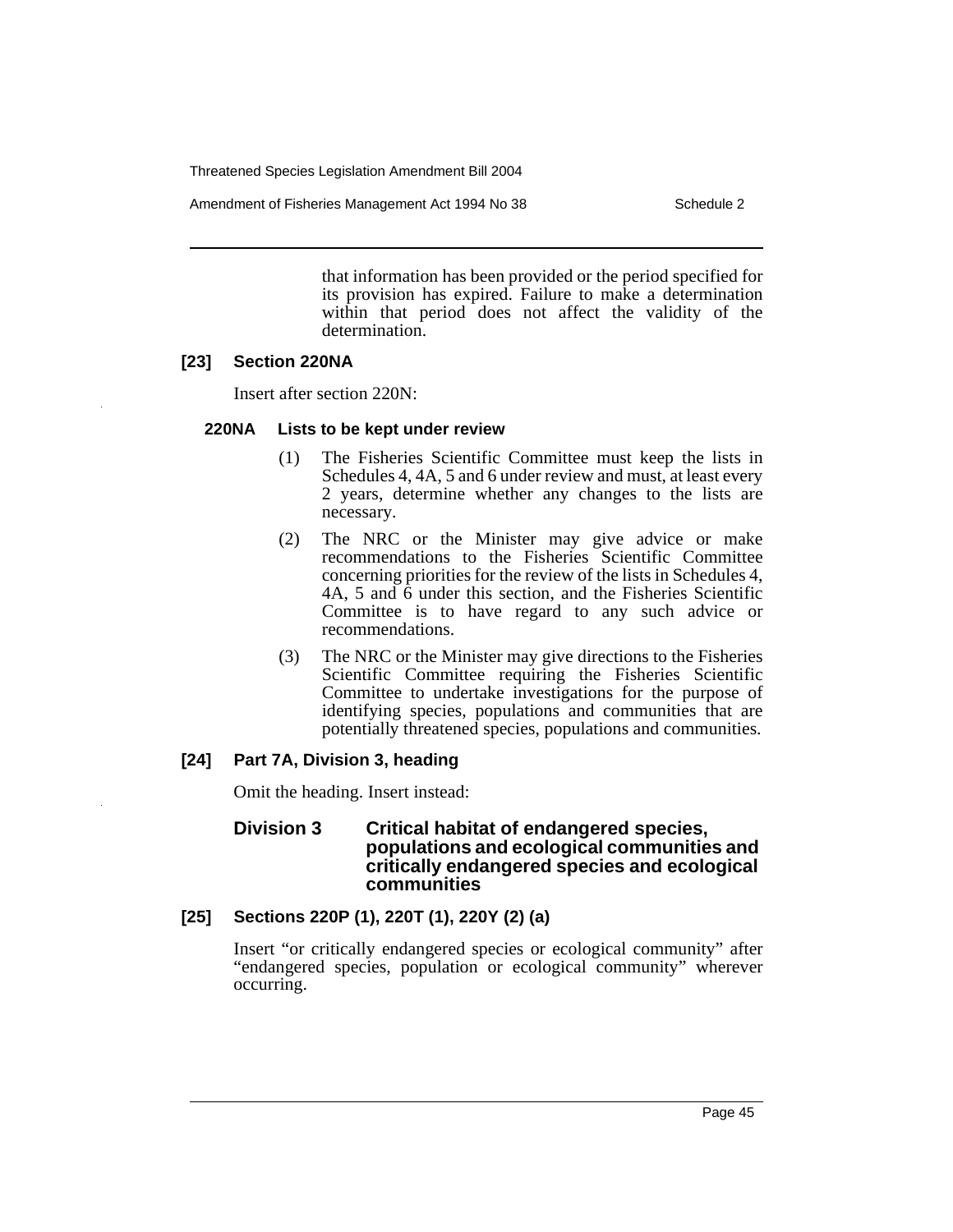that information has been provided or the period specified for its provision has expired. Failure to make a determination within that period does not affect the validity of the determination.

**[23] Section 220NA**

Insert after section 220N:

**220NA Lists to be kept under review**

(1) The Fisheries Scientific Committee must keep the lists in Schedules 4, 4A, 5 and 6 under review and must, at least every 2 years, determine whether any changes to the lists are necessary.

(2) The NRC or the Minister may give advice or make recommendations to the Fisheries Scientific Committee concerning priorities for the review of the lists in Schedules 4, 4A, 5 and 6 under this section, and the Fisheries Scientific Committee is to have regard to any such advice or recommendations.

(3) The NRC or the Minister may give directions to the Fisheries Scientific Committee requiring the Fisheries Scientific Committee to undertake investigations for the purpose of identifying species, populations and communities that are potentially threatened species, populations and communities.

**[24] Part 7A, Division 3, heading**

Omit the heading. Insert instead:

**Division 3 Critical habitat of endangered species, populations and ecological communities and critically endangered species and ecological communities**

**[25] Sections 220P (1), 220T (1), 220Y (2) (a)**

Insert "or critically endangered species or ecological community" after "endangered species, population or ecological community" wherever occurring.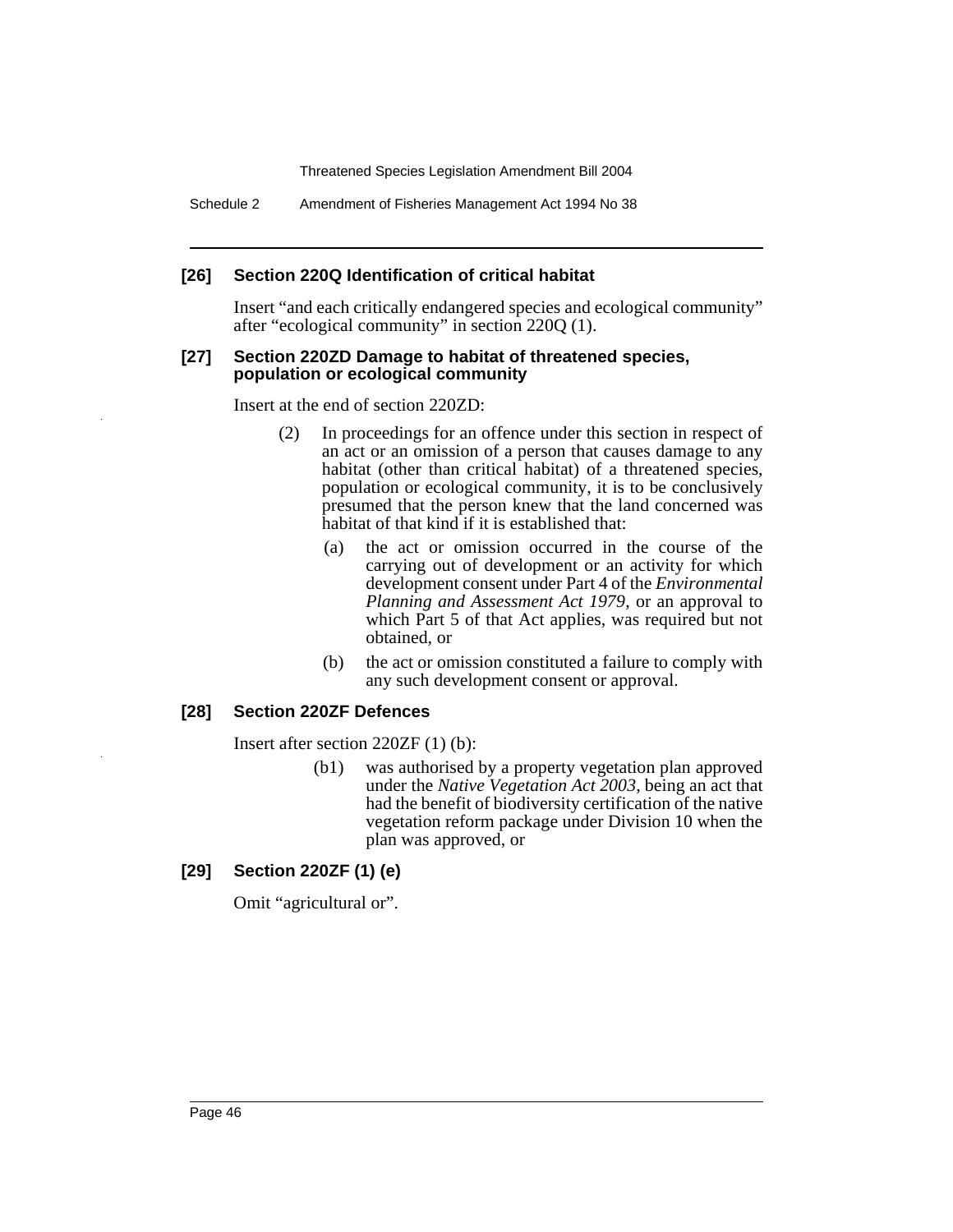### [26] Section 220Q Identification of critical habitat

Insert "and each critically endangered species and ecological community" after "ecological community" in section 220Q (1).

### [27] Section 220ZD Damage to habitat of threatened species, population or ecological community

Insert at the end of section 220ZD:

> (2) In proceedings for an offence under this section in respect of an act or an omission of a person that causes damage to any habitat (other than critical habitat) of a threatened species, population or ecological community, it is to be conclusively presumed that the person knew that the land concerned was habitat of that kind if it is established that:
>
> (a) the act or omission occurred in the course of the carrying out of development or an activity for which development consent under Part 4 of the *Environmental Planning and Assessment Act 1979*, or an approval to which Part 5 of that Act applies, was required but not obtained, or
>
> (b) the act or omission constituted a failure to comply with any such development consent or approval.

### [28] Section 220ZF Defences

Insert after section 220ZF (1) (b):

> (b1) was authorised by a property vegetation plan approved under the *Native Vegetation Act 2003*, being an act that had the benefit of biodiversity certification of the native vegetation reform package under Division 10 when the plan was approved, or

### [29] Section 220ZF (1) (e)

Omit "agricultural or".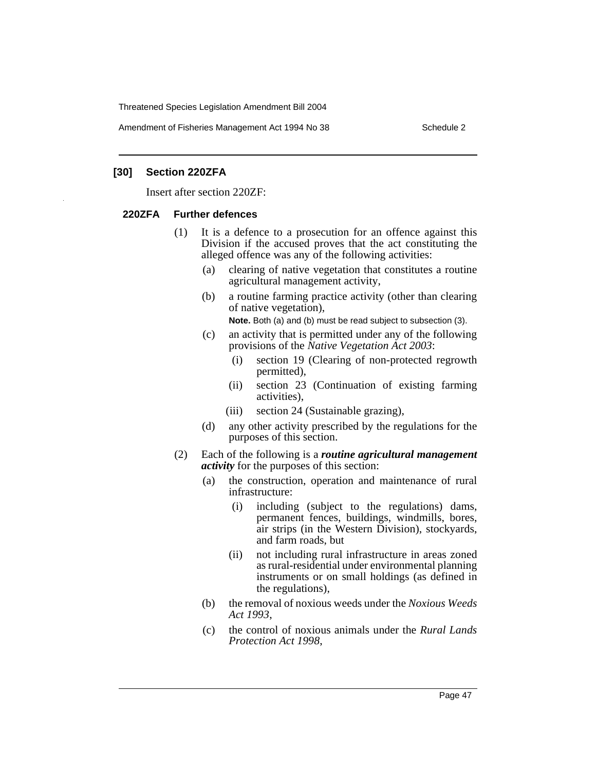### [30] Section 220ZFA

Insert after section 220ZF:

#### 220ZFA Further defences

(1) It is a defence to a prosecution for an offence against this Division if the accused proves that the act constituting the alleged offence was any of the following activities:

- (a) clearing of native vegetation that constitutes a routine agricultural management activity,
- (b) a routine farming practice activity (other than clearing of native vegetation),

  **Note.** Both (a) and (b) must be read subject to subsection (3).

- (c) an activity that is permitted under any of the following provisions of the *Native Vegetation Act 2003*:
  - (i) section 19 (Clearing of non-protected regrowth permitted),
  - (ii) section 23 (Continuation of existing farming activities),
  - (iii) section 24 (Sustainable grazing),
- (d) any other activity prescribed by the regulations for the purposes of this section.

(2) Each of the following is a ***routine agricultural management activity*** for the purposes of this section:

- (a) the construction, operation and maintenance of rural infrastructure:
  - (i) including (subject to the regulations) dams, permanent fences, buildings, windmills, bores, air strips (in the Western Division), stockyards, and farm roads, but
  - (ii) not including rural infrastructure in areas zoned as rural-residential under environmental planning instruments or on small holdings (as defined in the regulations),
- (b) the removal of noxious weeds under the *Noxious Weeds Act 1993*,
- (c) the control of noxious animals under the *Rural Lands Protection Act 1998*,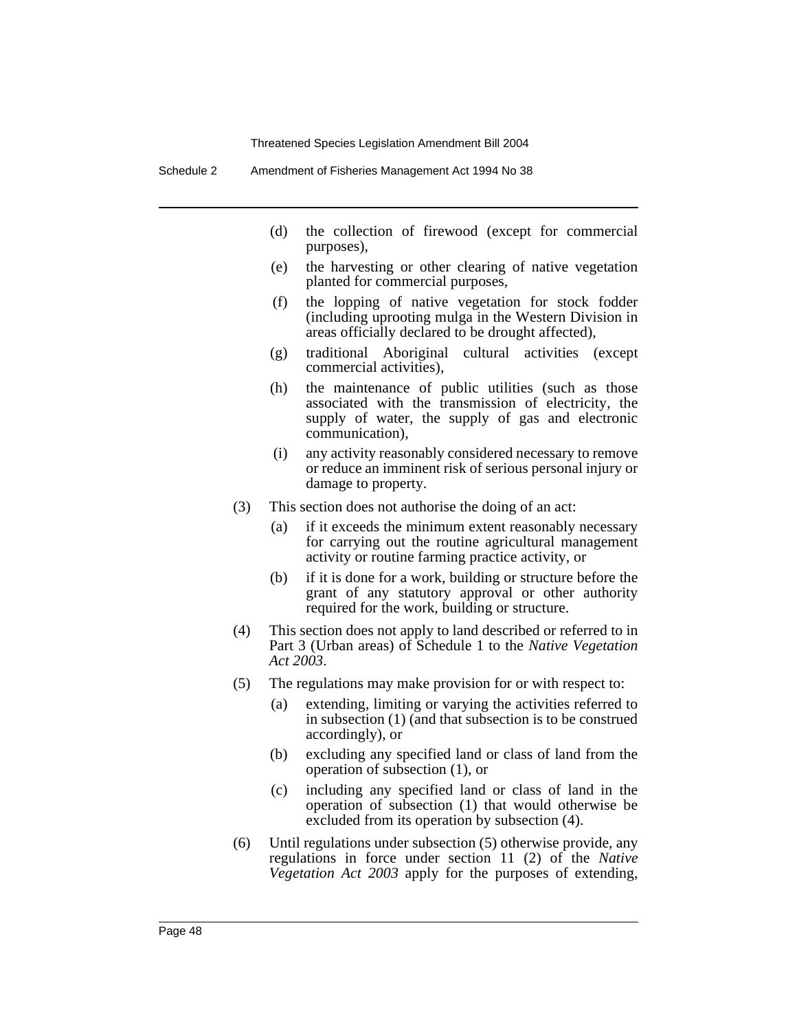(d) the collection of firewood (except for commercial purposes),

(e) the harvesting or other clearing of native vegetation planted for commercial purposes,

(f) the lopping of native vegetation for stock fodder (including uprooting mulga in the Western Division in areas officially declared to be drought affected),

(g) traditional Aboriginal cultural activities (except commercial activities),

(h) the maintenance of public utilities (such as those associated with the transmission of electricity, the supply of water, the supply of gas and electronic communication),

(i) any activity reasonably considered necessary to remove or reduce an imminent risk of serious personal injury or damage to property.

(3) This section does not authorise the doing of an act:

(a) if it exceeds the minimum extent reasonably necessary for carrying out the routine agricultural management activity or routine farming practice activity, or

(b) if it is done for a work, building or structure before the grant of any statutory approval or other authority required for the work, building or structure.

(4) This section does not apply to land described or referred to in Part 3 (Urban areas) of Schedule 1 to the *Native Vegetation Act 2003*.

(5) The regulations may make provision for or with respect to:

(a) extending, limiting or varying the activities referred to in subsection (1) (and that subsection is to be construed accordingly), or

(b) excluding any specified land or class of land from the operation of subsection (1), or

(c) including any specified land or class of land in the operation of subsection (1) that would otherwise be excluded from its operation by subsection (4).

(6) Until regulations under subsection (5) otherwise provide, any regulations in force under section 11 (2) of the *Native Vegetation Act 2003* apply for the purposes of extending,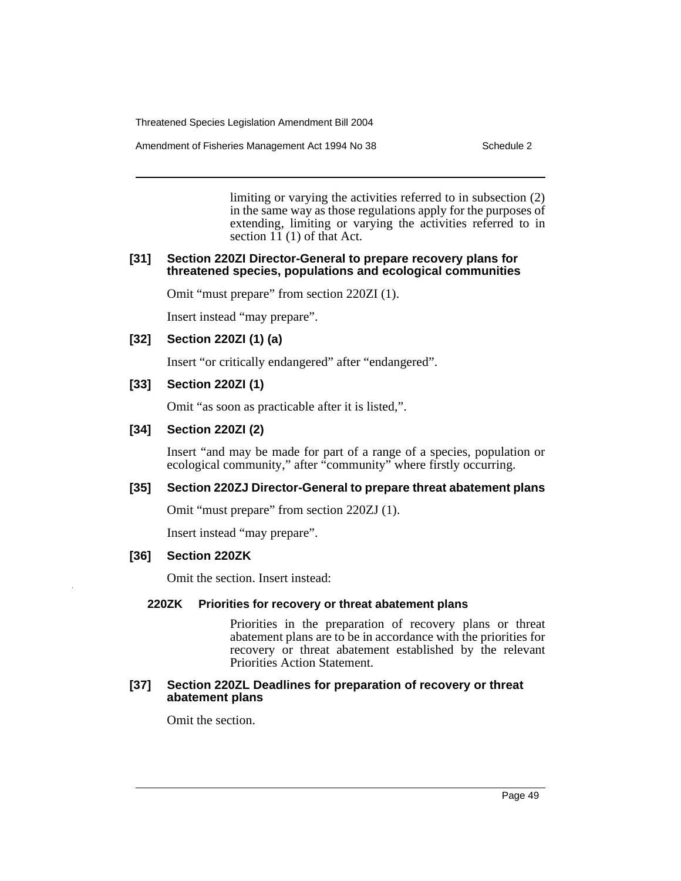limiting or varying the activities referred to in subsection (2) in the same way as those regulations apply for the purposes of extending, limiting or varying the activities referred to in section 11 (1) of that Act.

**[31] Section 220ZI Director-General to prepare recovery plans for threatened species, populations and ecological communities**

Omit "must prepare" from section 220ZI (1).

Insert instead "may prepare".

**[32] Section 220ZI (1) (a)**

Insert "or critically endangered" after "endangered".

**[33] Section 220ZI (1)**

Omit "as soon as practicable after it is listed,".

**[34] Section 220ZI (2)**

Insert "and may be made for part of a range of a species, population or ecological community," after "community" where firstly occurring.

**[35] Section 220ZJ Director-General to prepare threat abatement plans**

Omit "must prepare" from section 220ZJ (1).

Insert instead "may prepare".

**[36] Section 220ZK**

Omit the section. Insert instead:

**220ZK Priorities for recovery or threat abatement plans**

Priorities in the preparation of recovery plans or threat abatement plans are to be in accordance with the priorities for recovery or threat abatement established by the relevant Priorities Action Statement.

**[37] Section 220ZL Deadlines for preparation of recovery or threat abatement plans**

Omit the section.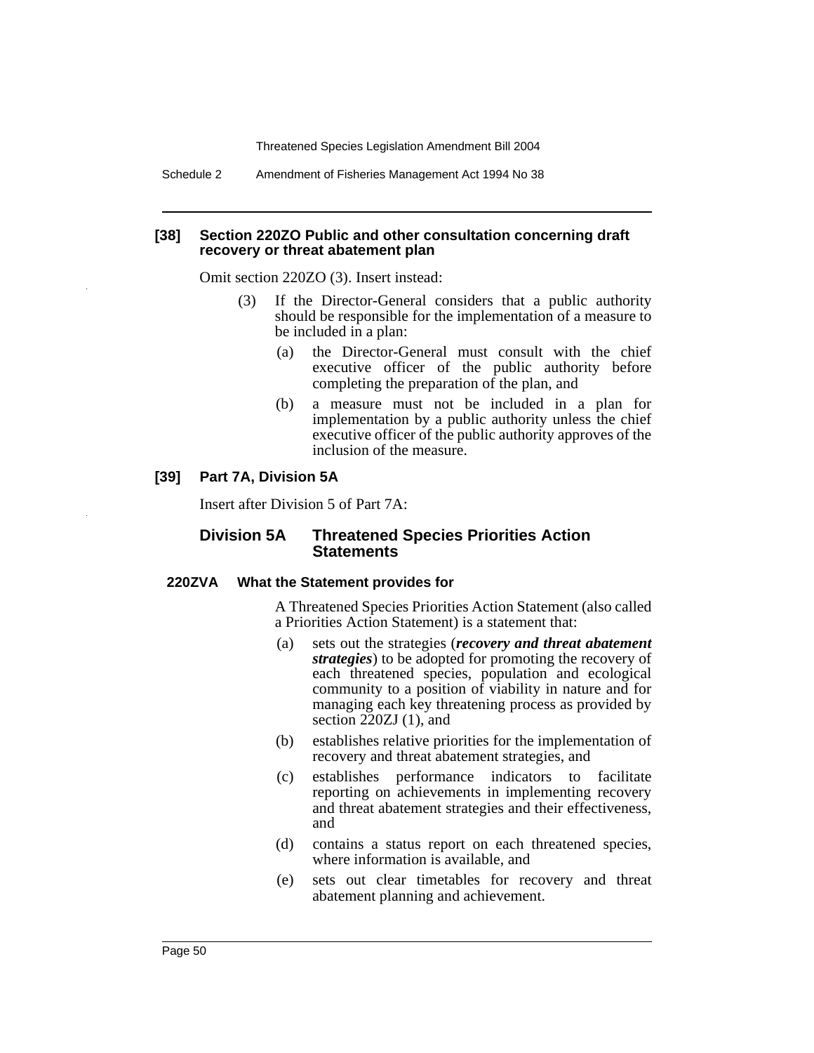### [38] Section 220ZO Public and other consultation concerning draft recovery or threat abatement plan

Omit section 220ZO (3). Insert instead:

(3) If the Director-General considers that a public authority should be responsible for the implementation of a measure to be included in a plan:

(a) the Director-General must consult with the chief executive officer of the public authority before completing the preparation of the plan, and

(b) a measure must not be included in a plan for implementation by a public authority unless the chief executive officer of the public authority approves of the inclusion of the measure.

### [39] Part 7A, Division 5A

Insert after Division 5 of Part 7A:

## Division 5A Threatened Species Priorities Action Statements

### 220ZVA What the Statement provides for

A Threatened Species Priorities Action Statement (also called a Priorities Action Statement) is a statement that:

(a) sets out the strategies (***recovery and threat abatement strategies***) to be adopted for promoting the recovery of each threatened species, population and ecological community to a position of viability in nature and for managing each key threatening process as provided by section 220ZJ (1), and

(b) establishes relative priorities for the implementation of recovery and threat abatement strategies, and

(c) establishes performance indicators to facilitate reporting on achievements in implementing recovery and threat abatement strategies and their effectiveness, and

(d) contains a status report on each threatened species, where information is available, and

(e) sets out clear timetables for recovery and threat abatement planning and achievement.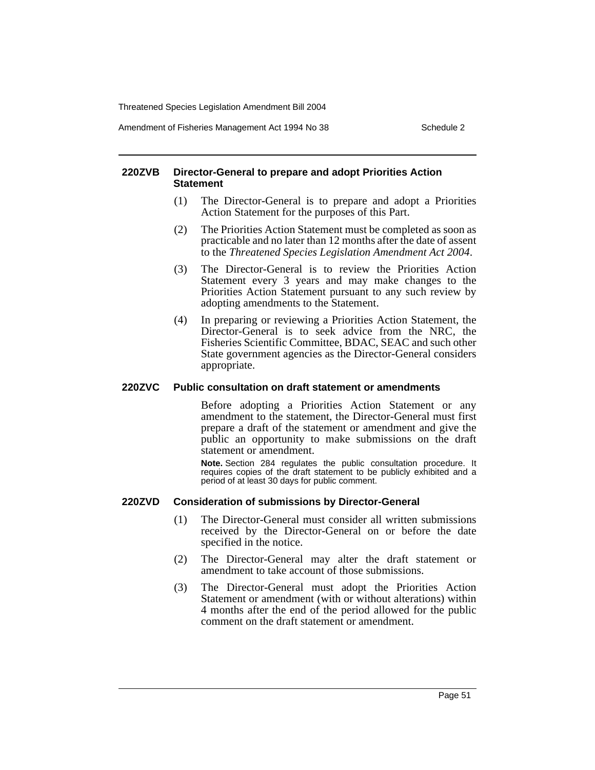#### 220ZVB Director-General to prepare and adopt Priorities Action Statement

(1) The Director-General is to prepare and adopt a Priorities Action Statement for the purposes of this Part.

(2) The Priorities Action Statement must be completed as soon as practicable and no later than 12 months after the date of assent to the *Threatened Species Legislation Amendment Act 2004*.

(3) The Director-General is to review the Priorities Action Statement every 3 years and may make changes to the Priorities Action Statement pursuant to any such review by adopting amendments to the Statement.

(4) In preparing or reviewing a Priorities Action Statement, the Director-General is to seek advice from the NRC, the Fisheries Scientific Committee, BDAC, SEAC and such other State government agencies as the Director-General considers appropriate.

#### 220ZVC Public consultation on draft statement or amendments

Before adopting a Priorities Action Statement or any amendment to the statement, the Director-General must first prepare a draft of the statement or amendment and give the public an opportunity to make submissions on the draft statement or amendment.

**Note.** Section 284 regulates the public consultation procedure. It requires copies of the draft statement to be publicly exhibited and a period of at least 30 days for public comment.

#### 220ZVD Consideration of submissions by Director-General

(1) The Director-General must consider all written submissions received by the Director-General on or before the date specified in the notice.

(2) The Director-General may alter the draft statement or amendment to take account of those submissions.

(3) The Director-General must adopt the Priorities Action Statement or amendment (with or without alterations) within 4 months after the end of the period allowed for the public comment on the draft statement or amendment.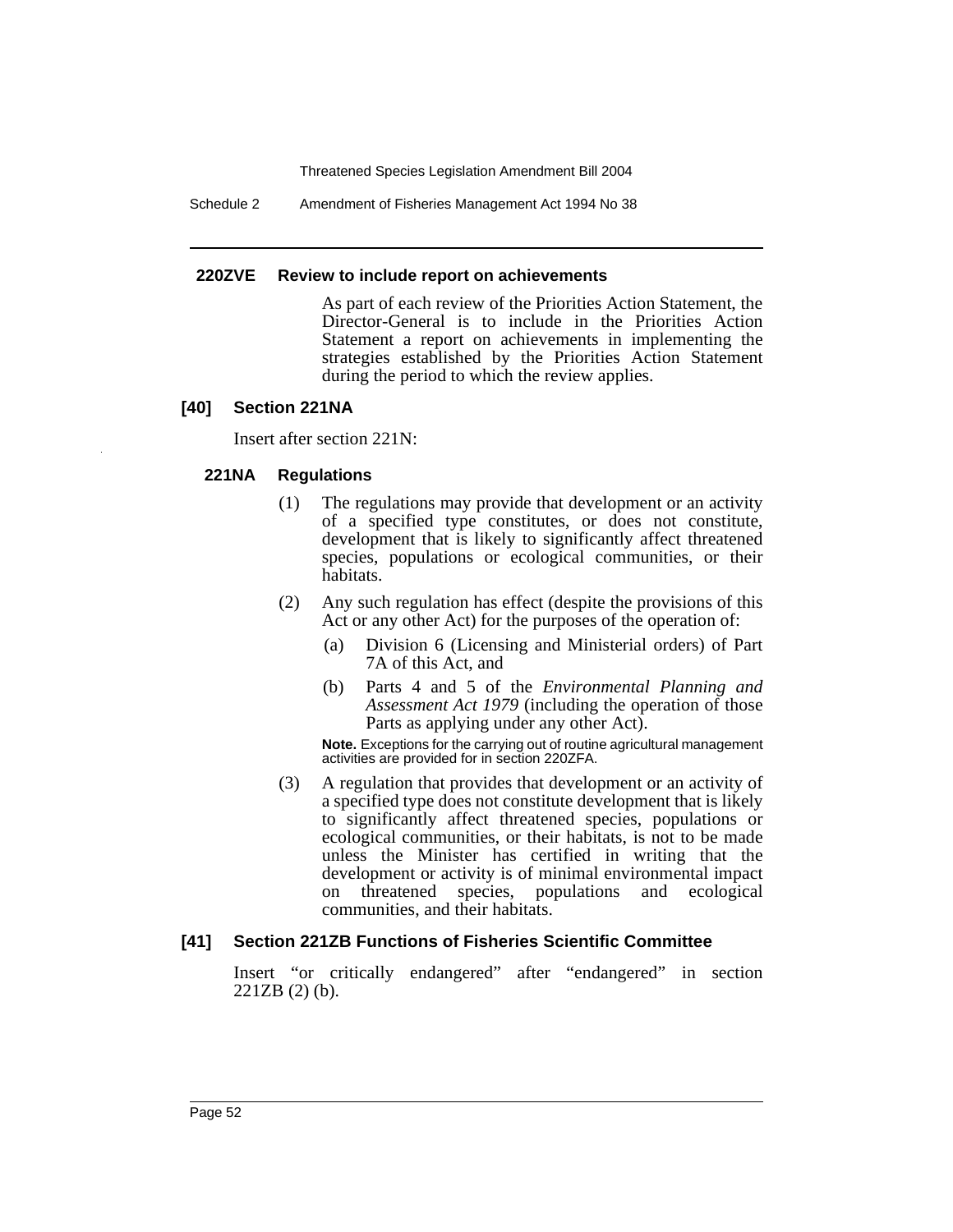#### 220ZVE Review to include report on achievements

As part of each review of the Priorities Action Statement, the Director-General is to include in the Priorities Action Statement a report on achievements in implementing the strategies established by the Priorities Action Statement during the period to which the review applies.

### [40] Section 221NA

Insert after section 221N:

#### 221NA Regulations

(1) The regulations may provide that development or an activity of a specified type constitutes, or does not constitute, development that is likely to significantly affect threatened species, populations or ecological communities, or their habitats.

(2) Any such regulation has effect (despite the provisions of this Act or any other Act) for the purposes of the operation of:

(a) Division 6 (Licensing and Ministerial orders) of Part 7A of this Act, and

(b) Parts 4 and 5 of the *Environmental Planning and Assessment Act 1979* (including the operation of those Parts as applying under any other Act).

**Note.** Exceptions for the carrying out of routine agricultural management activities are provided for in section 220ZFA.

(3) A regulation that provides that development or an activity of a specified type does not constitute development that is likely to significantly affect threatened species, populations or ecological communities, or their habitats, is not to be made unless the Minister has certified in writing that the development or activity is of minimal environmental impact on threatened species, populations and ecological communities, and their habitats.

### [41] Section 221ZB Functions of Fisheries Scientific Committee

Insert "or critically endangered" after "endangered" in section 221ZB (2) (b).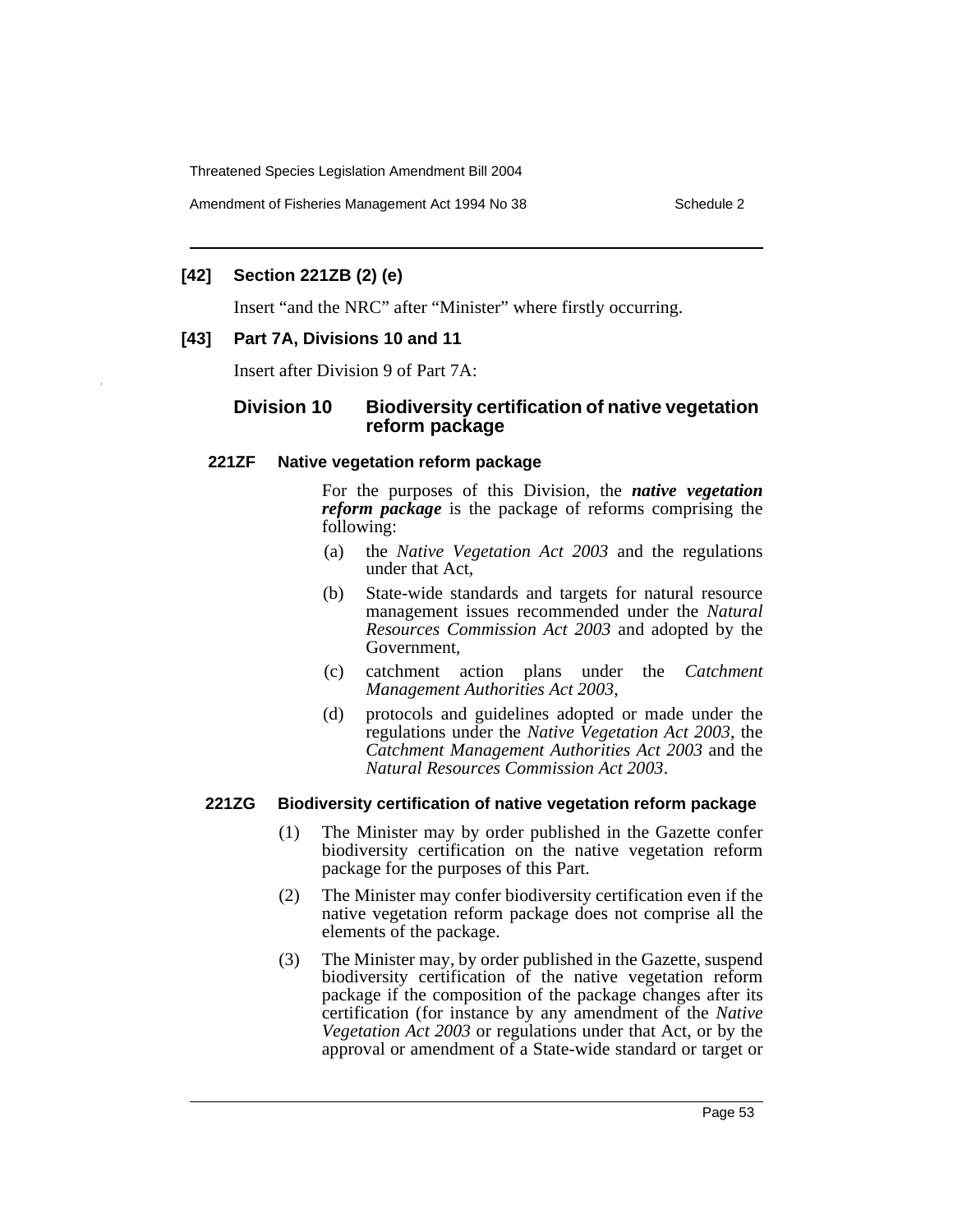**[42] Section 221ZB (2) (e)**

Insert "and the NRC" after "Minister" where firstly occurring.

**[43] Part 7A, Divisions 10 and 11**

Insert after Division 9 of Part 7A:

### Division 10 Biodiversity certification of native vegetation reform package

#### 221ZF Native vegetation reform package

For the purposes of this Division, the ***native vegetation reform package*** is the package of reforms comprising the following:

(a) the *Native Vegetation Act 2003* and the regulations under that Act,

(b) State-wide standards and targets for natural resource management issues recommended under the *Natural Resources Commission Act 2003* and adopted by the Government,

(c) catchment action plans under the *Catchment Management Authorities Act 2003*,

(d) protocols and guidelines adopted or made under the regulations under the *Native Vegetation Act 2003*, the *Catchment Management Authorities Act 2003* and the *Natural Resources Commission Act 2003*.

#### 221ZG Biodiversity certification of native vegetation reform package

(1) The Minister may by order published in the Gazette confer biodiversity certification on the native vegetation reform package for the purposes of this Part.

(2) The Minister may confer biodiversity certification even if the native vegetation reform package does not comprise all the elements of the package.

(3) The Minister may, by order published in the Gazette, suspend biodiversity certification of the native vegetation reform package if the composition of the package changes after its certification (for instance by any amendment of the *Native Vegetation Act 2003* or regulations under that Act, or by the approval or amendment of a State-wide standard or target or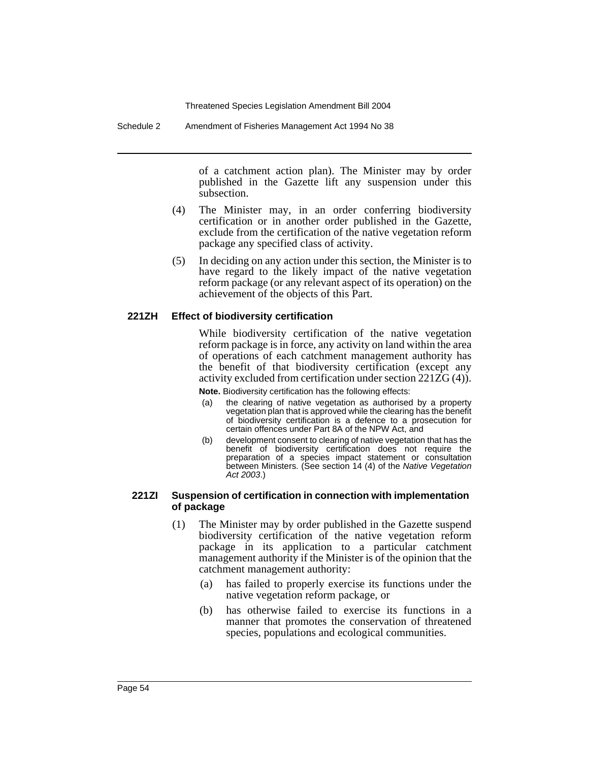of a catchment action plan). The Minister may by order published in the Gazette lift any suspension under this subsection.

(4) The Minister may, in an order conferring biodiversity certification or in another order published in the Gazette, exclude from the certification of the native vegetation reform package any specified class of activity.

(5) In deciding on any action under this section, the Minister is to have regard to the likely impact of the native vegetation reform package (or any relevant aspect of its operation) on the achievement of the objects of this Part.

### 221ZH Effect of biodiversity certification

While biodiversity certification of the native vegetation reform package is in force, any activity on land within the area of operations of each catchment management authority has the benefit of that biodiversity certification (except any activity excluded from certification under section 221ZG (4)).

**Note.** Biodiversity certification has the following effects:

(a) the clearing of native vegetation as authorised by a property vegetation plan that is approved while the clearing has the benefit of biodiversity certification is a defence to a prosecution for certain offences under Part 8A of the NPW Act, and

(b) development consent to clearing of native vegetation that has the benefit of biodiversity certification does not require the preparation of a species impact statement or consultation between Ministers. (See section 14 (4) of the *Native Vegetation Act 2003*.)

### 221ZI Suspension of certification in connection with implementation of package

(1) The Minister may by order published in the Gazette suspend biodiversity certification of the native vegetation reform package in its application to a particular catchment management authority if the Minister is of the opinion that the catchment management authority:

(a) has failed to properly exercise its functions under the native vegetation reform package, or

(b) has otherwise failed to exercise its functions in a manner that promotes the conservation of threatened species, populations and ecological communities.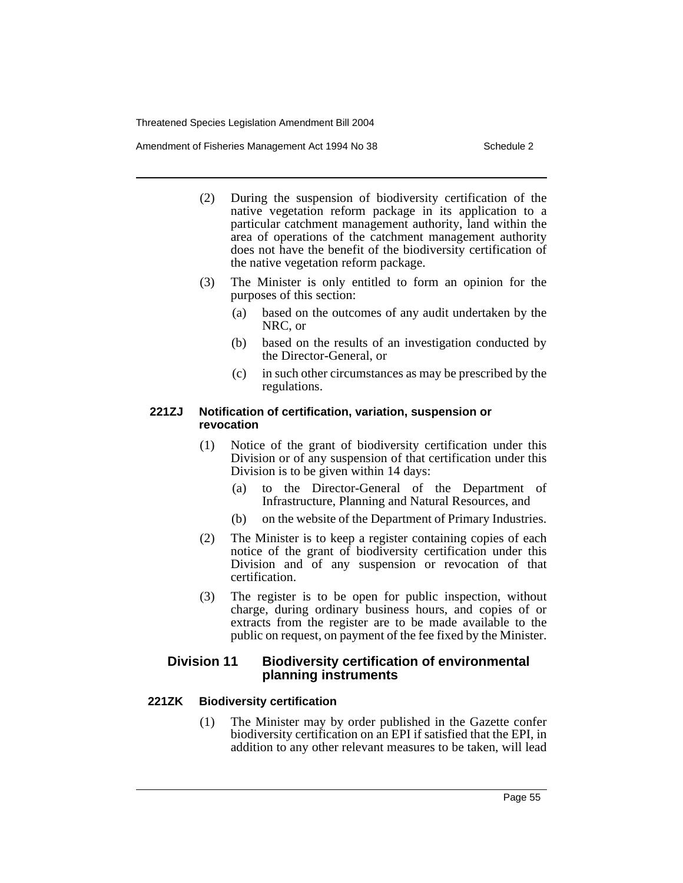(2) During the suspension of biodiversity certification of the native vegetation reform package in its application to a particular catchment management authority, land within the area of operations of the catchment management authority does not have the benefit of the biodiversity certification of the native vegetation reform package.

(3) The Minister is only entitled to form an opinion for the purposes of this section:

- (a) based on the outcomes of any audit undertaken by the NRC, or
- (b) based on the results of an investigation conducted by the Director-General, or
- (c) in such other circumstances as may be prescribed by the regulations.

**221ZJ Notification of certification, variation, suspension or revocation**

(1) Notice of the grant of biodiversity certification under this Division or of any suspension of that certification under this Division is to be given within 14 days:

- (a) to the Director-General of the Department of Infrastructure, Planning and Natural Resources, and
- (b) on the website of the Department of Primary Industries.

(2) The Minister is to keep a register containing copies of each notice of the grant of biodiversity certification under this Division and of any suspension or revocation of that certification.

(3) The register is to be open for public inspection, without charge, during ordinary business hours, and copies of or extracts from the register are to be made available to the public on request, on payment of the fee fixed by the Minister.

## Division 11 Biodiversity certification of environmental planning instruments

**221ZK Biodiversity certification**

(1) The Minister may by order published in the Gazette confer biodiversity certification on an EPI if satisfied that the EPI, in addition to any other relevant measures to be taken, will lead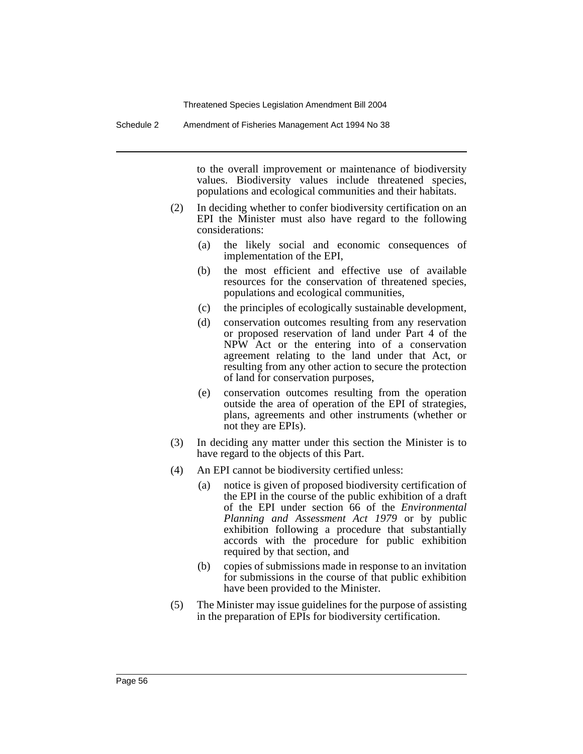to the overall improvement or maintenance of biodiversity values. Biodiversity values include threatened species, populations and ecological communities and their habitats.

(2) In deciding whether to confer biodiversity certification on an EPI the Minister must also have regard to the following considerations:

(a) the likely social and economic consequences of implementation of the EPI,

(b) the most efficient and effective use of available resources for the conservation of threatened species, populations and ecological communities,

(c) the principles of ecologically sustainable development,

(d) conservation outcomes resulting from any reservation or proposed reservation of land under Part 4 of the NPW Act or the entering into of a conservation agreement relating to the land under that Act, or resulting from any other action to secure the protection of land for conservation purposes,

(e) conservation outcomes resulting from the operation outside the area of operation of the EPI of strategies, plans, agreements and other instruments (whether or not they are EPIs).

(3) In deciding any matter under this section the Minister is to have regard to the objects of this Part.

(4) An EPI cannot be biodiversity certified unless:

(a) notice is given of proposed biodiversity certification of the EPI in the course of the public exhibition of a draft of the EPI under section 66 of the *Environmental Planning and Assessment Act 1979* or by public exhibition following a procedure that substantially accords with the procedure for public exhibition required by that section, and

(b) copies of submissions made in response to an invitation for submissions in the course of that public exhibition have been provided to the Minister.

(5) The Minister may issue guidelines for the purpose of assisting in the preparation of EPIs for biodiversity certification.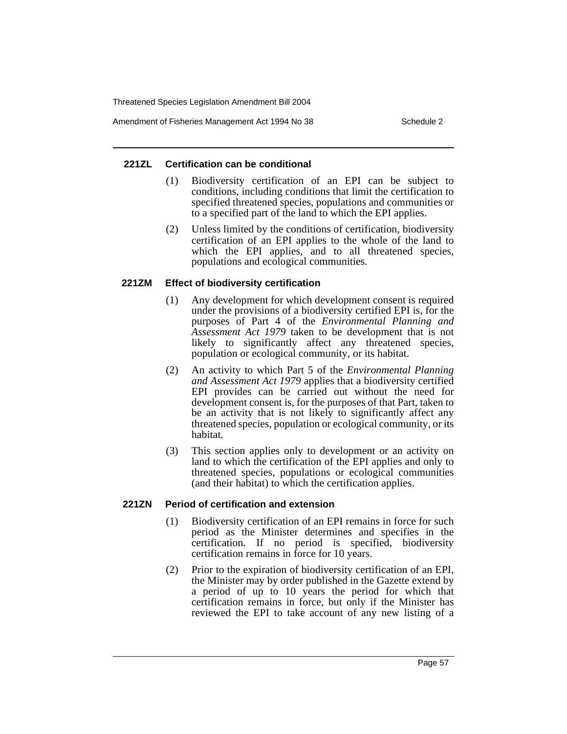#### 221ZL Certification can be conditional

(1) Biodiversity certification of an EPI can be subject to conditions, including conditions that limit the certification to specified threatened species, populations and communities or to a specified part of the land to which the EPI applies.

(2) Unless limited by the conditions of certification, biodiversity certification of an EPI applies to the whole of the land to which the EPI applies, and to all threatened species, populations and ecological communities.

#### 221ZM Effect of biodiversity certification

(1) Any development for which development consent is required under the provisions of a biodiversity certified EPI is, for the purposes of Part 4 of the *Environmental Planning and Assessment Act 1979* taken to be development that is not likely to significantly affect any threatened species, population or ecological community, or its habitat.

(2) An activity to which Part 5 of the *Environmental Planning and Assessment Act 1979* applies that a biodiversity certified EPI provides can be carried out without the need for development consent is, for the purposes of that Part, taken to be an activity that is not likely to significantly affect any threatened species, population or ecological community, or its habitat.

(3) This section applies only to development or an activity on land to which the certification of the EPI applies and only to threatened species, populations or ecological communities (and their habitat) to which the certification applies.

#### 221ZN Period of certification and extension

(1) Biodiversity certification of an EPI remains in force for such period as the Minister determines and specifies in the certification. If no period is specified, biodiversity certification remains in force for 10 years.

(2) Prior to the expiration of biodiversity certification of an EPI, the Minister may by order published in the Gazette extend by a period of up to 10 years the period for which that certification remains in force, but only if the Minister has reviewed the EPI to take account of any new listing of a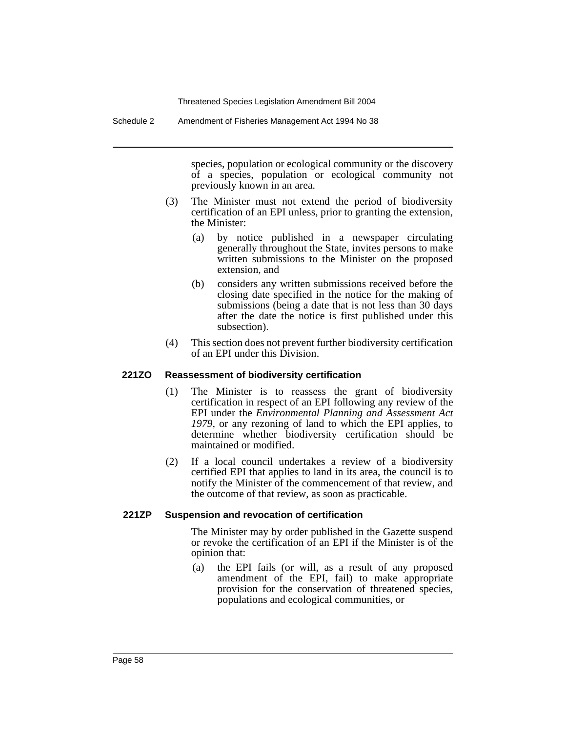species, population or ecological community or the discovery of a species, population or ecological community not previously known in an area.

(3) The Minister must not extend the period of biodiversity certification of an EPI unless, prior to granting the extension, the Minister:

(a) by notice published in a newspaper circulating generally throughout the State, invites persons to make written submissions to the Minister on the proposed extension, and

(b) considers any written submissions received before the closing date specified in the notice for the making of submissions (being a date that is not less than 30 days after the date the notice is first published under this subsection).

(4) This section does not prevent further biodiversity certification of an EPI under this Division.

**221ZO Reassessment of biodiversity certification**

(1) The Minister is to reassess the grant of biodiversity certification in respect of an EPI following any review of the EPI under the *Environmental Planning and Assessment Act 1979*, or any rezoning of land to which the EPI applies, to determine whether biodiversity certification should be maintained or modified.

(2) If a local council undertakes a review of a biodiversity certified EPI that applies to land in its area, the council is to notify the Minister of the commencement of that review, and the outcome of that review, as soon as practicable.

**221ZP Suspension and revocation of certification**

The Minister may by order published in the Gazette suspend or revoke the certification of an EPI if the Minister is of the opinion that:

(a) the EPI fails (or will, as a result of any proposed amendment of the EPI, fail) to make appropriate provision for the conservation of threatened species, populations and ecological communities, or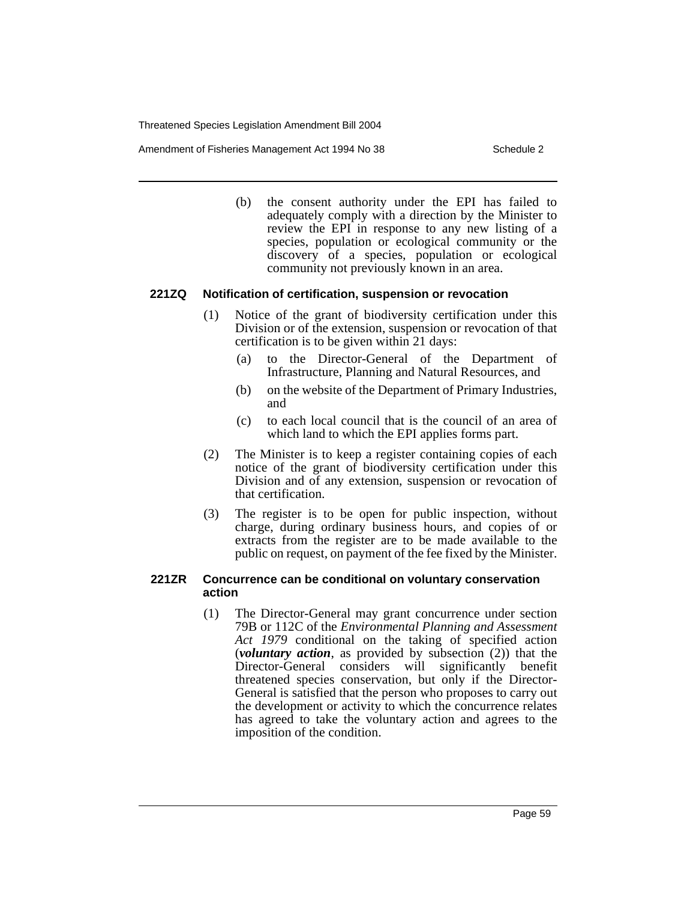(b) the consent authority under the EPI has failed to adequately comply with a direction by the Minister to review the EPI in response to any new listing of a species, population or ecological community or the discovery of a species, population or ecological community not previously known in an area.

### 221ZQ Notification of certification, suspension or revocation

(1) Notice of the grant of biodiversity certification under this Division or of the extension, suspension or revocation of that certification is to be given within 21 days:

(a) to the Director-General of the Department of Infrastructure, Planning and Natural Resources, and

(b) on the website of the Department of Primary Industries, and

(c) to each local council that is the council of an area of which land to which the EPI applies forms part.

(2) The Minister is to keep a register containing copies of each notice of the grant of biodiversity certification under this Division and of any extension, suspension or revocation of that certification.

(3) The register is to be open for public inspection, without charge, during ordinary business hours, and copies of or extracts from the register are to be made available to the public on request, on payment of the fee fixed by the Minister.

### 221ZR Concurrence can be conditional on voluntary conservation action

(1) The Director-General may grant concurrence under section 79B or 112C of the *Environmental Planning and Assessment Act 1979* conditional on the taking of specified action (***voluntary action***, as provided by subsection (2)) that the Director-General considers will significantly benefit threatened species conservation, but only if the Director-General is satisfied that the person who proposes to carry out the development or activity to which the concurrence relates has agreed to take the voluntary action and agrees to the imposition of the condition.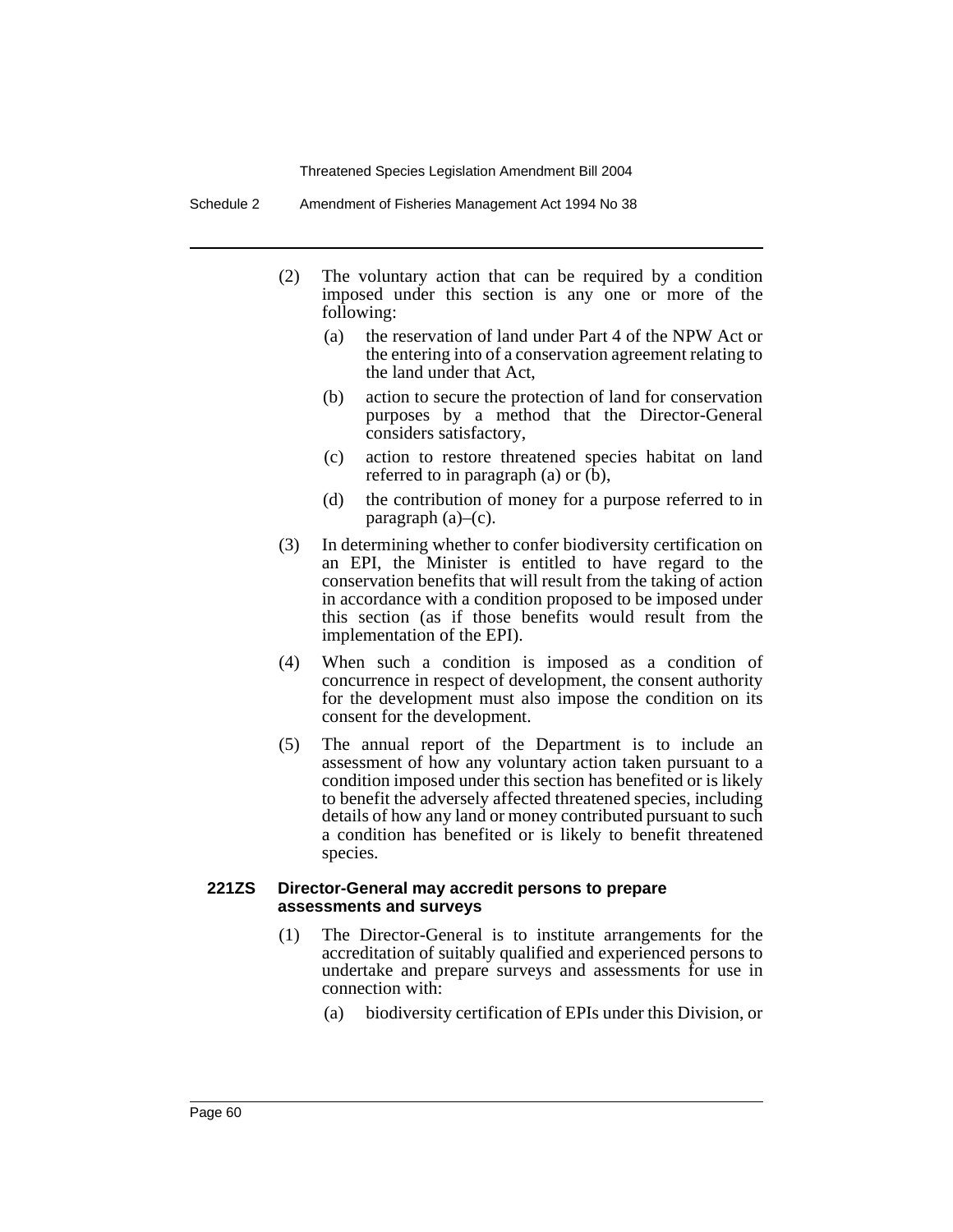(2) The voluntary action that can be required by a condition imposed under this section is any one or more of the following:

   (a) the reservation of land under Part 4 of the NPW Act or the entering into of a conservation agreement relating to the land under that Act,

   (b) action to secure the protection of land for conservation purposes by a method that the Director-General considers satisfactory,

   (c) action to restore threatened species habitat on land referred to in paragraph (a) or (b),

   (d) the contribution of money for a purpose referred to in paragraph (a)–(c).

(3) In determining whether to confer biodiversity certification on an EPI, the Minister is entitled to have regard to the conservation benefits that will result from the taking of action in accordance with a condition proposed to be imposed under this section (as if those benefits would result from the implementation of the EPI).

(4) When such a condition is imposed as a condition of concurrence in respect of development, the consent authority for the development must also impose the condition on its consent for the development.

(5) The annual report of the Department is to include an assessment of how any voluntary action taken pursuant to a condition imposed under this section has benefited or is likely to benefit the adversely affected threatened species, including details of how any land or money contributed pursuant to such a condition has benefited or is likely to benefit threatened species.

**221ZS Director-General may accredit persons to prepare assessments and surveys**

(1) The Director-General is to institute arrangements for the accreditation of suitably qualified and experienced persons to undertake and prepare surveys and assessments for use in connection with:

   (a) biodiversity certification of EPIs under this Division, or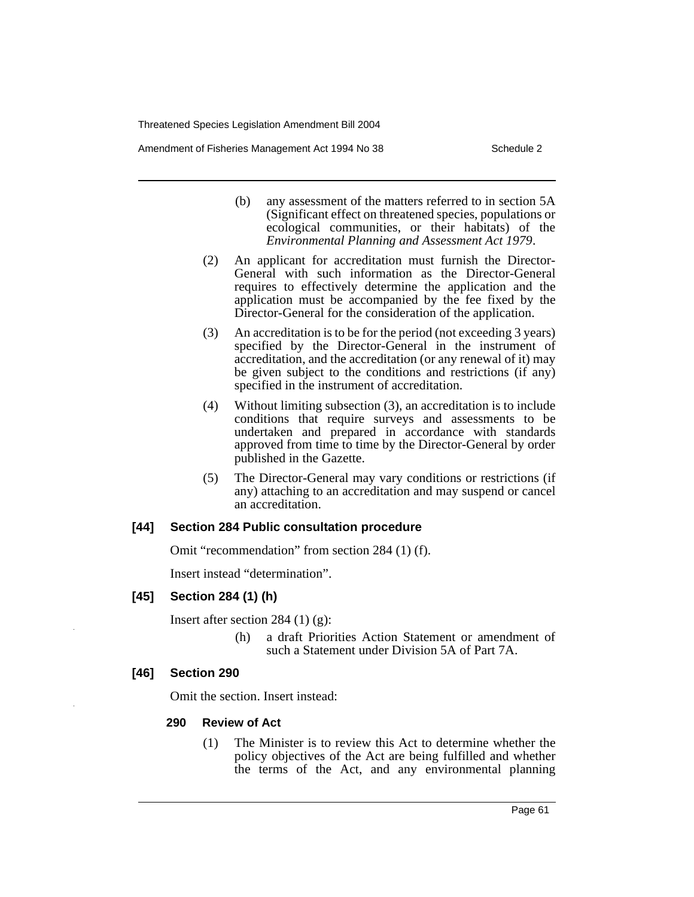(b) any assessment of the matters referred to in section 5A (Significant effect on threatened species, populations or ecological communities, or their habitats) of the *Environmental Planning and Assessment Act 1979*.

(2) An applicant for accreditation must furnish the Director-General with such information as the Director-General requires to effectively determine the application and the application must be accompanied by the fee fixed by the Director-General for the consideration of the application.

(3) An accreditation is to be for the period (not exceeding 3 years) specified by the Director-General in the instrument of accreditation, and the accreditation (or any renewal of it) may be given subject to the conditions and restrictions (if any) specified in the instrument of accreditation.

(4) Without limiting subsection (3), an accreditation is to include conditions that require surveys and assessments to be undertaken and prepared in accordance with standards approved from time to time by the Director-General by order published in the Gazette.

(5) The Director-General may vary conditions or restrictions (if any) attaching to an accreditation and may suspend or cancel an accreditation.

### [44] Section 284 Public consultation procedure

Omit "recommendation" from section 284 (1) (f).

Insert instead "determination".

### [45] Section 284 (1) (h)

Insert after section 284 (1) (g):

(h) a draft Priorities Action Statement or amendment of such a Statement under Division 5A of Part 7A.

### [46] Section 290

Omit the section. Insert instead:

#### 290 Review of Act

(1) The Minister is to review this Act to determine whether the policy objectives of the Act are being fulfilled and whether the terms of the Act, and any environmental planning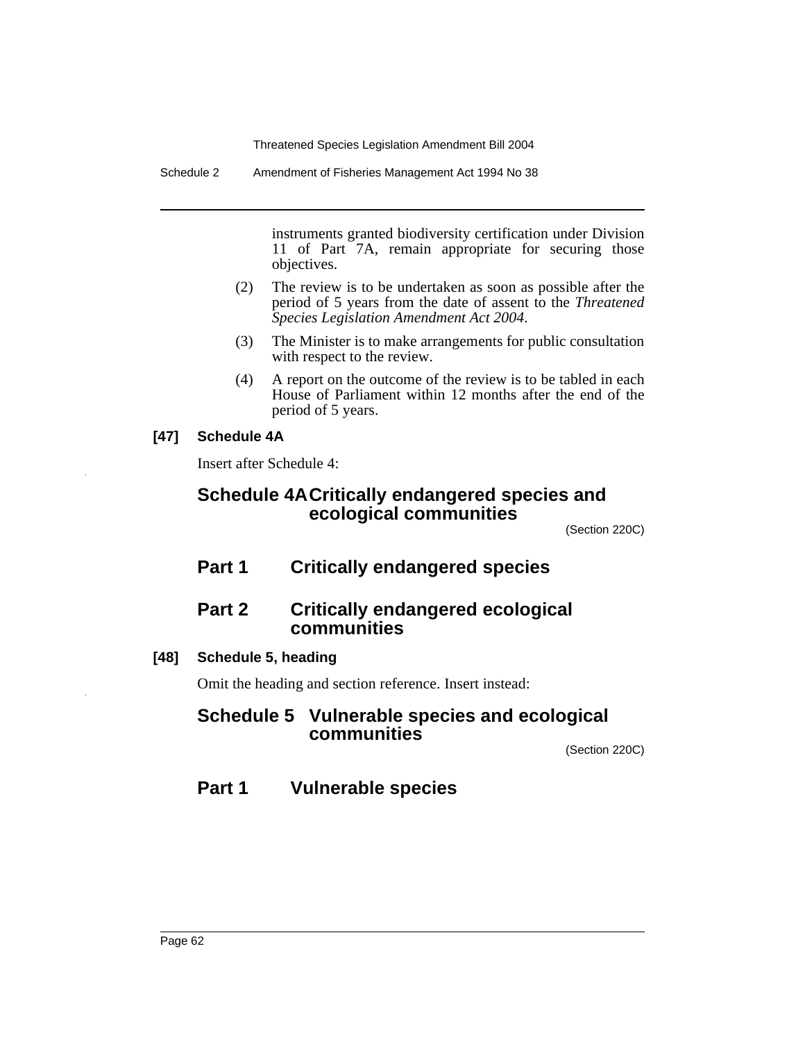instruments granted biodiversity certification under Division 11 of Part 7A, remain appropriate for securing those objectives.

(2) The review is to be undertaken as soon as possible after the period of 5 years from the date of assent to the *Threatened Species Legislation Amendment Act 2004*.

(3) The Minister is to make arrangements for public consultation with respect to the review.

(4) A report on the outcome of the review is to be tabled in each House of Parliament within 12 months after the end of the period of 5 years.

**[47] Schedule 4A**

Insert after Schedule 4:

## Schedule 4A Critically endangered species and ecological communities

(Section 220C)

## Part 1 Critically endangered species

## Part 2 Critically endangered ecological communities

**[48] Schedule 5, heading**

Omit the heading and section reference. Insert instead:

## Schedule 5 Vulnerable species and ecological communities

(Section 220C)

## Part 1 Vulnerable species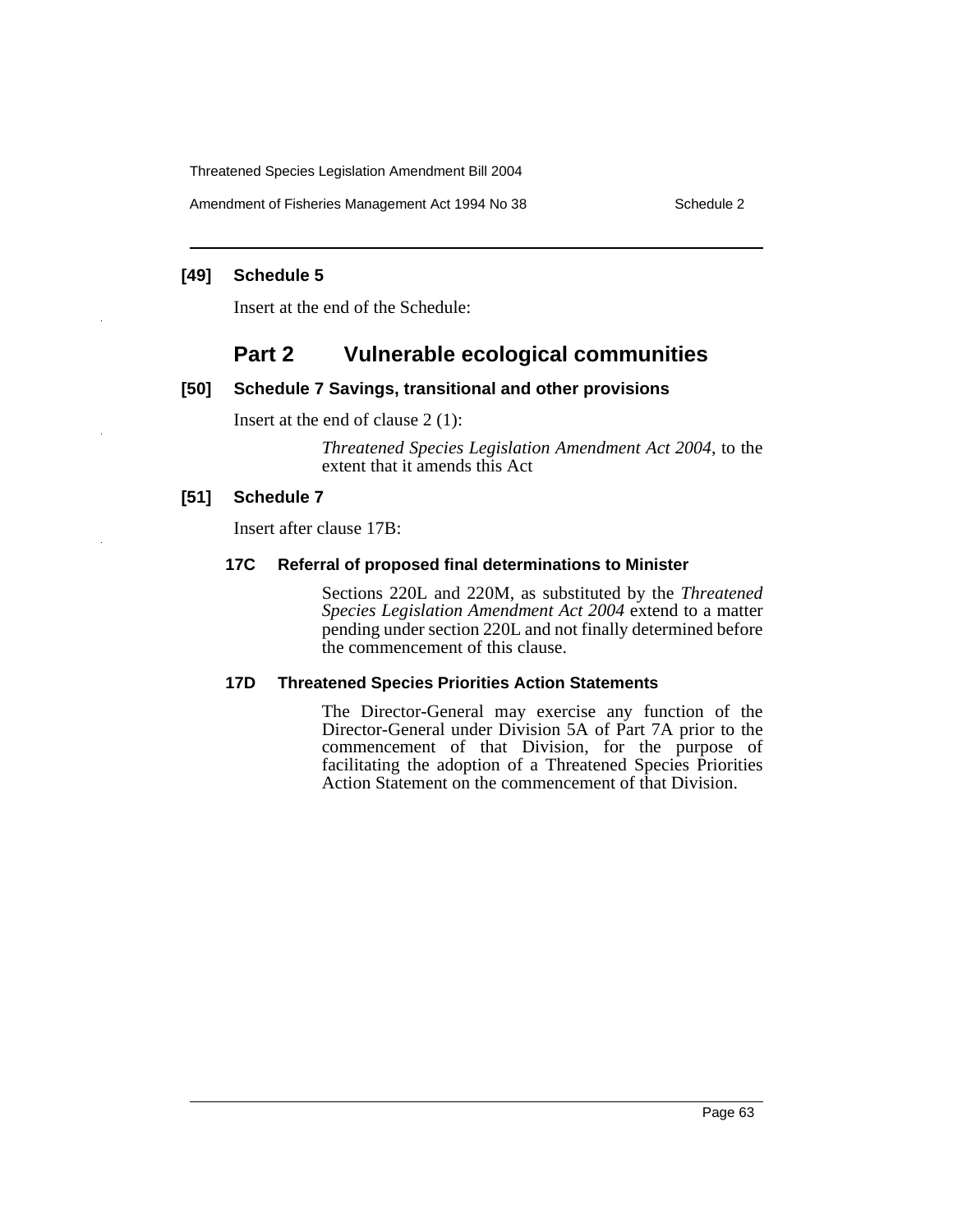### [49] Schedule 5

Insert at the end of the Schedule:

## Part 2 Vulnerable ecological communities

### [50] Schedule 7 Savings, transitional and other provisions

Insert at the end of clause 2 (1):

> *Threatened Species Legislation Amendment Act 2004*, to the extent that it amends this Act

### [51] Schedule 7

Insert after clause 17B:

#### 17C Referral of proposed final determinations to Minister

Sections 220L and 220M, as substituted by the *Threatened Species Legislation Amendment Act 2004* extend to a matter pending under section 220L and not finally determined before the commencement of this clause.

#### 17D Threatened Species Priorities Action Statements

The Director-General may exercise any function of the Director-General under Division 5A of Part 7A prior to the commencement of that Division, for the purpose of facilitating the adoption of a Threatened Species Priorities Action Statement on the commencement of that Division.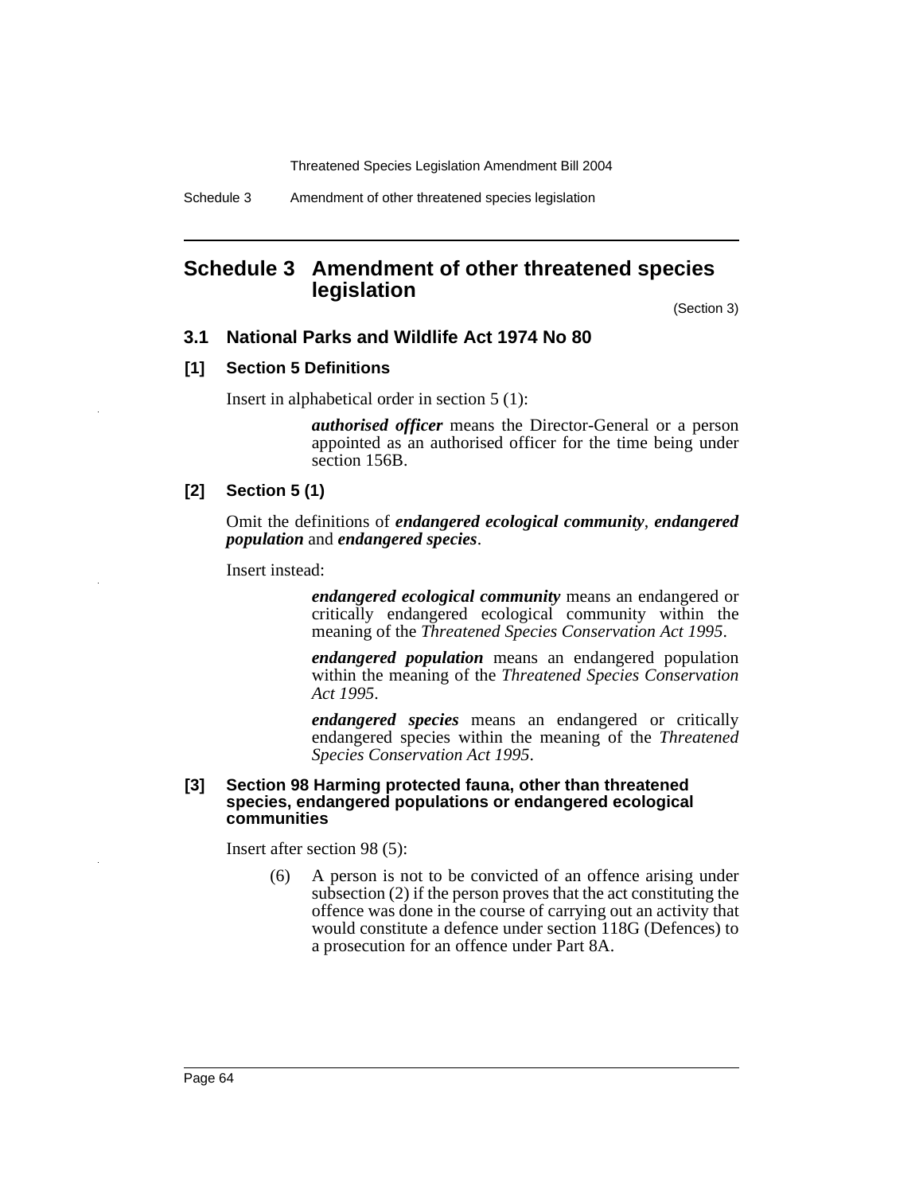## Schedule 3 Amendment of other threatened species legislation

(Section 3)

### 3.1 National Parks and Wildlife Act 1974 No 80

#### [1] Section 5 Definitions

Insert in alphabetical order in section 5 (1):

> ***authorised officer*** means the Director-General or a person appointed as an authorised officer for the time being under section 156B.

#### [2] Section 5 (1)

Omit the definitions of ***endangered ecological community***, ***endangered population*** and ***endangered species***.

Insert instead:

> ***endangered ecological community*** means an endangered or critically endangered ecological community within the meaning of the *Threatened Species Conservation Act 1995*.
>
> ***endangered population*** means an endangered population within the meaning of the *Threatened Species Conservation Act 1995*.
>
> ***endangered species*** means an endangered or critically endangered species within the meaning of the *Threatened Species Conservation Act 1995*.

#### [3] Section 98 Harming protected fauna, other than threatened species, endangered populations or endangered ecological communities

Insert after section 98 (5):

> (6) A person is not to be convicted of an offence arising under subsection (2) if the person proves that the act constituting the offence was done in the course of carrying out an activity that would constitute a defence under section 118G (Defences) to a prosecution for an offence under Part 8A.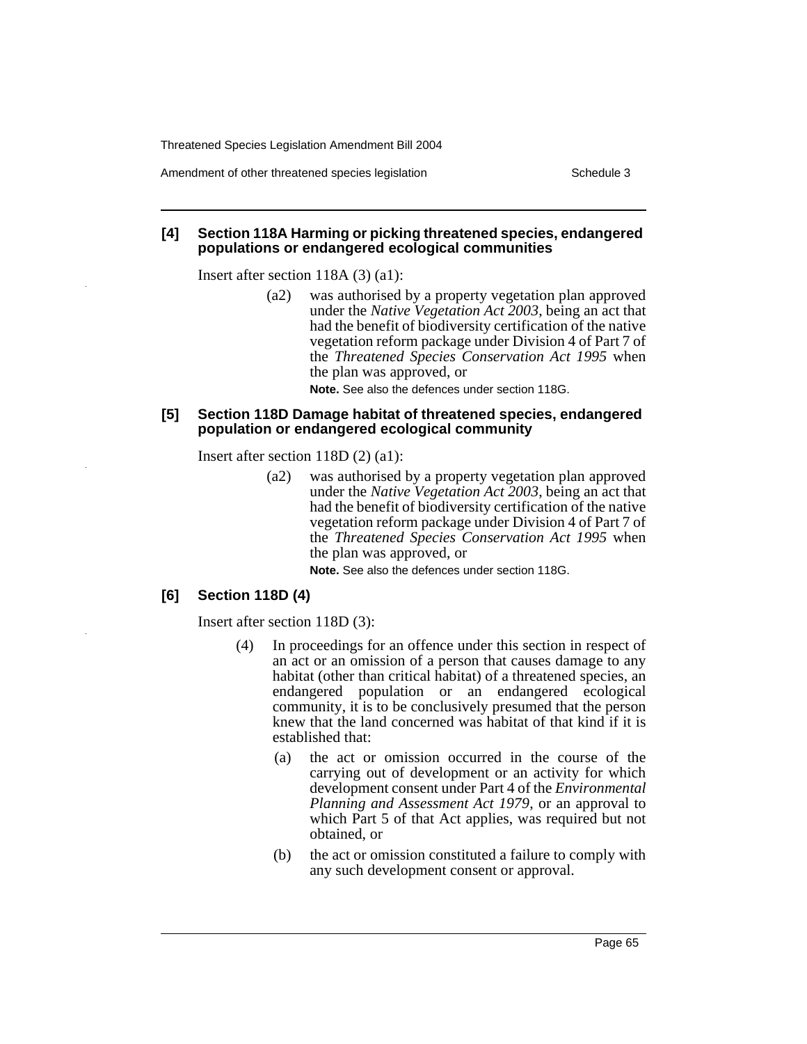**[4] Section 118A Harming or picking threatened species, endangered populations or endangered ecological communities**

Insert after section 118A (3) (a1):

> (a2) was authorised by a property vegetation plan approved under the *Native Vegetation Act 2003*, being an act that had the benefit of biodiversity certification of the native vegetation reform package under Division 4 of Part 7 of the *Threatened Species Conservation Act 1995* when the plan was approved, or
>
> **Note.** See also the defences under section 118G.

**[5] Section 118D Damage habitat of threatened species, endangered population or endangered ecological community**

Insert after section 118D (2) (a1):

> (a2) was authorised by a property vegetation plan approved under the *Native Vegetation Act 2003*, being an act that had the benefit of biodiversity certification of the native vegetation reform package under Division 4 of Part 7 of the *Threatened Species Conservation Act 1995* when the plan was approved, or
>
> **Note.** See also the defences under section 118G.

**[6] Section 118D (4)**

Insert after section 118D (3):

> (4) In proceedings for an offence under this section in respect of an act or an omission of a person that causes damage to any habitat (other than critical habitat) of a threatened species, an endangered population or an endangered ecological community, it is to be conclusively presumed that the person knew that the land concerned was habitat of that kind if it is established that:
>
> (a) the act or omission occurred in the course of the carrying out of development or an activity for which development consent under Part 4 of the *Environmental Planning and Assessment Act 1979*, or an approval to which Part 5 of that Act applies, was required but not obtained, or
>
> (b) the act or omission constituted a failure to comply with any such development consent or approval.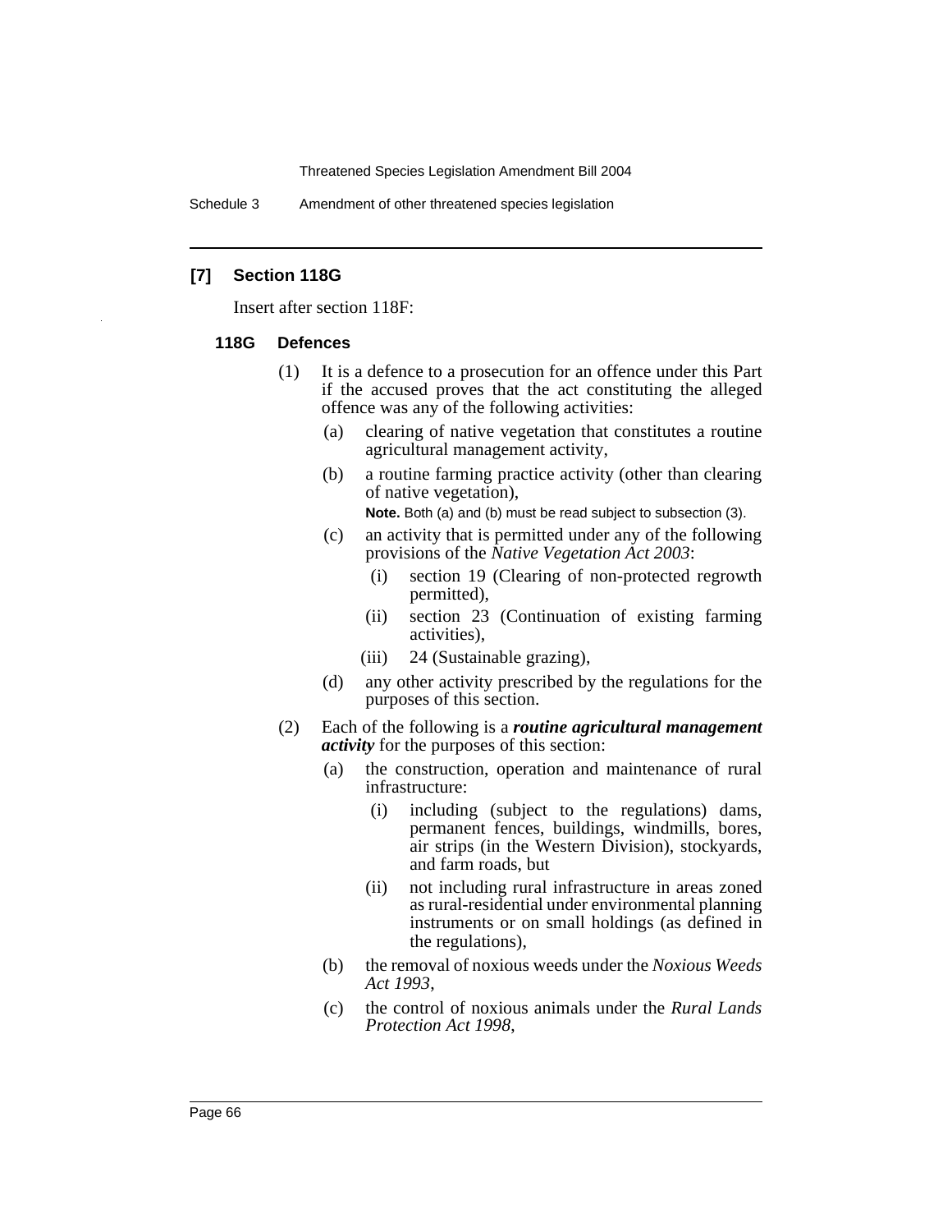## [7] Section 118G

Insert after section 118F:

### 118G Defences

(1) It is a defence to a prosecution for an offence under this Part if the accused proves that the act constituting the alleged offence was any of the following activities:

- (a) clearing of native vegetation that constitutes a routine agricultural management activity,
- (b) a routine farming practice activity (other than clearing of native vegetation),

  **Note.** Both (a) and (b) must be read subject to subsection (3).

- (c) an activity that is permitted under any of the following provisions of the *Native Vegetation Act 2003*:
  - (i) section 19 (Clearing of non-protected regrowth permitted),
  - (ii) section 23 (Continuation of existing farming activities),
  - (iii) 24 (Sustainable grazing),
- (d) any other activity prescribed by the regulations for the purposes of this section.

(2) Each of the following is a ***routine agricultural management activity*** for the purposes of this section:

- (a) the construction, operation and maintenance of rural infrastructure:
  - (i) including (subject to the regulations) dams, permanent fences, buildings, windmills, bores, air strips (in the Western Division), stockyards, and farm roads, but
  - (ii) not including rural infrastructure in areas zoned as rural-residential under environmental planning instruments or on small holdings (as defined in the regulations),
- (b) the removal of noxious weeds under the *Noxious Weeds Act 1993*,
- (c) the control of noxious animals under the *Rural Lands Protection Act 1998*,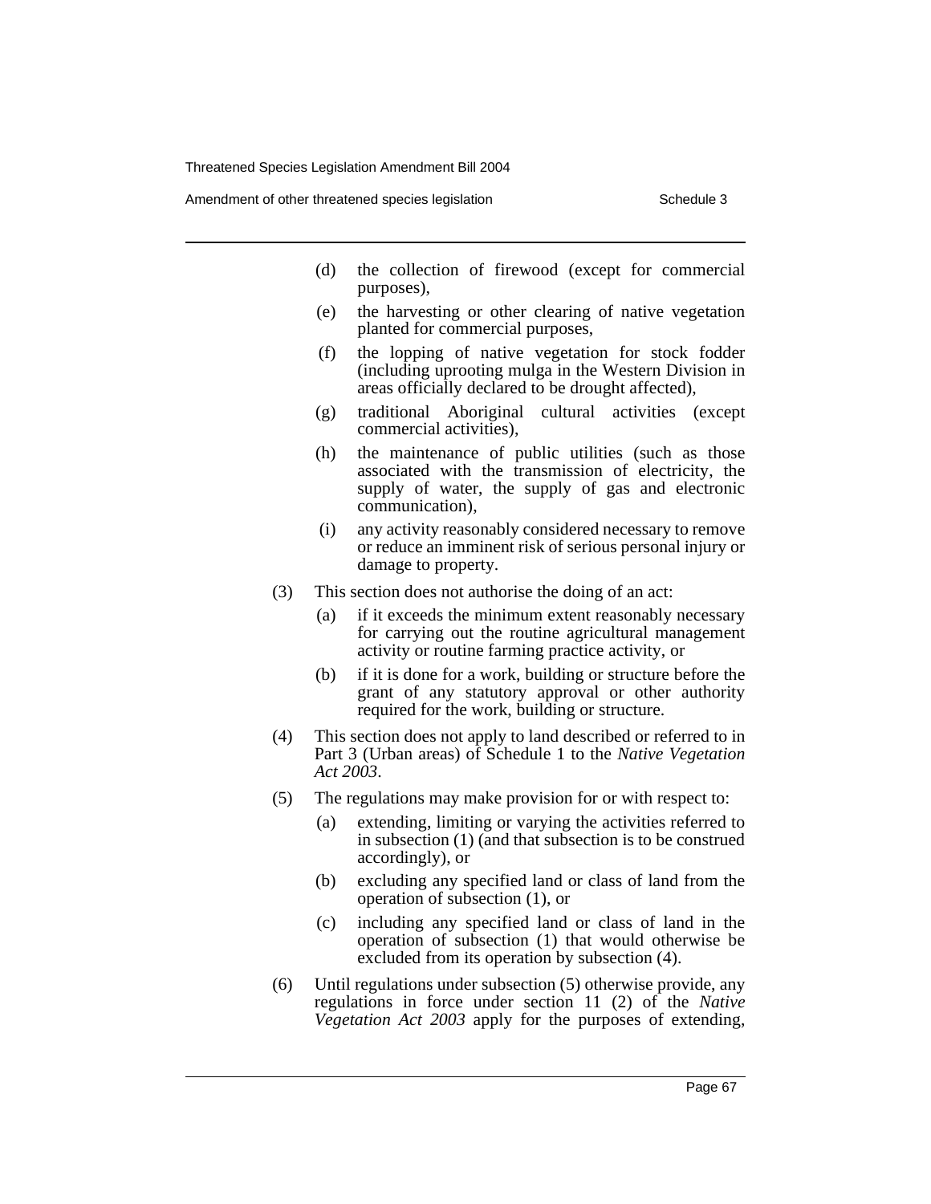(d) the collection of firewood (except for commercial purposes),

(e) the harvesting or other clearing of native vegetation planted for commercial purposes,

(f) the lopping of native vegetation for stock fodder (including uprooting mulga in the Western Division in areas officially declared to be drought affected),

(g) traditional Aboriginal cultural activities (except commercial activities),

(h) the maintenance of public utilities (such as those associated with the transmission of electricity, the supply of water, the supply of gas and electronic communication),

(i) any activity reasonably considered necessary to remove or reduce an imminent risk of serious personal injury or damage to property.

(3) This section does not authorise the doing of an act:

(a) if it exceeds the minimum extent reasonably necessary for carrying out the routine agricultural management activity or routine farming practice activity, or

(b) if it is done for a work, building or structure before the grant of any statutory approval or other authority required for the work, building or structure.

(4) This section does not apply to land described or referred to in Part 3 (Urban areas) of Schedule 1 to the *Native Vegetation Act 2003*.

(5) The regulations may make provision for or with respect to:

(a) extending, limiting or varying the activities referred to in subsection (1) (and that subsection is to be construed accordingly), or

(b) excluding any specified land or class of land from the operation of subsection (1), or

(c) including any specified land or class of land in the operation of subsection (1) that would otherwise be excluded from its operation by subsection (4).

(6) Until regulations under subsection (5) otherwise provide, any regulations in force under section 11 (2) of the *Native Vegetation Act 2003* apply for the purposes of extending,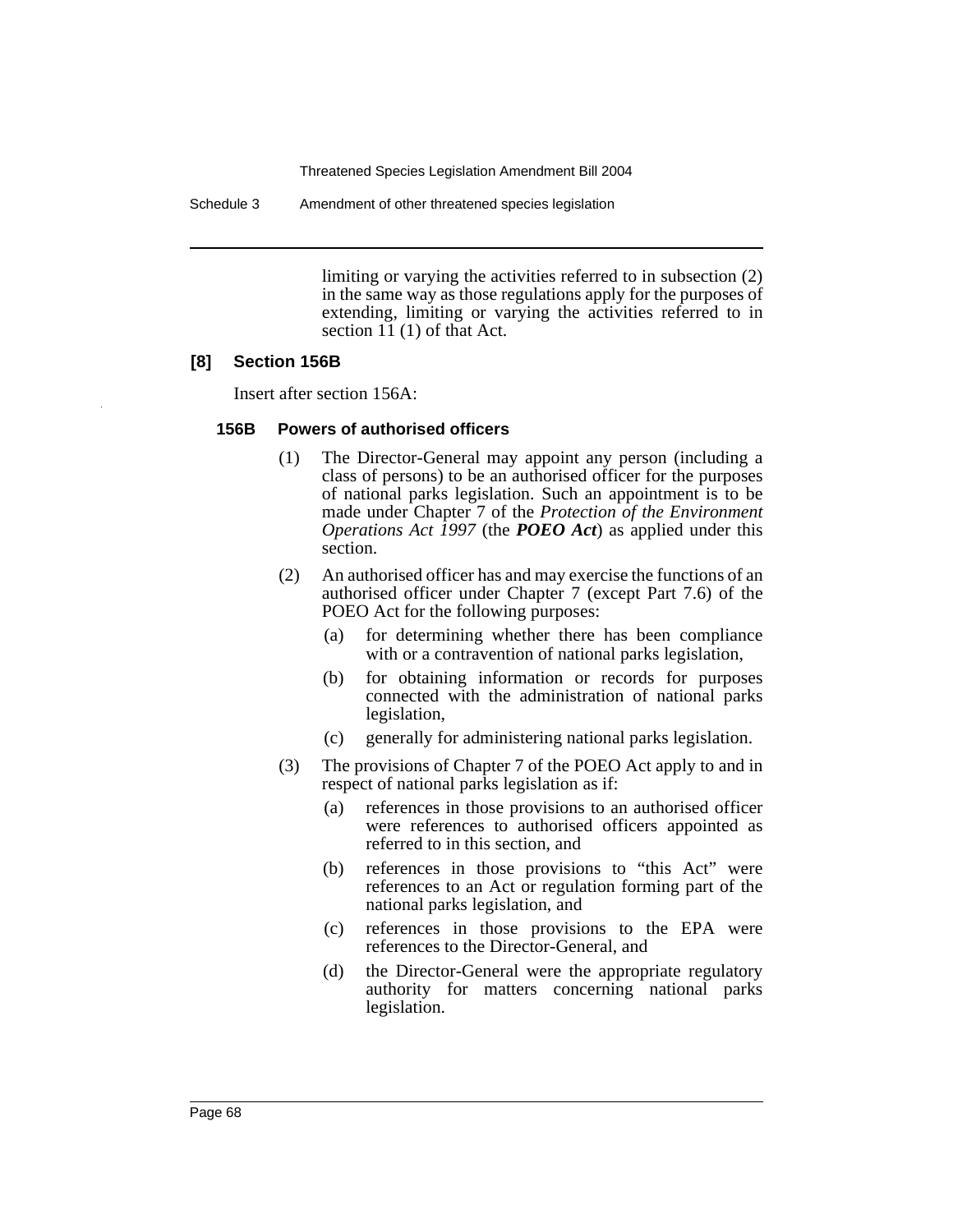limiting or varying the activities referred to in subsection (2) in the same way as those regulations apply for the purposes of extending, limiting or varying the activities referred to in section 11 (1) of that Act.

### [8] Section 156B

Insert after section 156A:

#### 156B Powers of authorised officers

(1) The Director-General may appoint any person (including a class of persons) to be an authorised officer for the purposes of national parks legislation. Such an appointment is to be made under Chapter 7 of the *Protection of the Environment Operations Act 1997* (the ***POEO Act***) as applied under this section.

(2) An authorised officer has and may exercise the functions of an authorised officer under Chapter 7 (except Part 7.6) of the POEO Act for the following purposes:

- (a) for determining whether there has been compliance with or a contravention of national parks legislation,
- (b) for obtaining information or records for purposes connected with the administration of national parks legislation,
- (c) generally for administering national parks legislation.

(3) The provisions of Chapter 7 of the POEO Act apply to and in respect of national parks legislation as if:

- (a) references in those provisions to an authorised officer were references to authorised officers appointed as referred to in this section, and
- (b) references in those provisions to "this Act" were references to an Act or regulation forming part of the national parks legislation, and
- (c) references in those provisions to the EPA were references to the Director-General, and
- (d) the Director-General were the appropriate regulatory authority for matters concerning national parks legislation.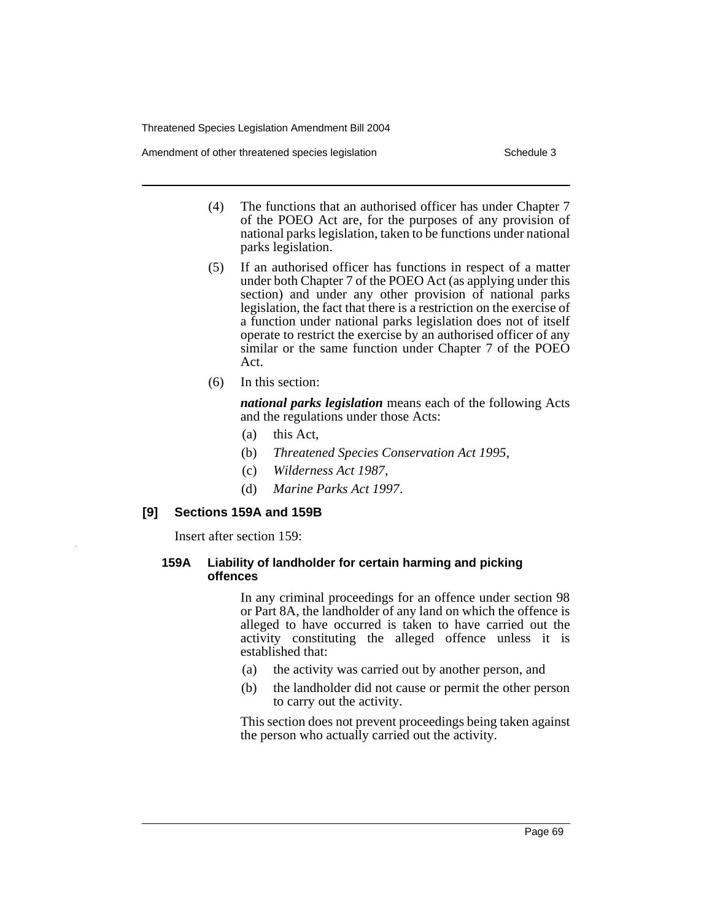(4) The functions that an authorised officer has under Chapter 7 of the POEO Act are, for the purposes of any provision of national parks legislation, taken to be functions under national parks legislation.

(5) If an authorised officer has functions in respect of a matter under both Chapter 7 of the POEO Act (as applying under this section) and under any other provision of national parks legislation, the fact that there is a restriction on the exercise of a function under national parks legislation does not of itself operate to restrict the exercise by an authorised officer of any similar or the same function under Chapter 7 of the POEO Act.

(6) In this section:

***national parks legislation*** means each of the following Acts and the regulations under those Acts:

(a) this Act,

(b) *Threatened Species Conservation Act 1995*,

(c) *Wilderness Act 1987*,

(d) *Marine Parks Act 1997*.

### [9] Sections 159A and 159B

Insert after section 159:

#### 159A Liability of landholder for certain harming and picking offences

In any criminal proceedings for an offence under section 98 or Part 8A, the landholder of any land on which the offence is alleged to have occurred is taken to have carried out the activity constituting the alleged offence unless it is established that:

(a) the activity was carried out by another person, and

(b) the landholder did not cause or permit the other person to carry out the activity.

This section does not prevent proceedings being taken against the person who actually carried out the activity.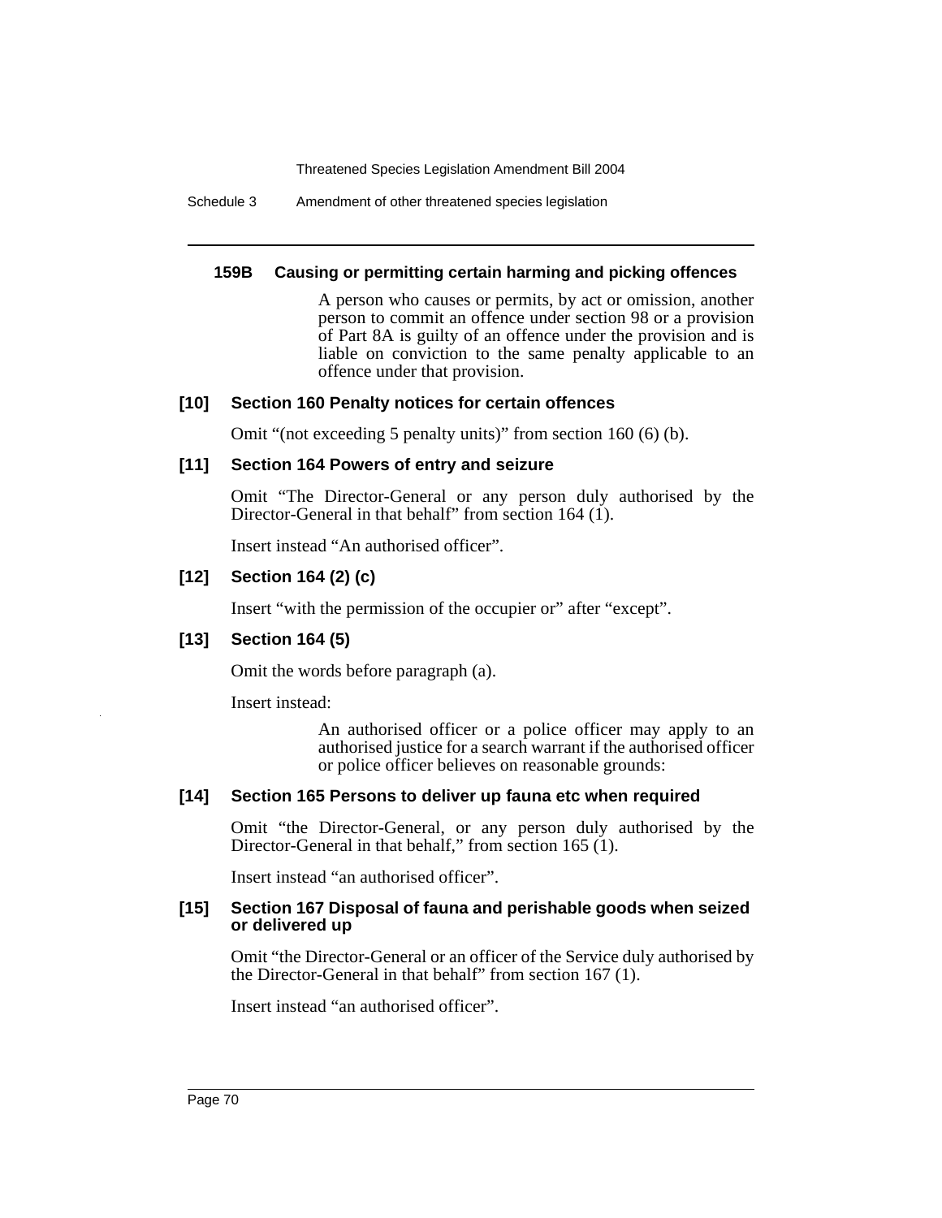#### 159B Causing or permitting certain harming and picking offences

A person who causes or permits, by act or omission, another person to commit an offence under section 98 or a provision of Part 8A is guilty of an offence under the provision and is liable on conviction to the same penalty applicable to an offence under that provision.

### [10] Section 160 Penalty notices for certain offences

Omit "(not exceeding 5 penalty units)" from section 160 (6) (b).

### [11] Section 164 Powers of entry and seizure

Omit "The Director-General or any person duly authorised by the Director-General in that behalf" from section 164 (1).

Insert instead "An authorised officer".

### [12] Section 164 (2) (c)

Insert "with the permission of the occupier or" after "except".

### [13] Section 164 (5)

Omit the words before paragraph (a).

Insert instead:

> An authorised officer or a police officer may apply to an authorised justice for a search warrant if the authorised officer or police officer believes on reasonable grounds:

### [14] Section 165 Persons to deliver up fauna etc when required

Omit "the Director-General, or any person duly authorised by the Director-General in that behalf," from section 165 (1).

Insert instead "an authorised officer".

### [15] Section 167 Disposal of fauna and perishable goods when seized or delivered up

Omit "the Director-General or an officer of the Service duly authorised by the Director-General in that behalf" from section 167 (1).

Insert instead "an authorised officer".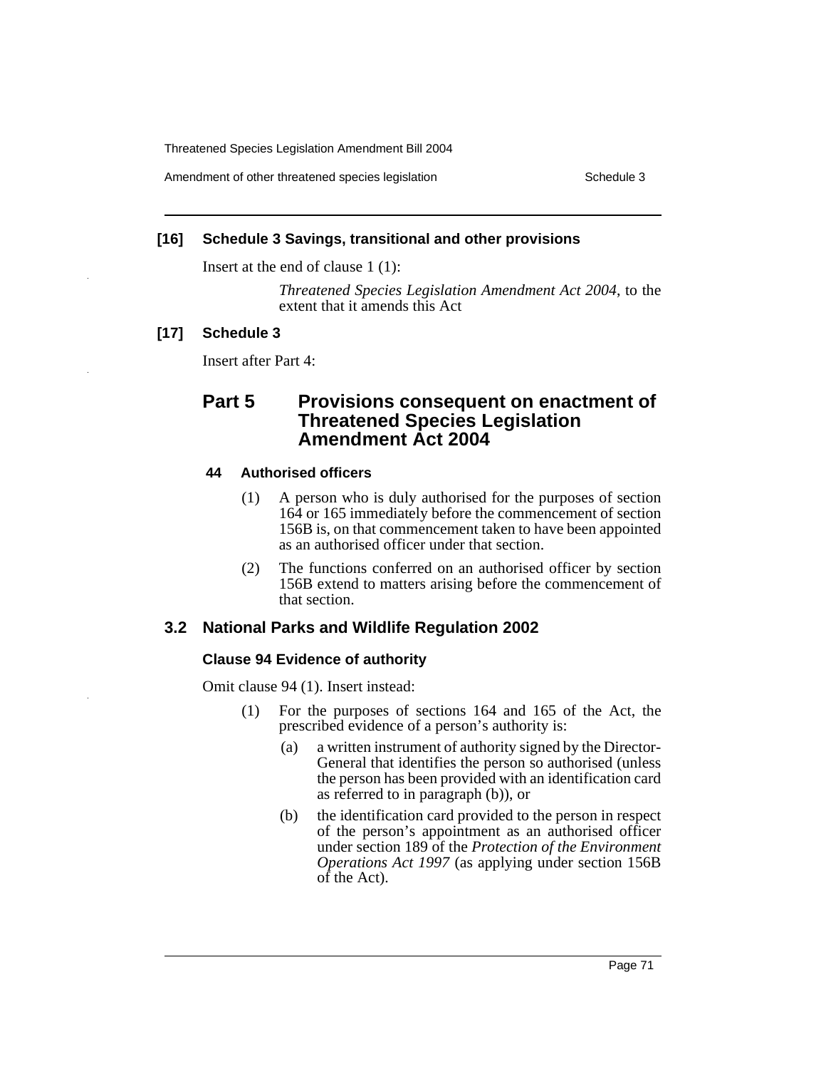### [16] Schedule 3 Savings, transitional and other provisions

Insert at the end of clause 1 (1):

> *Threatened Species Legislation Amendment Act 2004*, to the extent that it amends this Act

### [17] Schedule 3

Insert after Part 4:

## Part 5 Provisions consequent on enactment of Threatened Species Legislation Amendment Act 2004

#### 44 Authorised officers

(1) A person who is duly authorised for the purposes of section 164 or 165 immediately before the commencement of section 156B is, on that commencement taken to have been appointed as an authorised officer under that section.

(2) The functions conferred on an authorised officer by section 156B extend to matters arising before the commencement of that section.

## 3.2 National Parks and Wildlife Regulation 2002

### Clause 94 Evidence of authority

Omit clause 94 (1). Insert instead:

(1) For the purposes of sections 164 and 165 of the Act, the prescribed evidence of a person's authority is:

- (a) a written instrument of authority signed by the Director-General that identifies the person so authorised (unless the person has been provided with an identification card as referred to in paragraph (b)), or
- (b) the identification card provided to the person in respect of the person's appointment as an authorised officer under section 189 of the *Protection of the Environment Operations Act 1997* (as applying under section 156B of the Act).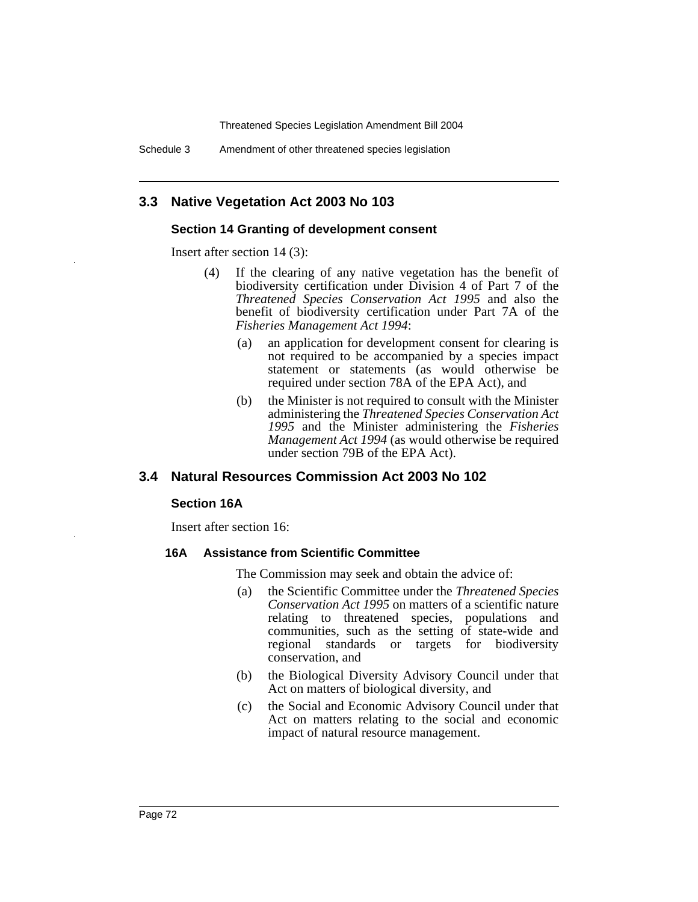## 3.3 Native Vegetation Act 2003 No 103

### Section 14 Granting of development consent

Insert after section 14 (3):

(4) If the clearing of any native vegetation has the benefit of biodiversity certification under Division 4 of Part 7 of the *Threatened Species Conservation Act 1995* and also the benefit of biodiversity certification under Part 7A of the *Fisheries Management Act 1994*:

(a) an application for development consent for clearing is not required to be accompanied by a species impact statement or statements (as would otherwise be required under section 78A of the EPA Act), and

(b) the Minister is not required to consult with the Minister administering the *Threatened Species Conservation Act 1995* and the Minister administering the *Fisheries Management Act 1994* (as would otherwise be required under section 79B of the EPA Act).

## 3.4 Natural Resources Commission Act 2003 No 102

### Section 16A

Insert after section 16:

#### 16A Assistance from Scientific Committee

The Commission may seek and obtain the advice of:

(a) the Scientific Committee under the *Threatened Species Conservation Act 1995* on matters of a scientific nature relating to threatened species, populations and communities, such as the setting of state-wide and regional standards or targets for biodiversity conservation, and

(b) the Biological Diversity Advisory Council under that Act on matters of biological diversity, and

(c) the Social and Economic Advisory Council under that Act on matters relating to the social and economic impact of natural resource management.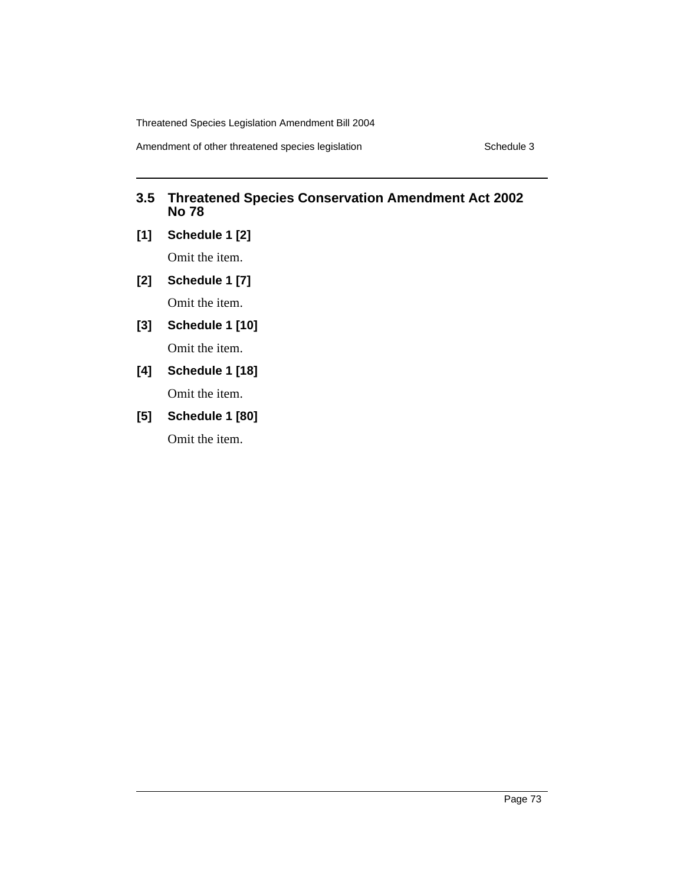## 3.5 Threatened Species Conservation Amendment Act 2002 No 78

**[1] Schedule 1 [2]**

Omit the item.

**[2] Schedule 1 [7]**

Omit the item.

**[3] Schedule 1 [10]**

Omit the item.

**[4] Schedule 1 [18]**

Omit the item.

**[5] Schedule 1 [80]**

Omit the item.